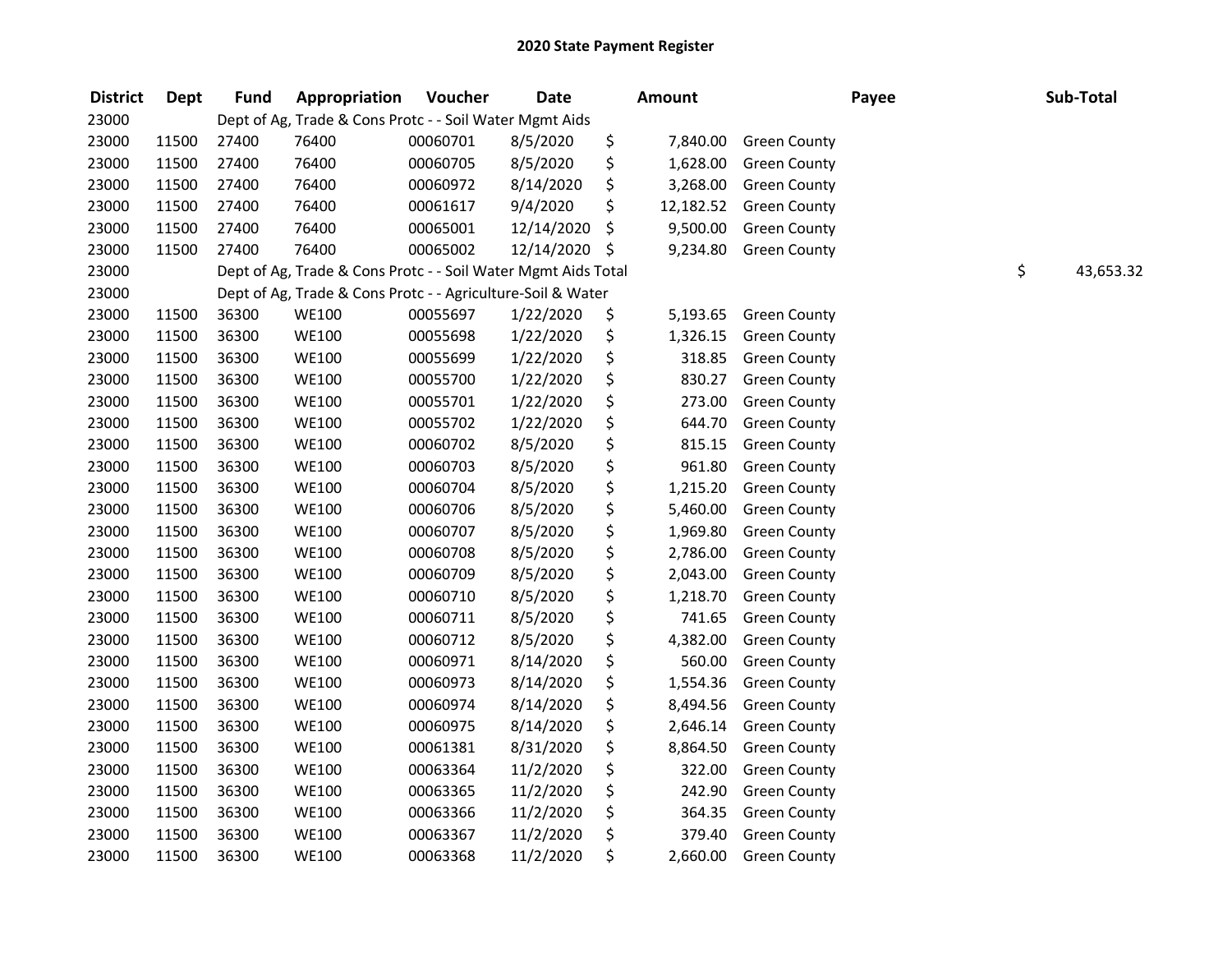# 2020 State Payment Register

| District | Dept | Fund | Appropriation | Voucher | Date | Amount | Payee | Sub-Total |
|---|---|---|---|---|---|---|---|---|
| 23000 | | Dept of Ag, Trade & Cons Protc - - Soil Water Mgmt Aids | | | | | | |
| 23000 | 11500 | 27400 | 76400 | 00060701 | 8/5/2020 | $ 7,840.00 | Green County | |
| 23000 | 11500 | 27400 | 76400 | 00060705 | 8/5/2020 | $ 1,628.00 | Green County | |
| 23000 | 11500 | 27400 | 76400 | 00060972 | 8/14/2020 | $ 3,268.00 | Green County | |
| 23000 | 11500 | 27400 | 76400 | 00061617 | 9/4/2020 | $ 12,182.52 | Green County | |
| 23000 | 11500 | 27400 | 76400 | 00065001 | 12/14/2020 | $ 9,500.00 | Green County | |
| 23000 | 11500 | 27400 | 76400 | 00065002 | 12/14/2020 | $ 9,234.80 | Green County | |
| 23000 | | Dept of Ag, Trade & Cons Protc - - Soil Water Mgmt Aids Total | | | | | | $ 43,653.32 |
| 23000 | | Dept of Ag, Trade & Cons Protc - - Agriculture-Soil & Water | | | | | | |
| 23000 | 11500 | 36300 | WE100 | 00055697 | 1/22/2020 | $ 5,193.65 | Green County | |
| 23000 | 11500 | 36300 | WE100 | 00055698 | 1/22/2020 | $ 1,326.15 | Green County | |
| 23000 | 11500 | 36300 | WE100 | 00055699 | 1/22/2020 | $ 318.85 | Green County | |
| 23000 | 11500 | 36300 | WE100 | 00055700 | 1/22/2020 | $ 830.27 | Green County | |
| 23000 | 11500 | 36300 | WE100 | 00055701 | 1/22/2020 | $ 273.00 | Green County | |
| 23000 | 11500 | 36300 | WE100 | 00055702 | 1/22/2020 | $ 644.70 | Green County | |
| 23000 | 11500 | 36300 | WE100 | 00060702 | 8/5/2020 | $ 815.15 | Green County | |
| 23000 | 11500 | 36300 | WE100 | 00060703 | 8/5/2020 | $ 961.80 | Green County | |
| 23000 | 11500 | 36300 | WE100 | 00060704 | 8/5/2020 | $ 1,215.20 | Green County | |
| 23000 | 11500 | 36300 | WE100 | 00060706 | 8/5/2020 | $ 5,460.00 | Green County | |
| 23000 | 11500 | 36300 | WE100 | 00060707 | 8/5/2020 | $ 1,969.80 | Green County | |
| 23000 | 11500 | 36300 | WE100 | 00060708 | 8/5/2020 | $ 2,786.00 | Green County | |
| 23000 | 11500 | 36300 | WE100 | 00060709 | 8/5/2020 | $ 2,043.00 | Green County | |
| 23000 | 11500 | 36300 | WE100 | 00060710 | 8/5/2020 | $ 1,218.70 | Green County | |
| 23000 | 11500 | 36300 | WE100 | 00060711 | 8/5/2020 | $ 741.65 | Green County | |
| 23000 | 11500 | 36300 | WE100 | 00060712 | 8/5/2020 | $ 4,382.00 | Green County | |
| 23000 | 11500 | 36300 | WE100 | 00060971 | 8/14/2020 | $ 560.00 | Green County | |
| 23000 | 11500 | 36300 | WE100 | 00060973 | 8/14/2020 | $ 1,554.36 | Green County | |
| 23000 | 11500 | 36300 | WE100 | 00060974 | 8/14/2020 | $ 8,494.56 | Green County | |
| 23000 | 11500 | 36300 | WE100 | 00060975 | 8/14/2020 | $ 2,646.14 | Green County | |
| 23000 | 11500 | 36300 | WE100 | 00061381 | 8/31/2020 | $ 8,864.50 | Green County | |
| 23000 | 11500 | 36300 | WE100 | 00063364 | 11/2/2020 | $ 322.00 | Green County | |
| 23000 | 11500 | 36300 | WE100 | 00063365 | 11/2/2020 | $ 242.90 | Green County | |
| 23000 | 11500 | 36300 | WE100 | 00063366 | 11/2/2020 | $ 364.35 | Green County | |
| 23000 | 11500 | 36300 | WE100 | 00063367 | 11/2/2020 | $ 379.40 | Green County | |
| 23000 | 11500 | 36300 | WE100 | 00063368 | 11/2/2020 | $ 2,660.00 | Green County | |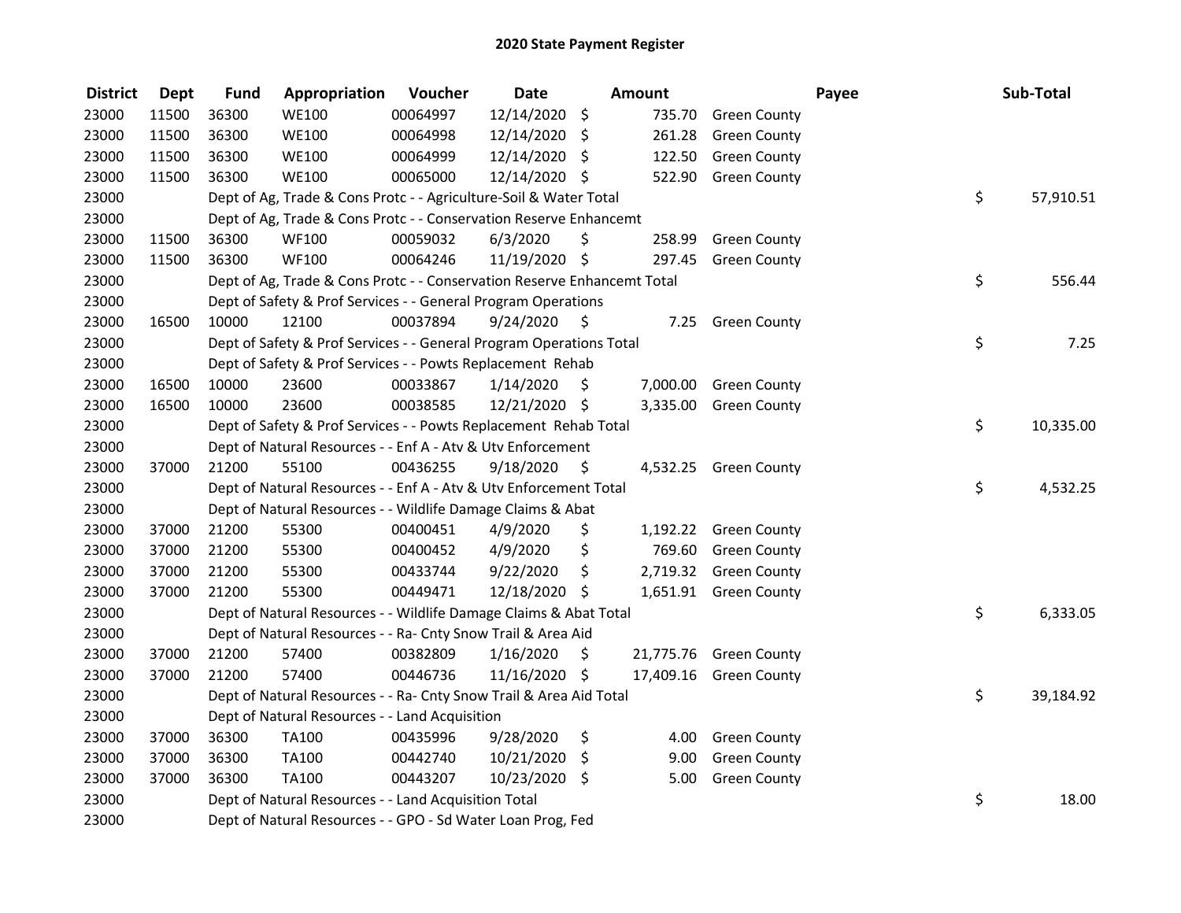## 2020 State Payment Register

| District | Dept | Fund | Appropriation | Voucher | Date | Amount | Payee | Sub-Total |
|---|---|---|---|---|---|---|---|---|
| 23000 | 11500 | 36300 | WE100 | 00064997 | 12/14/2020 | $ 735.70 | Green County | |
| 23000 | 11500 | 36300 | WE100 | 00064998 | 12/14/2020 | $ 261.28 | Green County | |
| 23000 | 11500 | 36300 | WE100 | 00064999 | 12/14/2020 | $ 122.50 | Green County | |
| 23000 | 11500 | 36300 | WE100 | 00065000 | 12/14/2020 | $ 522.90 | Green County | |
| 23000 | | Dept of Ag, Trade & Cons Protc - - Agriculture-Soil & Water Total | | | | | | $ 57,910.51 |
| 23000 | | Dept of Ag, Trade & Cons Protc - - Conservation Reserve Enhancemt | | | | | | |
| 23000 | 11500 | 36300 | WF100 | 00059032 | 6/3/2020 | $ 258.99 | Green County | |
| 23000 | 11500 | 36300 | WF100 | 00064246 | 11/19/2020 | $ 297.45 | Green County | |
| 23000 | | Dept of Ag, Trade & Cons Protc - - Conservation Reserve Enhancemt Total | | | | | | $ 556.44 |
| 23000 | | Dept of Safety & Prof Services - - General Program Operations | | | | | | |
| 23000 | 16500 | 10000 | 12100 | 00037894 | 9/24/2020 | $ 7.25 | Green County | |
| 23000 | | Dept of Safety & Prof Services - - General Program Operations Total | | | | | | $ 7.25 |
| 23000 | | Dept of Safety & Prof Services - - Powts Replacement Rehab | | | | | | |
| 23000 | 16500 | 10000 | 23600 | 00033867 | 1/14/2020 | $ 7,000.00 | Green County | |
| 23000 | 16500 | 10000 | 23600 | 00038585 | 12/21/2020 | $ 3,335.00 | Green County | |
| 23000 | | Dept of Safety & Prof Services - - Powts Replacement Rehab Total | | | | | | $ 10,335.00 |
| 23000 | | Dept of Natural Resources - - Enf A - Atv & Utv Enforcement | | | | | | |
| 23000 | 37000 | 21200 | 55100 | 00436255 | 9/18/2020 | $ 4,532.25 | Green County | |
| 23000 | | Dept of Natural Resources - - Enf A - Atv & Utv Enforcement Total | | | | | | $ 4,532.25 |
| 23000 | | Dept of Natural Resources - - Wildlife Damage Claims & Abat | | | | | | |
| 23000 | 37000 | 21200 | 55300 | 00400451 | 4/9/2020 | $ 1,192.22 | Green County | |
| 23000 | 37000 | 21200 | 55300 | 00400452 | 4/9/2020 | $ 769.60 | Green County | |
| 23000 | 37000 | 21200 | 55300 | 00433744 | 9/22/2020 | $ 2,719.32 | Green County | |
| 23000 | 37000 | 21200 | 55300 | 00449471 | 12/18/2020 | $ 1,651.91 | Green County | |
| 23000 | | Dept of Natural Resources - - Wildlife Damage Claims & Abat Total | | | | | | $ 6,333.05 |
| 23000 | | Dept of Natural Resources - - Ra- Cnty Snow Trail & Area Aid | | | | | | |
| 23000 | 37000 | 21200 | 57400 | 00382809 | 1/16/2020 | $ 21,775.76 | Green County | |
| 23000 | 37000 | 21200 | 57400 | 00446736 | 11/16/2020 | $ 17,409.16 | Green County | |
| 23000 | | Dept of Natural Resources - - Ra- Cnty Snow Trail & Area Aid Total | | | | | | $ 39,184.92 |
| 23000 | | Dept of Natural Resources - - Land Acquisition | | | | | | |
| 23000 | 37000 | 36300 | TA100 | 00435996 | 9/28/2020 | $ 4.00 | Green County | |
| 23000 | 37000 | 36300 | TA100 | 00442740 | 10/21/2020 | $ 9.00 | Green County | |
| 23000 | 37000 | 36300 | TA100 | 00443207 | 10/23/2020 | $ 5.00 | Green County | |
| 23000 | | Dept of Natural Resources - - Land Acquisition Total | | | | | | $ 18.00 |
| 23000 | | Dept of Natural Resources - - GPO - Sd Water Loan Prog, Fed | | | | | | |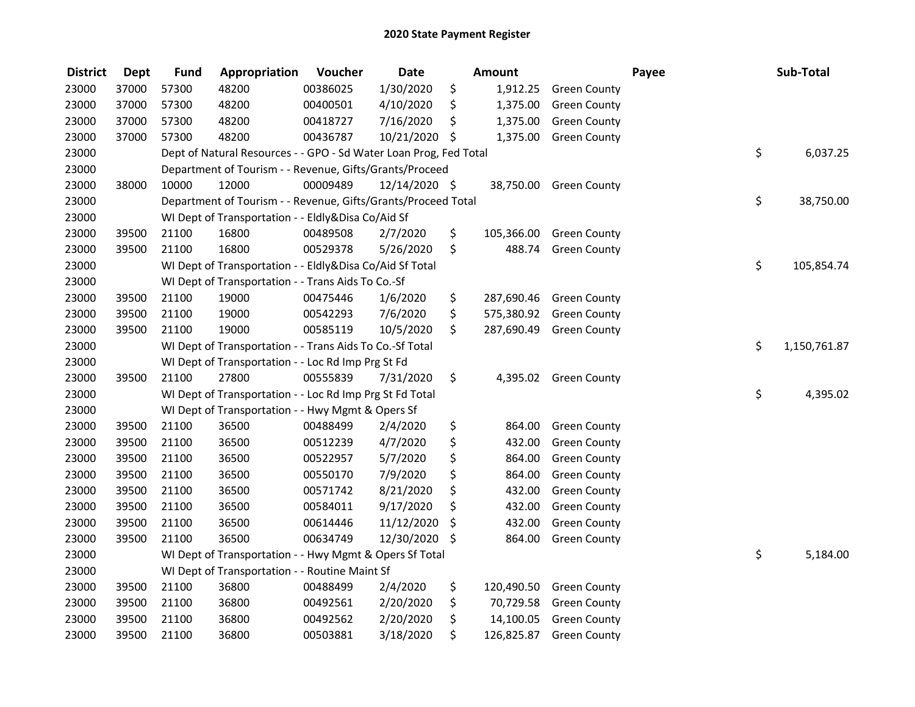# 2020 State Payment Register

| District | Dept | Fund | Appropriation | Voucher | Date | Amount | Payee | Sub-Total |
|---|---|---|---|---|---|---|---|---|
| 23000 | 37000 | 57300 | 48200 | 00386025 | 1/30/2020 | $ 1,912.25 | Green County | |
| 23000 | 37000 | 57300 | 48200 | 00400501 | 4/10/2020 | $ 1,375.00 | Green County | |
| 23000 | 37000 | 57300 | 48200 | 00418727 | 7/16/2020 | $ 1,375.00 | Green County | |
| 23000 | 37000 | 57300 | 48200 | 00436787 | 10/21/2020 | $ 1,375.00 | Green County | |
| 23000 | | Dept of Natural Resources - - GPO - Sd Water Loan Prog, Fed Total | | | | | | $ 6,037.25 |
| 23000 | | Department of Tourism - - Revenue, Gifts/Grants/Proceed | | | | | | |
| 23000 | 38000 | 10000 | 12000 | 00009489 | 12/14/2020 | $ 38,750.00 | Green County | |
| 23000 | | Department of Tourism - - Revenue, Gifts/Grants/Proceed Total | | | | | | $ 38,750.00 |
| 23000 | | WI Dept of Transportation - - Eldly&Disa Co/Aid Sf | | | | | | |
| 23000 | 39500 | 21100 | 16800 | 00489508 | 2/7/2020 | $ 105,366.00 | Green County | |
| 23000 | 39500 | 21100 | 16800 | 00529378 | 5/26/2020 | $ 488.74 | Green County | |
| 23000 | | WI Dept of Transportation - - Eldly&Disa Co/Aid Sf Total | | | | | | $ 105,854.74 |
| 23000 | | WI Dept of Transportation - - Trans Aids To Co.-Sf | | | | | | |
| 23000 | 39500 | 21100 | 19000 | 00475446 | 1/6/2020 | $ 287,690.46 | Green County | |
| 23000 | 39500 | 21100 | 19000 | 00542293 | 7/6/2020 | $ 575,380.92 | Green County | |
| 23000 | 39500 | 21100 | 19000 | 00585119 | 10/5/2020 | $ 287,690.49 | Green County | |
| 23000 | | WI Dept of Transportation - - Trans Aids To Co.-Sf Total | | | | | | $ 1,150,761.87 |
| 23000 | | WI Dept of Transportation - - Loc Rd Imp Prg St Fd | | | | | | |
| 23000 | 39500 | 21100 | 27800 | 00555839 | 7/31/2020 | $ 4,395.02 | Green County | |
| 23000 | | WI Dept of Transportation - - Loc Rd Imp Prg St Fd Total | | | | | | $ 4,395.02 |
| 23000 | | WI Dept of Transportation - - Hwy Mgmt & Opers Sf | | | | | | |
| 23000 | 39500 | 21100 | 36500 | 00488499 | 2/4/2020 | $ 864.00 | Green County | |
| 23000 | 39500 | 21100 | 36500 | 00512239 | 4/7/2020 | $ 432.00 | Green County | |
| 23000 | 39500 | 21100 | 36500 | 00522957 | 5/7/2020 | $ 864.00 | Green County | |
| 23000 | 39500 | 21100 | 36500 | 00550170 | 7/9/2020 | $ 864.00 | Green County | |
| 23000 | 39500 | 21100 | 36500 | 00571742 | 8/21/2020 | $ 432.00 | Green County | |
| 23000 | 39500 | 21100 | 36500 | 00584011 | 9/17/2020 | $ 432.00 | Green County | |
| 23000 | 39500 | 21100 | 36500 | 00614446 | 11/12/2020 | $ 432.00 | Green County | |
| 23000 | 39500 | 21100 | 36500 | 00634749 | 12/30/2020 | $ 864.00 | Green County | |
| 23000 | | WI Dept of Transportation - - Hwy Mgmt & Opers Sf Total | | | | | | $ 5,184.00 |
| 23000 | | WI Dept of Transportation - - Routine Maint Sf | | | | | | |
| 23000 | 39500 | 21100 | 36800 | 00488499 | 2/4/2020 | $ 120,490.50 | Green County | |
| 23000 | 39500 | 21100 | 36800 | 00492561 | 2/20/2020 | $ 70,729.58 | Green County | |
| 23000 | 39500 | 21100 | 36800 | 00492562 | 2/20/2020 | $ 14,100.05 | Green County | |
| 23000 | 39500 | 21100 | 36800 | 00503881 | 3/18/2020 | $ 126,825.87 | Green County | |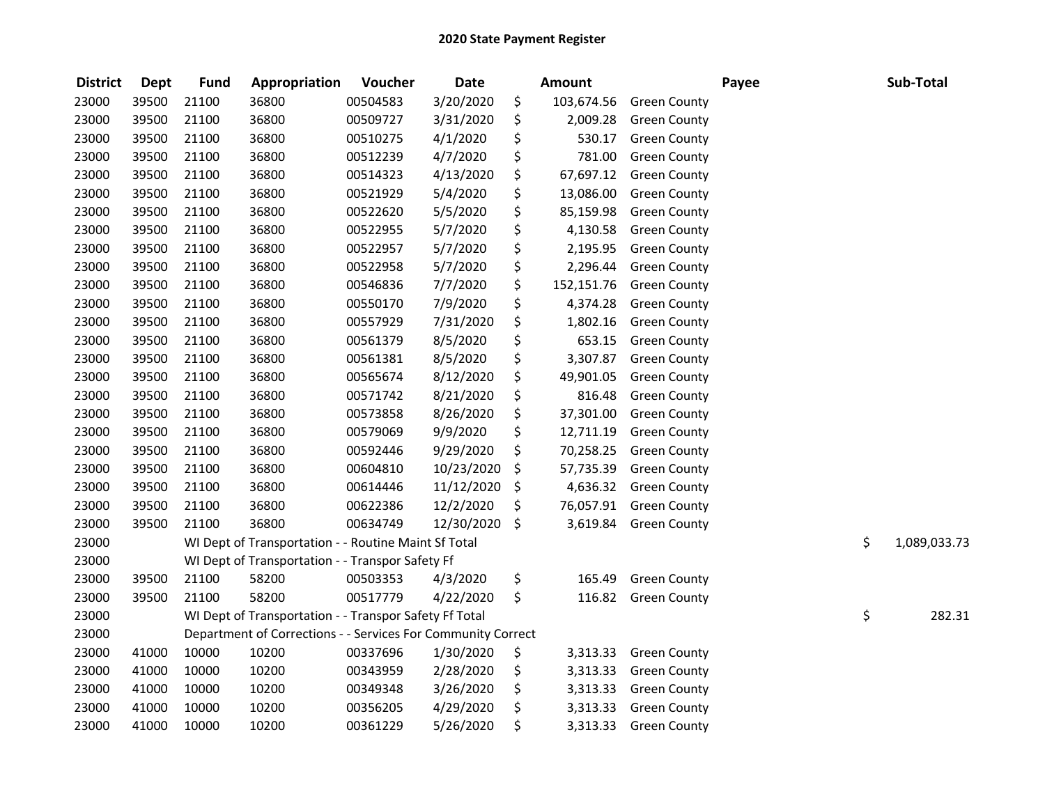# 2020 State Payment Register

| District | Dept | Fund | Appropriation | Voucher | Date | Amount | Payee | Sub-Total |
|---|---|---|---|---|---|---|---|---|
| 23000 | 39500 | 21100 | 36800 | 00504583 | 3/20/2020 | $ 103,674.56 | Green County | |
| 23000 | 39500 | 21100 | 36800 | 00509727 | 3/31/2020 | $ 2,009.28 | Green County | |
| 23000 | 39500 | 21100 | 36800 | 00510275 | 4/1/2020 | $ 530.17 | Green County | |
| 23000 | 39500 | 21100 | 36800 | 00512239 | 4/7/2020 | $ 781.00 | Green County | |
| 23000 | 39500 | 21100 | 36800 | 00514323 | 4/13/2020 | $ 67,697.12 | Green County | |
| 23000 | 39500 | 21100 | 36800 | 00521929 | 5/4/2020 | $ 13,086.00 | Green County | |
| 23000 | 39500 | 21100 | 36800 | 00522620 | 5/5/2020 | $ 85,159.98 | Green County | |
| 23000 | 39500 | 21100 | 36800 | 00522955 | 5/7/2020 | $ 4,130.58 | Green County | |
| 23000 | 39500 | 21100 | 36800 | 00522957 | 5/7/2020 | $ 2,195.95 | Green County | |
| 23000 | 39500 | 21100 | 36800 | 00522958 | 5/7/2020 | $ 2,296.44 | Green County | |
| 23000 | 39500 | 21100 | 36800 | 00546836 | 7/7/2020 | $ 152,151.76 | Green County | |
| 23000 | 39500 | 21100 | 36800 | 00550170 | 7/9/2020 | $ 4,374.28 | Green County | |
| 23000 | 39500 | 21100 | 36800 | 00557929 | 7/31/2020 | $ 1,802.16 | Green County | |
| 23000 | 39500 | 21100 | 36800 | 00561379 | 8/5/2020 | $ 653.15 | Green County | |
| 23000 | 39500 | 21100 | 36800 | 00561381 | 8/5/2020 | $ 3,307.87 | Green County | |
| 23000 | 39500 | 21100 | 36800 | 00565674 | 8/12/2020 | $ 49,901.05 | Green County | |
| 23000 | 39500 | 21100 | 36800 | 00571742 | 8/21/2020 | $ 816.48 | Green County | |
| 23000 | 39500 | 21100 | 36800 | 00573858 | 8/26/2020 | $ 37,301.00 | Green County | |
| 23000 | 39500 | 21100 | 36800 | 00579069 | 9/9/2020 | $ 12,711.19 | Green County | |
| 23000 | 39500 | 21100 | 36800 | 00592446 | 9/29/2020 | $ 70,258.25 | Green County | |
| 23000 | 39500 | 21100 | 36800 | 00604810 | 10/23/2020 | $ 57,735.39 | Green County | |
| 23000 | 39500 | 21100 | 36800 | 00614446 | 11/12/2020 | $ 4,636.32 | Green County | |
| 23000 | 39500 | 21100 | 36800 | 00622386 | 12/2/2020 | $ 76,057.91 | Green County | |
| 23000 | 39500 | 21100 | 36800 | 00634749 | 12/30/2020 | $ 3,619.84 | Green County | |
| 23000 | | WI Dept of Transportation - - Routine Maint Sf Total | | | | | | $ 1,089,033.73 |
| 23000 | | WI Dept of Transportation - - Transpor Safety Ff | | | | | | |
| 23000 | 39500 | 21100 | 58200 | 00503353 | 4/3/2020 | $ 165.49 | Green County | |
| 23000 | 39500 | 21100 | 58200 | 00517779 | 4/22/2020 | $ 116.82 | Green County | |
| 23000 | | WI Dept of Transportation - - Transpor Safety Ff Total | | | | | | $ 282.31 |
| 23000 | | Department of Corrections - - Services For Community Correct | | | | | | |
| 23000 | 41000 | 10000 | 10200 | 00337696 | 1/30/2020 | $ 3,313.33 | Green County | |
| 23000 | 41000 | 10000 | 10200 | 00343959 | 2/28/2020 | $ 3,313.33 | Green County | |
| 23000 | 41000 | 10000 | 10200 | 00349348 | 3/26/2020 | $ 3,313.33 | Green County | |
| 23000 | 41000 | 10000 | 10200 | 00356205 | 4/29/2020 | $ 3,313.33 | Green County | |
| 23000 | 41000 | 10000 | 10200 | 00361229 | 5/26/2020 | $ 3,313.33 | Green County | |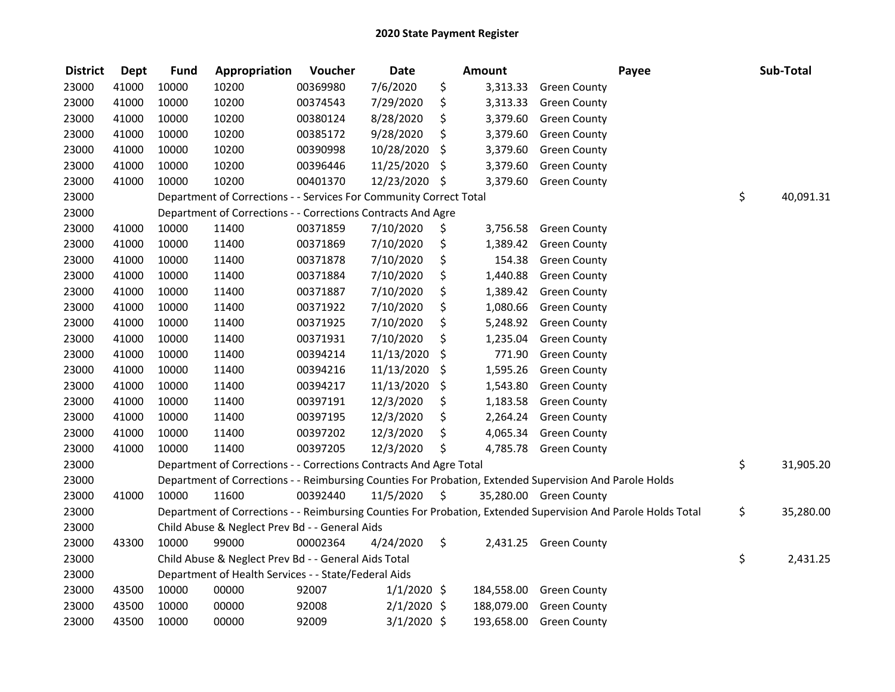# 2020 State Payment Register

| District | Dept | Fund | Appropriation | Voucher | Date | Amount | Payee | Sub-Total |
|---|---|---|---|---|---|---|---|---|
| 23000 | 41000 | 10000 | 10200 | 00369980 | 7/6/2020 | $ 3,313.33 | Green County | |
| 23000 | 41000 | 10000 | 10200 | 00374543 | 7/29/2020 | $ 3,313.33 | Green County | |
| 23000 | 41000 | 10000 | 10200 | 00380124 | 8/28/2020 | $ 3,379.60 | Green County | |
| 23000 | 41000 | 10000 | 10200 | 00385172 | 9/28/2020 | $ 3,379.60 | Green County | |
| 23000 | 41000 | 10000 | 10200 | 00390998 | 10/28/2020 | $ 3,379.60 | Green County | |
| 23000 | 41000 | 10000 | 10200 | 00396446 | 11/25/2020 | $ 3,379.60 | Green County | |
| 23000 | 41000 | 10000 | 10200 | 00401370 | 12/23/2020 | $ 3,379.60 | Green County | |
| 23000 | | Department of Corrections - - Services For Community Correct Total | | | | | | $ 40,091.31 |
| 23000 | | Department of Corrections - - Corrections Contracts And Agre | | | | | | |
| 23000 | 41000 | 10000 | 11400 | 00371859 | 7/10/2020 | $ 3,756.58 | Green County | |
| 23000 | 41000 | 10000 | 11400 | 00371869 | 7/10/2020 | $ 1,389.42 | Green County | |
| 23000 | 41000 | 10000 | 11400 | 00371878 | 7/10/2020 | $ 154.38 | Green County | |
| 23000 | 41000 | 10000 | 11400 | 00371884 | 7/10/2020 | $ 1,440.88 | Green County | |
| 23000 | 41000 | 10000 | 11400 | 00371887 | 7/10/2020 | $ 1,389.42 | Green County | |
| 23000 | 41000 | 10000 | 11400 | 00371922 | 7/10/2020 | $ 1,080.66 | Green County | |
| 23000 | 41000 | 10000 | 11400 | 00371925 | 7/10/2020 | $ 5,248.92 | Green County | |
| 23000 | 41000 | 10000 | 11400 | 00371931 | 7/10/2020 | $ 1,235.04 | Green County | |
| 23000 | 41000 | 10000 | 11400 | 00394214 | 11/13/2020 | $ 771.90 | Green County | |
| 23000 | 41000 | 10000 | 11400 | 00394216 | 11/13/2020 | $ 1,595.26 | Green County | |
| 23000 | 41000 | 10000 | 11400 | 00394217 | 11/13/2020 | $ 1,543.80 | Green County | |
| 23000 | 41000 | 10000 | 11400 | 00397191 | 12/3/2020 | $ 1,183.58 | Green County | |
| 23000 | 41000 | 10000 | 11400 | 00397195 | 12/3/2020 | $ 2,264.24 | Green County | |
| 23000 | 41000 | 10000 | 11400 | 00397202 | 12/3/2020 | $ 4,065.34 | Green County | |
| 23000 | 41000 | 10000 | 11400 | 00397205 | 12/3/2020 | $ 4,785.78 | Green County | |
| 23000 | | Department of Corrections - - Corrections Contracts And Agre Total | | | | | | $ 31,905.20 |
| 23000 | | Department of Corrections - - Reimbursing Counties For Probation, Extended Supervision And Parole Holds | | | | | | |
| 23000 | 41000 | 10000 | 11600 | 00392440 | 11/5/2020 | $ 35,280.00 | Green County | |
| 23000 | | Department of Corrections - - Reimbursing Counties For Probation, Extended Supervision And Parole Holds Total | | | | | | $ 35,280.00 |
| 23000 | | Child Abuse & Neglect Prev Bd - - General Aids | | | | | | |
| 23000 | 43300 | 10000 | 99000 | 00002364 | 4/24/2020 | $ 2,431.25 | Green County | |
| 23000 | | Child Abuse & Neglect Prev Bd - - General Aids Total | | | | | | $ 2,431.25 |
| 23000 | | Department of Health Services - - State/Federal Aids | | | | | | |
| 23000 | 43500 | 10000 | 00000 | 92007 | 1/1/2020 | $ 184,558.00 | Green County | |
| 23000 | 43500 | 10000 | 00000 | 92008 | 2/1/2020 | $ 188,079.00 | Green County | |
| 23000 | 43500 | 10000 | 00000 | 92009 | 3/1/2020 | $ 193,658.00 | Green County | |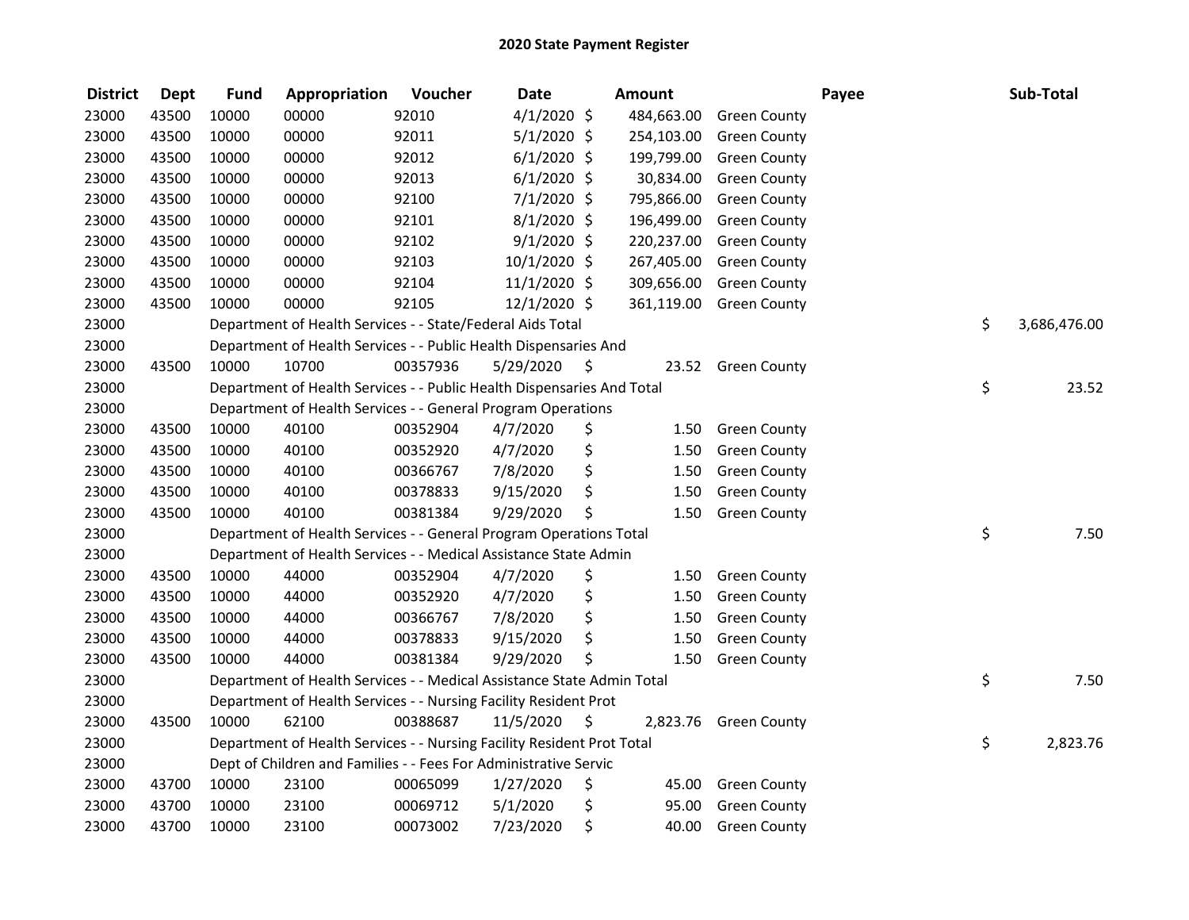## 2020 State Payment Register

| District | Dept | Fund | Appropriation | Voucher | Date | Amount | Payee | Sub-Total |
|---|---|---|---|---|---|---|---|---|
| 23000 | 43500 | 10000 | 00000 | 92010 | 4/1/2020 | $ 484,663.00 | Green County | |
| 23000 | 43500 | 10000 | 00000 | 92011 | 5/1/2020 | $ 254,103.00 | Green County | |
| 23000 | 43500 | 10000 | 00000 | 92012 | 6/1/2020 | $ 199,799.00 | Green County | |
| 23000 | 43500 | 10000 | 00000 | 92013 | 6/1/2020 | $ 30,834.00 | Green County | |
| 23000 | 43500 | 10000 | 00000 | 92100 | 7/1/2020 | $ 795,866.00 | Green County | |
| 23000 | 43500 | 10000 | 00000 | 92101 | 8/1/2020 | $ 196,499.00 | Green County | |
| 23000 | 43500 | 10000 | 00000 | 92102 | 9/1/2020 | $ 220,237.00 | Green County | |
| 23000 | 43500 | 10000 | 00000 | 92103 | 10/1/2020 | $ 267,405.00 | Green County | |
| 23000 | 43500 | 10000 | 00000 | 92104 | 11/1/2020 | $ 309,656.00 | Green County | |
| 23000 | 43500 | 10000 | 00000 | 92105 | 12/1/2020 | $ 361,119.00 | Green County | |
| 23000 | | Department of Health Services - - State/Federal Aids Total | | | | | | $ 3,686,476.00 |
| 23000 | | Department of Health Services - - Public Health Dispensaries And | | | | | | |
| 23000 | 43500 | 10000 | 10700 | 00357936 | 5/29/2020 | $ 23.52 | Green County | |
| 23000 | | Department of Health Services - - Public Health Dispensaries And Total | | | | | | $ 23.52 |
| 23000 | | Department of Health Services - - General Program Operations | | | | | | |
| 23000 | 43500 | 10000 | 40100 | 00352904 | 4/7/2020 | $ 1.50 | Green County | |
| 23000 | 43500 | 10000 | 40100 | 00352920 | 4/7/2020 | $ 1.50 | Green County | |
| 23000 | 43500 | 10000 | 40100 | 00366767 | 7/8/2020 | $ 1.50 | Green County | |
| 23000 | 43500 | 10000 | 40100 | 00378833 | 9/15/2020 | $ 1.50 | Green County | |
| 23000 | 43500 | 10000 | 40100 | 00381384 | 9/29/2020 | $ 1.50 | Green County | |
| 23000 | | Department of Health Services - - General Program Operations Total | | | | | | $ 7.50 |
| 23000 | | Department of Health Services - - Medical Assistance State Admin | | | | | | |
| 23000 | 43500 | 10000 | 44000 | 00352904 | 4/7/2020 | $ 1.50 | Green County | |
| 23000 | 43500 | 10000 | 44000 | 00352920 | 4/7/2020 | $ 1.50 | Green County | |
| 23000 | 43500 | 10000 | 44000 | 00366767 | 7/8/2020 | $ 1.50 | Green County | |
| 23000 | 43500 | 10000 | 44000 | 00378833 | 9/15/2020 | $ 1.50 | Green County | |
| 23000 | 43500 | 10000 | 44000 | 00381384 | 9/29/2020 | $ 1.50 | Green County | |
| 23000 | | Department of Health Services - - Medical Assistance State Admin Total | | | | | | $ 7.50 |
| 23000 | | Department of Health Services - - Nursing Facility Resident Prot | | | | | | |
| 23000 | 43500 | 10000 | 62100 | 00388687 | 11/5/2020 | $ 2,823.76 | Green County | |
| 23000 | | Department of Health Services - - Nursing Facility Resident Prot Total | | | | | | $ 2,823.76 |
| 23000 | | Dept of Children and Families - - Fees For Administrative Servic | | | | | | |
| 23000 | 43700 | 10000 | 23100 | 00065099 | 1/27/2020 | $ 45.00 | Green County | |
| 23000 | 43700 | 10000 | 23100 | 00069712 | 5/1/2020 | $ 95.00 | Green County | |
| 23000 | 43700 | 10000 | 23100 | 00073002 | 7/23/2020 | $ 40.00 | Green County | |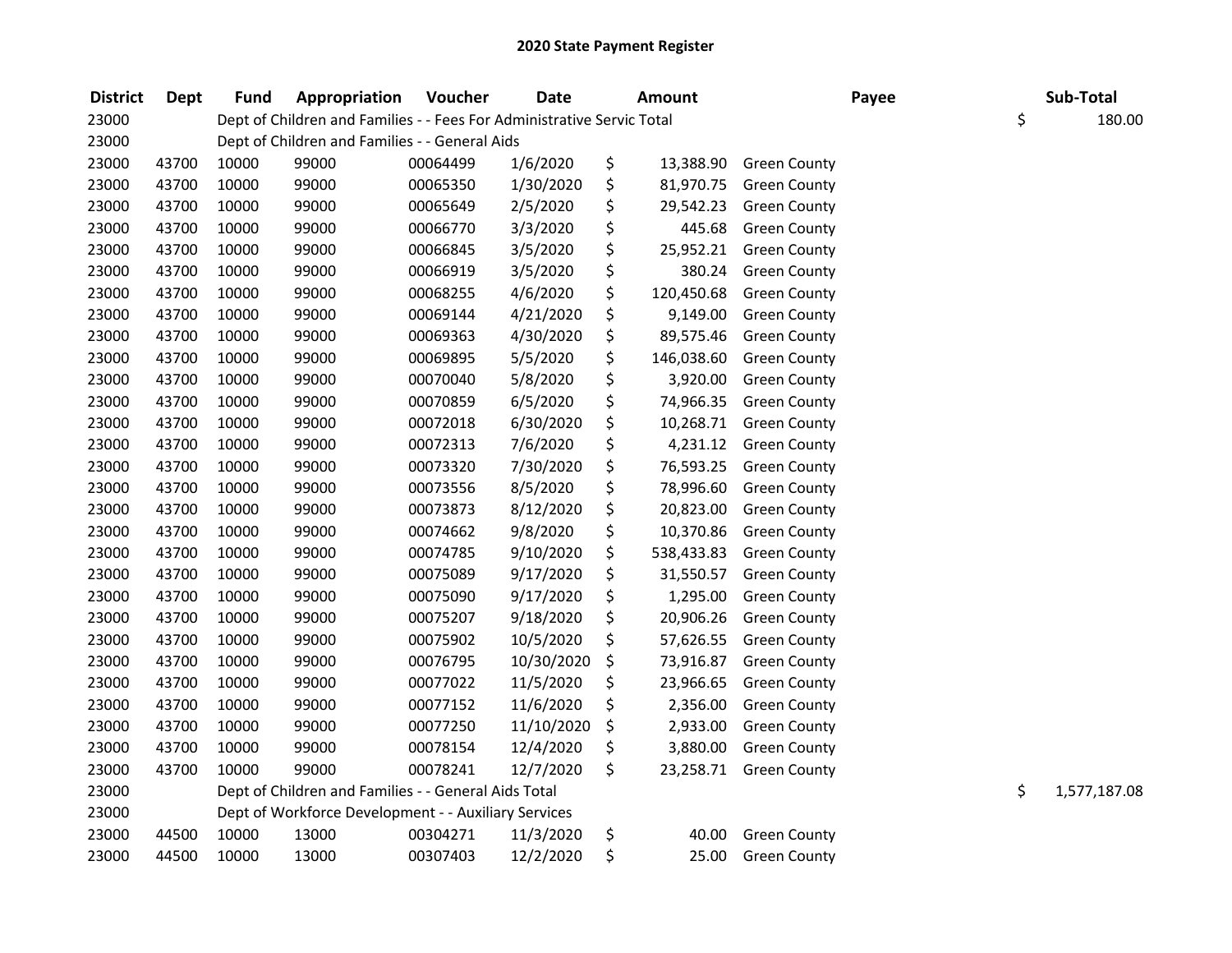# 2020 State Payment Register

| District | Dept | Fund | Appropriation | Voucher | Date | Amount | Payee | Sub-Total |
|---|---|---|---|---|---|---|---|---|
| 23000 | | Dept of Children and Families - - Fees For Administrative Servic Total | | | | | | $ 180.00 |
| 23000 | | Dept of Children and Families - - General Aids | | | | | | |
| 23000 | 43700 | 10000 | 99000 | 00064499 | 1/6/2020 | $ 13,388.90 | Green County | |
| 23000 | 43700 | 10000 | 99000 | 00065350 | 1/30/2020 | $ 81,970.75 | Green County | |
| 23000 | 43700 | 10000 | 99000 | 00065649 | 2/5/2020 | $ 29,542.23 | Green County | |
| 23000 | 43700 | 10000 | 99000 | 00066770 | 3/3/2020 | $ 445.68 | Green County | |
| 23000 | 43700 | 10000 | 99000 | 00066845 | 3/5/2020 | $ 25,952.21 | Green County | |
| 23000 | 43700 | 10000 | 99000 | 00066919 | 3/5/2020 | $ 380.24 | Green County | |
| 23000 | 43700 | 10000 | 99000 | 00068255 | 4/6/2020 | $ 120,450.68 | Green County | |
| 23000 | 43700 | 10000 | 99000 | 00069144 | 4/21/2020 | $ 9,149.00 | Green County | |
| 23000 | 43700 | 10000 | 99000 | 00069363 | 4/30/2020 | $ 89,575.46 | Green County | |
| 23000 | 43700 | 10000 | 99000 | 00069895 | 5/5/2020 | $ 146,038.60 | Green County | |
| 23000 | 43700 | 10000 | 99000 | 00070040 | 5/8/2020 | $ 3,920.00 | Green County | |
| 23000 | 43700 | 10000 | 99000 | 00070859 | 6/5/2020 | $ 74,966.35 | Green County | |
| 23000 | 43700 | 10000 | 99000 | 00072018 | 6/30/2020 | $ 10,268.71 | Green County | |
| 23000 | 43700 | 10000 | 99000 | 00072313 | 7/6/2020 | $ 4,231.12 | Green County | |
| 23000 | 43700 | 10000 | 99000 | 00073320 | 7/30/2020 | $ 76,593.25 | Green County | |
| 23000 | 43700 | 10000 | 99000 | 00073556 | 8/5/2020 | $ 78,996.60 | Green County | |
| 23000 | 43700 | 10000 | 99000 | 00073873 | 8/12/2020 | $ 20,823.00 | Green County | |
| 23000 | 43700 | 10000 | 99000 | 00074662 | 9/8/2020 | $ 10,370.86 | Green County | |
| 23000 | 43700 | 10000 | 99000 | 00074785 | 9/10/2020 | $ 538,433.83 | Green County | |
| 23000 | 43700 | 10000 | 99000 | 00075089 | 9/17/2020 | $ 31,550.57 | Green County | |
| 23000 | 43700 | 10000 | 99000 | 00075090 | 9/17/2020 | $ 1,295.00 | Green County | |
| 23000 | 43700 | 10000 | 99000 | 00075207 | 9/18/2020 | $ 20,906.26 | Green County | |
| 23000 | 43700 | 10000 | 99000 | 00075902 | 10/5/2020 | $ 57,626.55 | Green County | |
| 23000 | 43700 | 10000 | 99000 | 00076795 | 10/30/2020 | $ 73,916.87 | Green County | |
| 23000 | 43700 | 10000 | 99000 | 00077022 | 11/5/2020 | $ 23,966.65 | Green County | |
| 23000 | 43700 | 10000 | 99000 | 00077152 | 11/6/2020 | $ 2,356.00 | Green County | |
| 23000 | 43700 | 10000 | 99000 | 00077250 | 11/10/2020 | $ 2,933.00 | Green County | |
| 23000 | 43700 | 10000 | 99000 | 00078154 | 12/4/2020 | $ 3,880.00 | Green County | |
| 23000 | 43700 | 10000 | 99000 | 00078241 | 12/7/2020 | $ 23,258.71 | Green County | |
| 23000 | | Dept of Children and Families - - General Aids Total | | | | | | $ 1,577,187.08 |
| 23000 | | Dept of Workforce Development - - Auxiliary Services | | | | | | |
| 23000 | 44500 | 10000 | 13000 | 00304271 | 11/3/2020 | $ 40.00 | Green County | |
| 23000 | 44500 | 10000 | 13000 | 00307403 | 12/2/2020 | $ 25.00 | Green County | |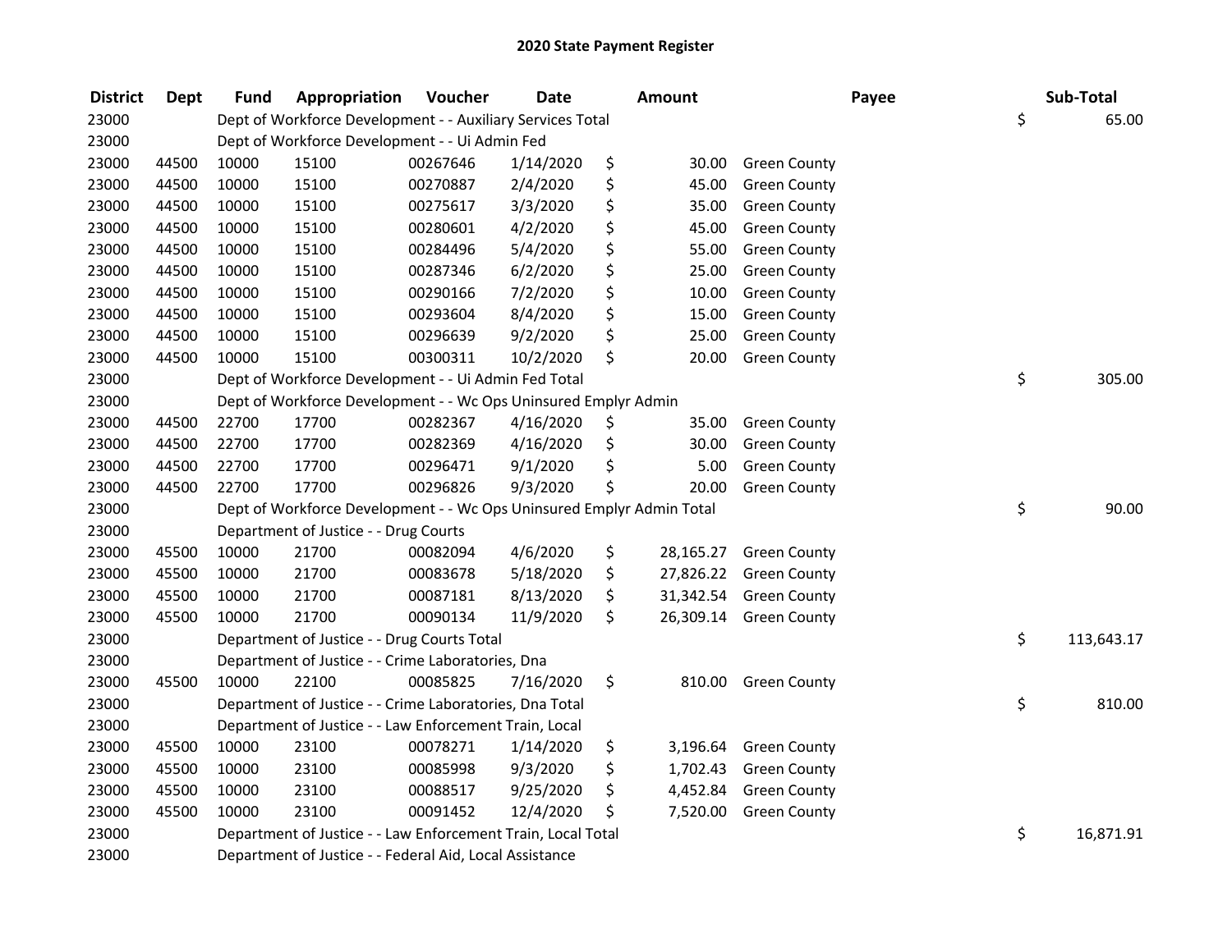# 2020 State Payment Register

| District | Dept | Fund | Appropriation | Voucher | Date | Amount | Payee | Sub-Total |
|---|---|---|---|---|---|---|---|---|
| 23000 | | Dept of Workforce Development - - Auxiliary Services Total | | | | | | $ 65.00 |
| 23000 | | Dept of Workforce Development - - Ui Admin Fed | | | | | | |
| 23000 | 44500 | 10000 | 15100 | 00267646 | 1/14/2020 | $ 30.00 | Green County | |
| 23000 | 44500 | 10000 | 15100 | 00270887 | 2/4/2020 | $ 45.00 | Green County | |
| 23000 | 44500 | 10000 | 15100 | 00275617 | 3/3/2020 | $ 35.00 | Green County | |
| 23000 | 44500 | 10000 | 15100 | 00280601 | 4/2/2020 | $ 45.00 | Green County | |
| 23000 | 44500 | 10000 | 15100 | 00284496 | 5/4/2020 | $ 55.00 | Green County | |
| 23000 | 44500 | 10000 | 15100 | 00287346 | 6/2/2020 | $ 25.00 | Green County | |
| 23000 | 44500 | 10000 | 15100 | 00290166 | 7/2/2020 | $ 10.00 | Green County | |
| 23000 | 44500 | 10000 | 15100 | 00293604 | 8/4/2020 | $ 15.00 | Green County | |
| 23000 | 44500 | 10000 | 15100 | 00296639 | 9/2/2020 | $ 25.00 | Green County | |
| 23000 | 44500 | 10000 | 15100 | 00300311 | 10/2/2020 | $ 20.00 | Green County | |
| 23000 | | Dept of Workforce Development - - Ui Admin Fed Total | | | | | | $ 305.00 |
| 23000 | | Dept of Workforce Development - - Wc Ops Uninsured Emplyr Admin | | | | | | |
| 23000 | 44500 | 22700 | 17700 | 00282367 | 4/16/2020 | $ 35.00 | Green County | |
| 23000 | 44500 | 22700 | 17700 | 00282369 | 4/16/2020 | $ 30.00 | Green County | |
| 23000 | 44500 | 22700 | 17700 | 00296471 | 9/1/2020 | $ 5.00 | Green County | |
| 23000 | 44500 | 22700 | 17700 | 00296826 | 9/3/2020 | $ 20.00 | Green County | |
| 23000 | | Dept of Workforce Development - - Wc Ops Uninsured Emplyr Admin Total | | | | | | $ 90.00 |
| 23000 | | Department of Justice - - Drug Courts | | | | | | |
| 23000 | 45500 | 10000 | 21700 | 00082094 | 4/6/2020 | $ 28,165.27 | Green County | |
| 23000 | 45500 | 10000 | 21700 | 00083678 | 5/18/2020 | $ 27,826.22 | Green County | |
| 23000 | 45500 | 10000 | 21700 | 00087181 | 8/13/2020 | $ 31,342.54 | Green County | |
| 23000 | 45500 | 10000 | 21700 | 00090134 | 11/9/2020 | $ 26,309.14 | Green County | |
| 23000 | | Department of Justice - - Drug Courts Total | | | | | | $ 113,643.17 |
| 23000 | | Department of Justice - - Crime Laboratories, Dna | | | | | | |
| 23000 | 45500 | 10000 | 22100 | 00085825 | 7/16/2020 | $ 810.00 | Green County | |
| 23000 | | Department of Justice - - Crime Laboratories, Dna Total | | | | | | $ 810.00 |
| 23000 | | Department of Justice - - Law Enforcement Train, Local | | | | | | |
| 23000 | 45500 | 10000 | 23100 | 00078271 | 1/14/2020 | $ 3,196.64 | Green County | |
| 23000 | 45500 | 10000 | 23100 | 00085998 | 9/3/2020 | $ 1,702.43 | Green County | |
| 23000 | 45500 | 10000 | 23100 | 00088517 | 9/25/2020 | $ 4,452.84 | Green County | |
| 23000 | 45500 | 10000 | 23100 | 00091452 | 12/4/2020 | $ 7,520.00 | Green County | |
| 23000 | | Department of Justice - - Law Enforcement Train, Local Total | | | | | | $ 16,871.91 |
| 23000 | | Department of Justice - - Federal Aid, Local Assistance | | | | | | |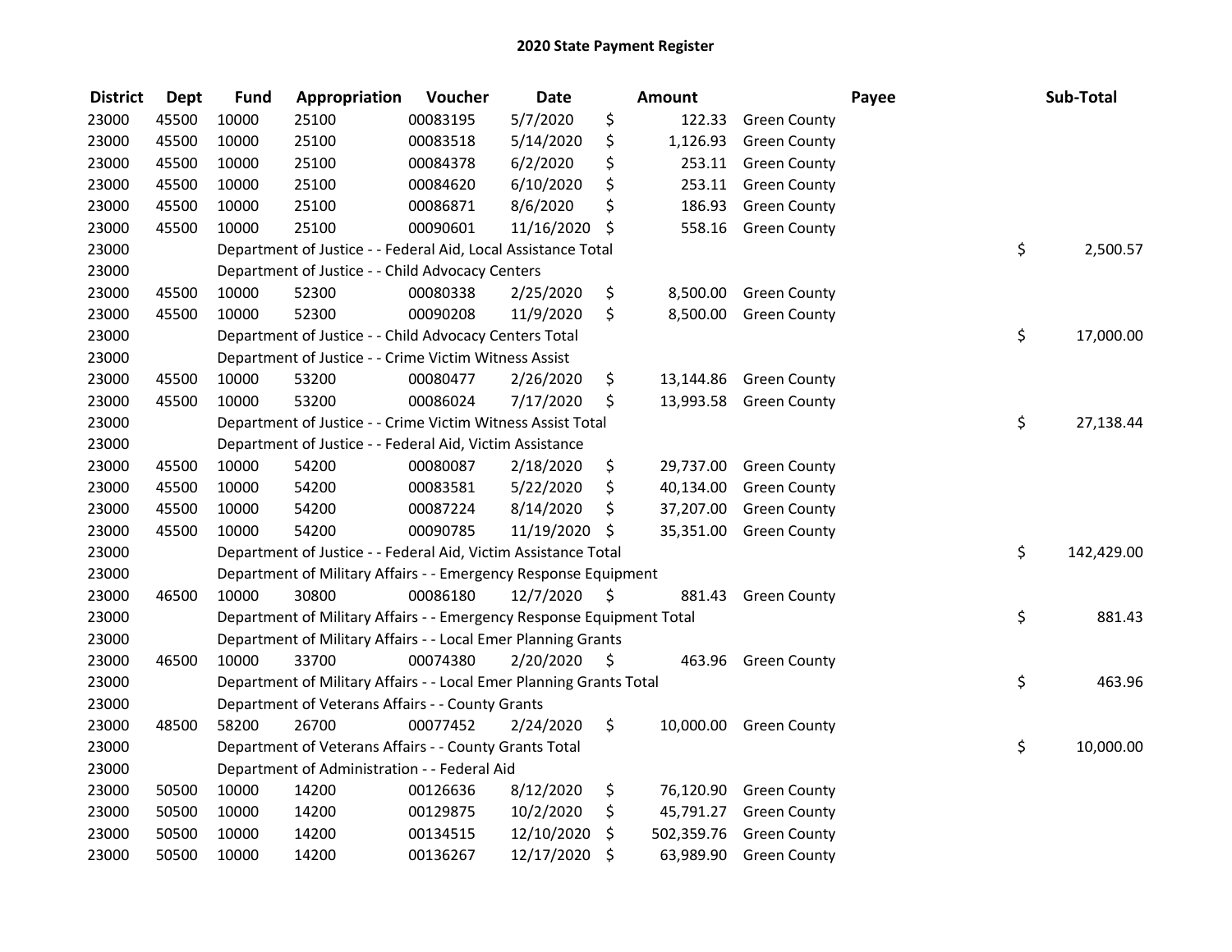# 2020 State Payment Register

| District | Dept | Fund | Appropriation | Voucher | Date | Amount | Payee | Sub-Total |
|---|---|---|---|---|---|---|---|---|
| 23000 | 45500 | 10000 | 25100 | 00083195 | 5/7/2020 | $ 122.33 | Green County | |
| 23000 | 45500 | 10000 | 25100 | 00083518 | 5/14/2020 | $ 1,126.93 | Green County | |
| 23000 | 45500 | 10000 | 25100 | 00084378 | 6/2/2020 | $ 253.11 | Green County | |
| 23000 | 45500 | 10000 | 25100 | 00084620 | 6/10/2020 | $ 253.11 | Green County | |
| 23000 | 45500 | 10000 | 25100 | 00086871 | 8/6/2020 | $ 186.93 | Green County | |
| 23000 | 45500 | 10000 | 25100 | 00090601 | 11/16/2020 | $ 558.16 | Green County | |
| 23000 | | Department of Justice - - Federal Aid, Local Assistance Total | | | | | | $ 2,500.57 |
| 23000 | | Department of Justice - - Child Advocacy Centers | | | | | | |
| 23000 | 45500 | 10000 | 52300 | 00080338 | 2/25/2020 | $ 8,500.00 | Green County | |
| 23000 | 45500 | 10000 | 52300 | 00090208 | 11/9/2020 | $ 8,500.00 | Green County | |
| 23000 | | Department of Justice - - Child Advocacy Centers Total | | | | | | $ 17,000.00 |
| 23000 | | Department of Justice - - Crime Victim Witness Assist | | | | | | |
| 23000 | 45500 | 10000 | 53200 | 00080477 | 2/26/2020 | $ 13,144.86 | Green County | |
| 23000 | 45500 | 10000 | 53200 | 00086024 | 7/17/2020 | $ 13,993.58 | Green County | |
| 23000 | | Department of Justice - - Crime Victim Witness Assist Total | | | | | | $ 27,138.44 |
| 23000 | | Department of Justice - - Federal Aid, Victim Assistance | | | | | | |
| 23000 | 45500 | 10000 | 54200 | 00080087 | 2/18/2020 | $ 29,737.00 | Green County | |
| 23000 | 45500 | 10000 | 54200 | 00083581 | 5/22/2020 | $ 40,134.00 | Green County | |
| 23000 | 45500 | 10000 | 54200 | 00087224 | 8/14/2020 | $ 37,207.00 | Green County | |
| 23000 | 45500 | 10000 | 54200 | 00090785 | 11/19/2020 | $ 35,351.00 | Green County | |
| 23000 | | Department of Justice - - Federal Aid, Victim Assistance Total | | | | | | $ 142,429.00 |
| 23000 | | Department of Military Affairs - - Emergency Response Equipment | | | | | | |
| 23000 | 46500 | 10000 | 30800 | 00086180 | 12/7/2020 | $ 881.43 | Green County | |
| 23000 | | Department of Military Affairs - - Emergency Response Equipment Total | | | | | | $ 881.43 |
| 23000 | | Department of Military Affairs - - Local Emer Planning Grants | | | | | | |
| 23000 | 46500 | 10000 | 33700 | 00074380 | 2/20/2020 | $ 463.96 | Green County | |
| 23000 | | Department of Military Affairs - - Local Emer Planning Grants Total | | | | | | $ 463.96 |
| 23000 | | Department of Veterans Affairs - - County Grants | | | | | | |
| 23000 | 48500 | 58200 | 26700 | 00077452 | 2/24/2020 | $ 10,000.00 | Green County | |
| 23000 | | Department of Veterans Affairs - - County Grants Total | | | | | | $ 10,000.00 |
| 23000 | | Department of Administration - - Federal Aid | | | | | | |
| 23000 | 50500 | 10000 | 14200 | 00126636 | 8/12/2020 | $ 76,120.90 | Green County | |
| 23000 | 50500 | 10000 | 14200 | 00129875 | 10/2/2020 | $ 45,791.27 | Green County | |
| 23000 | 50500 | 10000 | 14200 | 00134515 | 12/10/2020 | $ 502,359.76 | Green County | |
| 23000 | 50500 | 10000 | 14200 | 00136267 | 12/17/2020 | $ 63,989.90 | Green County | |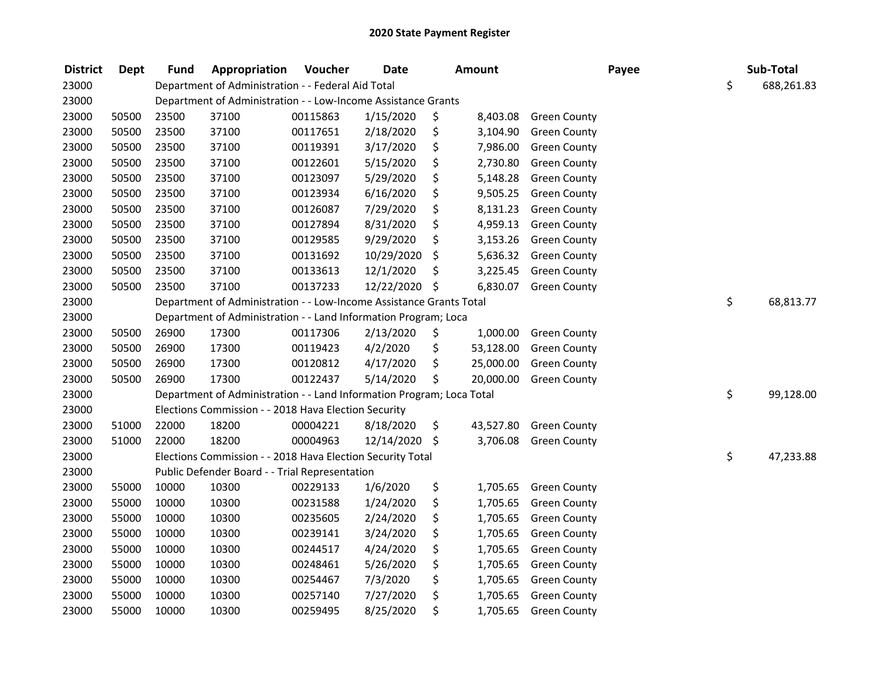# 2020 State Payment Register

| District | Dept | Fund | Appropriation | Voucher | Date | Amount | Payee | Sub-Total |
|---|---|---|---|---|---|---|---|---|
| 23000 | | Department of Administration - - Federal Aid Total | | | | | | $ 688,261.83 |
| 23000 | | Department of Administration - - Low-Income Assistance Grants | | | | | | |
| 23000 | 50500 | 23500 | 37100 | 00115863 | 1/15/2020 | $ 8,403.08 | Green County | |
| 23000 | 50500 | 23500 | 37100 | 00117651 | 2/18/2020 | $ 3,104.90 | Green County | |
| 23000 | 50500 | 23500 | 37100 | 00119391 | 3/17/2020 | $ 7,986.00 | Green County | |
| 23000 | 50500 | 23500 | 37100 | 00122601 | 5/15/2020 | $ 2,730.80 | Green County | |
| 23000 | 50500 | 23500 | 37100 | 00123097 | 5/29/2020 | $ 5,148.28 | Green County | |
| 23000 | 50500 | 23500 | 37100 | 00123934 | 6/16/2020 | $ 9,505.25 | Green County | |
| 23000 | 50500 | 23500 | 37100 | 00126087 | 7/29/2020 | $ 8,131.23 | Green County | |
| 23000 | 50500 | 23500 | 37100 | 00127894 | 8/31/2020 | $ 4,959.13 | Green County | |
| 23000 | 50500 | 23500 | 37100 | 00129585 | 9/29/2020 | $ 3,153.26 | Green County | |
| 23000 | 50500 | 23500 | 37100 | 00131692 | 10/29/2020 | $ 5,636.32 | Green County | |
| 23000 | 50500 | 23500 | 37100 | 00133613 | 12/1/2020 | $ 3,225.45 | Green County | |
| 23000 | 50500 | 23500 | 37100 | 00137233 | 12/22/2020 | $ 6,830.07 | Green County | |
| 23000 | | Department of Administration - - Low-Income Assistance Grants Total | | | | | | $ 68,813.77 |
| 23000 | | Department of Administration - - Land Information Program; Loca | | | | | | |
| 23000 | 50500 | 26900 | 17300 | 00117306 | 2/13/2020 | $ 1,000.00 | Green County | |
| 23000 | 50500 | 26900 | 17300 | 00119423 | 4/2/2020 | $ 53,128.00 | Green County | |
| 23000 | 50500 | 26900 | 17300 | 00120812 | 4/17/2020 | $ 25,000.00 | Green County | |
| 23000 | 50500 | 26900 | 17300 | 00122437 | 5/14/2020 | $ 20,000.00 | Green County | |
| 23000 | | Department of Administration - - Land Information Program; Loca Total | | | | | | $ 99,128.00 |
| 23000 | | Elections Commission - - 2018 Hava Election Security | | | | | | |
| 23000 | 51000 | 22000 | 18200 | 00004221 | 8/18/2020 | $ 43,527.80 | Green County | |
| 23000 | 51000 | 22000 | 18200 | 00004963 | 12/14/2020 | $ 3,706.08 | Green County | |
| 23000 | | Elections Commission - - 2018 Hava Election Security Total | | | | | | $ 47,233.88 |
| 23000 | | Public Defender Board - - Trial Representation | | | | | | |
| 23000 | 55000 | 10000 | 10300 | 00229133 | 1/6/2020 | $ 1,705.65 | Green County | |
| 23000 | 55000 | 10000 | 10300 | 00231588 | 1/24/2020 | $ 1,705.65 | Green County | |
| 23000 | 55000 | 10000 | 10300 | 00235605 | 2/24/2020 | $ 1,705.65 | Green County | |
| 23000 | 55000 | 10000 | 10300 | 00239141 | 3/24/2020 | $ 1,705.65 | Green County | |
| 23000 | 55000 | 10000 | 10300 | 00244517 | 4/24/2020 | $ 1,705.65 | Green County | |
| 23000 | 55000 | 10000 | 10300 | 00248461 | 5/26/2020 | $ 1,705.65 | Green County | |
| 23000 | 55000 | 10000 | 10300 | 00254467 | 7/3/2020 | $ 1,705.65 | Green County | |
| 23000 | 55000 | 10000 | 10300 | 00257140 | 7/27/2020 | $ 1,705.65 | Green County | |
| 23000 | 55000 | 10000 | 10300 | 00259495 | 8/25/2020 | $ 1,705.65 | Green County | |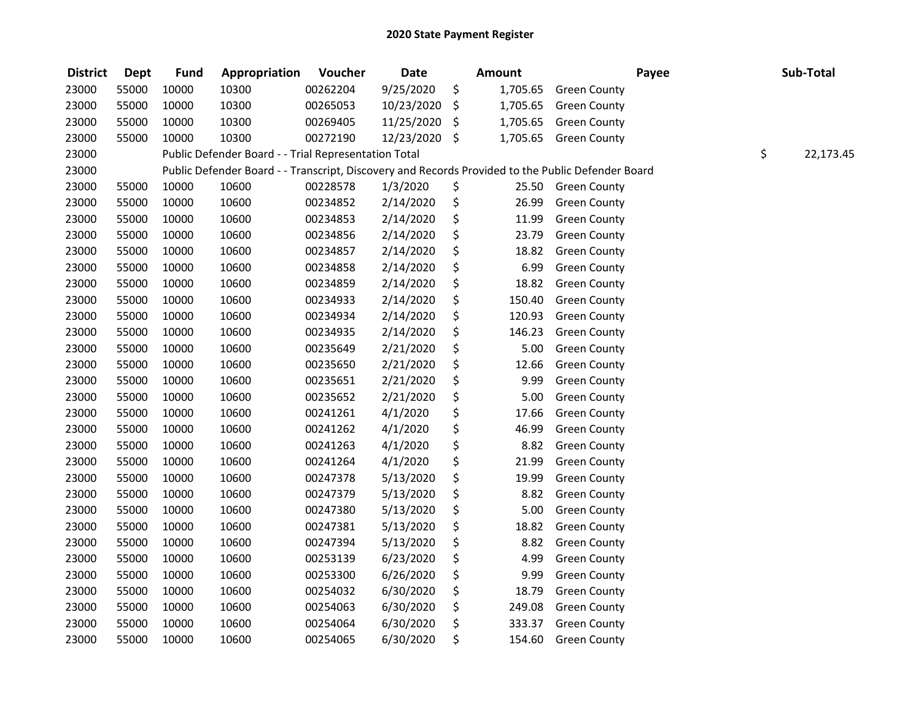## 2020 State Payment Register

| District | Dept | Fund | Appropriation | Voucher | Date | Amount | Payee | Sub-Total |
|---|---|---|---|---|---|---|---|---|
| 23000 | 55000 | 10000 | 10300 | 00262204 | 9/25/2020 | $ 1,705.65 | Green County | |
| 23000 | 55000 | 10000 | 10300 | 00265053 | 10/23/2020 | $ 1,705.65 | Green County | |
| 23000 | 55000 | 10000 | 10300 | 00269405 | 11/25/2020 | $ 1,705.65 | Green County | |
| 23000 | 55000 | 10000 | 10300 | 00272190 | 12/23/2020 | $ 1,705.65 | Green County | |
| 23000 | | Public Defender Board - - Trial Representation Total | | | | | | $ 22,173.45 |
| 23000 | | Public Defender Board - - Transcript, Discovery and Records Provided to the Public Defender Board | | | | | | |
| 23000 | 55000 | 10000 | 10600 | 00228578 | 1/3/2020 | $ 25.50 | Green County | |
| 23000 | 55000 | 10000 | 10600 | 00234852 | 2/14/2020 | $ 26.99 | Green County | |
| 23000 | 55000 | 10000 | 10600 | 00234853 | 2/14/2020 | $ 11.99 | Green County | |
| 23000 | 55000 | 10000 | 10600 | 00234856 | 2/14/2020 | $ 23.79 | Green County | |
| 23000 | 55000 | 10000 | 10600 | 00234857 | 2/14/2020 | $ 18.82 | Green County | |
| 23000 | 55000 | 10000 | 10600 | 00234858 | 2/14/2020 | $ 6.99 | Green County | |
| 23000 | 55000 | 10000 | 10600 | 00234859 | 2/14/2020 | $ 18.82 | Green County | |
| 23000 | 55000 | 10000 | 10600 | 00234933 | 2/14/2020 | $ 150.40 | Green County | |
| 23000 | 55000 | 10000 | 10600 | 00234934 | 2/14/2020 | $ 120.93 | Green County | |
| 23000 | 55000 | 10000 | 10600 | 00234935 | 2/14/2020 | $ 146.23 | Green County | |
| 23000 | 55000 | 10000 | 10600 | 00235649 | 2/21/2020 | $ 5.00 | Green County | |
| 23000 | 55000 | 10000 | 10600 | 00235650 | 2/21/2020 | $ 12.66 | Green County | |
| 23000 | 55000 | 10000 | 10600 | 00235651 | 2/21/2020 | $ 9.99 | Green County | |
| 23000 | 55000 | 10000 | 10600 | 00235652 | 2/21/2020 | $ 5.00 | Green County | |
| 23000 | 55000 | 10000 | 10600 | 00241261 | 4/1/2020 | $ 17.66 | Green County | |
| 23000 | 55000 | 10000 | 10600 | 00241262 | 4/1/2020 | $ 46.99 | Green County | |
| 23000 | 55000 | 10000 | 10600 | 00241263 | 4/1/2020 | $ 8.82 | Green County | |
| 23000 | 55000 | 10000 | 10600 | 00241264 | 4/1/2020 | $ 21.99 | Green County | |
| 23000 | 55000 | 10000 | 10600 | 00247378 | 5/13/2020 | $ 19.99 | Green County | |
| 23000 | 55000 | 10000 | 10600 | 00247379 | 5/13/2020 | $ 8.82 | Green County | |
| 23000 | 55000 | 10000 | 10600 | 00247380 | 5/13/2020 | $ 5.00 | Green County | |
| 23000 | 55000 | 10000 | 10600 | 00247381 | 5/13/2020 | $ 18.82 | Green County | |
| 23000 | 55000 | 10000 | 10600 | 00247394 | 5/13/2020 | $ 8.82 | Green County | |
| 23000 | 55000 | 10000 | 10600 | 00253139 | 6/23/2020 | $ 4.99 | Green County | |
| 23000 | 55000 | 10000 | 10600 | 00253300 | 6/26/2020 | $ 9.99 | Green County | |
| 23000 | 55000 | 10000 | 10600 | 00254032 | 6/30/2020 | $ 18.79 | Green County | |
| 23000 | 55000 | 10000 | 10600 | 00254063 | 6/30/2020 | $ 249.08 | Green County | |
| 23000 | 55000 | 10000 | 10600 | 00254064 | 6/30/2020 | $ 333.37 | Green County | |
| 23000 | 55000 | 10000 | 10600 | 00254065 | 6/30/2020 | $ 154.60 | Green County | |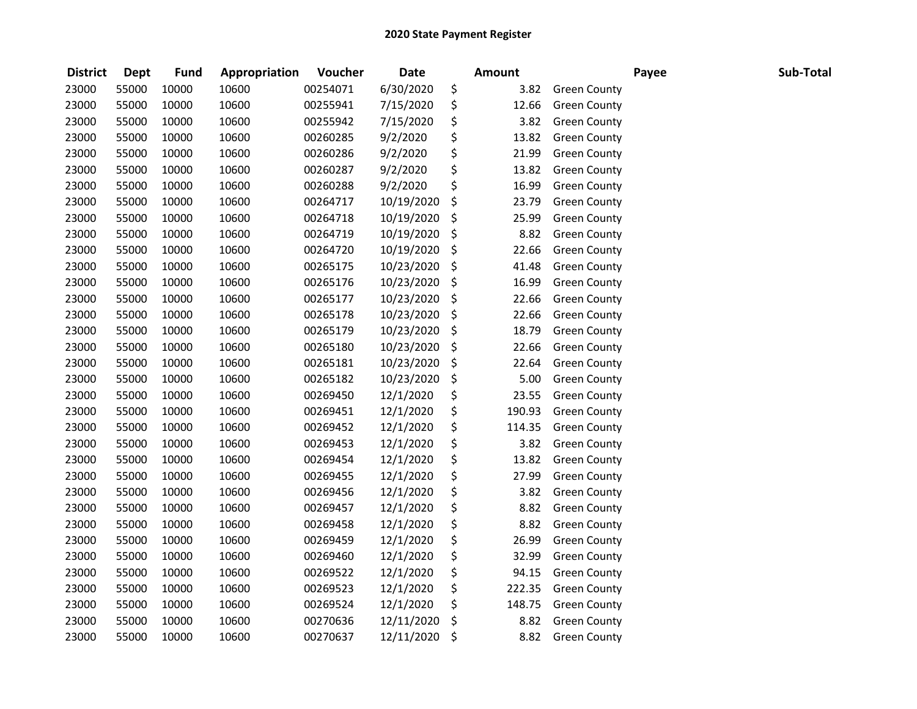## 2020 State Payment Register

| District | Dept | Fund | Appropriation | Voucher | Date | Amount | Payee | Sub-Total |
|---|---|---|---|---|---|---|---|---|
| 23000 | 55000 | 10000 | 10600 | 00254071 | 6/30/2020 | $ 3.82 | Green County | |
| 23000 | 55000 | 10000 | 10600 | 00255941 | 7/15/2020 | $ 12.66 | Green County | |
| 23000 | 55000 | 10000 | 10600 | 00255942 | 7/15/2020 | $ 3.82 | Green County | |
| 23000 | 55000 | 10000 | 10600 | 00260285 | 9/2/2020 | $ 13.82 | Green County | |
| 23000 | 55000 | 10000 | 10600 | 00260286 | 9/2/2020 | $ 21.99 | Green County | |
| 23000 | 55000 | 10000 | 10600 | 00260287 | 9/2/2020 | $ 13.82 | Green County | |
| 23000 | 55000 | 10000 | 10600 | 00260288 | 9/2/2020 | $ 16.99 | Green County | |
| 23000 | 55000 | 10000 | 10600 | 00264717 | 10/19/2020 | $ 23.79 | Green County | |
| 23000 | 55000 | 10000 | 10600 | 00264718 | 10/19/2020 | $ 25.99 | Green County | |
| 23000 | 55000 | 10000 | 10600 | 00264719 | 10/19/2020 | $ 8.82 | Green County | |
| 23000 | 55000 | 10000 | 10600 | 00264720 | 10/19/2020 | $ 22.66 | Green County | |
| 23000 | 55000 | 10000 | 10600 | 00265175 | 10/23/2020 | $ 41.48 | Green County | |
| 23000 | 55000 | 10000 | 10600 | 00265176 | 10/23/2020 | $ 16.99 | Green County | |
| 23000 | 55000 | 10000 | 10600 | 00265177 | 10/23/2020 | $ 22.66 | Green County | |
| 23000 | 55000 | 10000 | 10600 | 00265178 | 10/23/2020 | $ 22.66 | Green County | |
| 23000 | 55000 | 10000 | 10600 | 00265179 | 10/23/2020 | $ 18.79 | Green County | |
| 23000 | 55000 | 10000 | 10600 | 00265180 | 10/23/2020 | $ 22.66 | Green County | |
| 23000 | 55000 | 10000 | 10600 | 00265181 | 10/23/2020 | $ 22.64 | Green County | |
| 23000 | 55000 | 10000 | 10600 | 00265182 | 10/23/2020 | $ 5.00 | Green County | |
| 23000 | 55000 | 10000 | 10600 | 00269450 | 12/1/2020 | $ 23.55 | Green County | |
| 23000 | 55000 | 10000 | 10600 | 00269451 | 12/1/2020 | $ 190.93 | Green County | |
| 23000 | 55000 | 10000 | 10600 | 00269452 | 12/1/2020 | $ 114.35 | Green County | |
| 23000 | 55000 | 10000 | 10600 | 00269453 | 12/1/2020 | $ 3.82 | Green County | |
| 23000 | 55000 | 10000 | 10600 | 00269454 | 12/1/2020 | $ 13.82 | Green County | |
| 23000 | 55000 | 10000 | 10600 | 00269455 | 12/1/2020 | $ 27.99 | Green County | |
| 23000 | 55000 | 10000 | 10600 | 00269456 | 12/1/2020 | $ 3.82 | Green County | |
| 23000 | 55000 | 10000 | 10600 | 00269457 | 12/1/2020 | $ 8.82 | Green County | |
| 23000 | 55000 | 10000 | 10600 | 00269458 | 12/1/2020 | $ 8.82 | Green County | |
| 23000 | 55000 | 10000 | 10600 | 00269459 | 12/1/2020 | $ 26.99 | Green County | |
| 23000 | 55000 | 10000 | 10600 | 00269460 | 12/1/2020 | $ 32.99 | Green County | |
| 23000 | 55000 | 10000 | 10600 | 00269522 | 12/1/2020 | $ 94.15 | Green County | |
| 23000 | 55000 | 10000 | 10600 | 00269523 | 12/1/2020 | $ 222.35 | Green County | |
| 23000 | 55000 | 10000 | 10600 | 00269524 | 12/1/2020 | $ 148.75 | Green County | |
| 23000 | 55000 | 10000 | 10600 | 00270636 | 12/11/2020 | $ 8.82 | Green County | |
| 23000 | 55000 | 10000 | 10600 | 00270637 | 12/11/2020 | $ 8.82 | Green County | |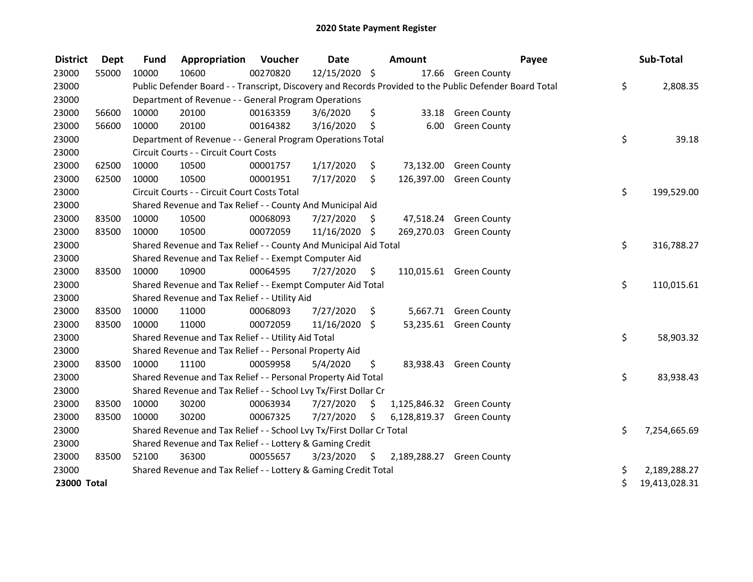# 2020 State Payment Register

| District | Dept | Fund | Appropriation | Voucher | Date | Amount | Payee | Sub-Total |
|---|---|---|---|---|---|---|---|---|
| 23000 | 55000 | 10000 | 10600 | 00270820 | 12/15/2020 | $ 17.66 | Green County | |
| 23000 | | Public Defender Board - - Transcript, Discovery and Records Provided to the Public Defender Board Total | | | | | | $ 2,808.35 |
| 23000 | | Department of Revenue - - General Program Operations | | | | | | |
| 23000 | 56600 | 10000 | 20100 | 00163359 | 3/6/2020 | $ 33.18 | Green County | |
| 23000 | 56600 | 10000 | 20100 | 00164382 | 3/16/2020 | $ 6.00 | Green County | |
| 23000 | | Department of Revenue - - General Program Operations Total | | | | | | $ 39.18 |
| 23000 | | Circuit Courts - - Circuit Court Costs | | | | | | |
| 23000 | 62500 | 10000 | 10500 | 00001757 | 1/17/2020 | $ 73,132.00 | Green County | |
| 23000 | 62500 | 10000 | 10500 | 00001951 | 7/17/2020 | $ 126,397.00 | Green County | |
| 23000 | | Circuit Courts - - Circuit Court Costs Total | | | | | | $ 199,529.00 |
| 23000 | | Shared Revenue and Tax Relief - - County And Municipal Aid | | | | | | |
| 23000 | 83500 | 10000 | 10500 | 00068093 | 7/27/2020 | $ 47,518.24 | Green County | |
| 23000 | 83500 | 10000 | 10500 | 00072059 | 11/16/2020 | $ 269,270.03 | Green County | |
| 23000 | | Shared Revenue and Tax Relief - - County And Municipal Aid Total | | | | | | $ 316,788.27 |
| 23000 | | Shared Revenue and Tax Relief - - Exempt Computer Aid | | | | | | |
| 23000 | 83500 | 10000 | 10900 | 00064595 | 7/27/2020 | $ 110,015.61 | Green County | |
| 23000 | | Shared Revenue and Tax Relief - - Exempt Computer Aid Total | | | | | | $ 110,015.61 |
| 23000 | | Shared Revenue and Tax Relief - - Utility Aid | | | | | | |
| 23000 | 83500 | 10000 | 11000 | 00068093 | 7/27/2020 | $ 5,667.71 | Green County | |
| 23000 | 83500 | 10000 | 11000 | 00072059 | 11/16/2020 | $ 53,235.61 | Green County | |
| 23000 | | Shared Revenue and Tax Relief - - Utility Aid Total | | | | | | $ 58,903.32 |
| 23000 | | Shared Revenue and Tax Relief - - Personal Property Aid | | | | | | |
| 23000 | 83500 | 10000 | 11100 | 00059958 | 5/4/2020 | $ 83,938.43 | Green County | |
| 23000 | | Shared Revenue and Tax Relief - - Personal Property Aid Total | | | | | | $ 83,938.43 |
| 23000 | | Shared Revenue and Tax Relief - - School Lvy Tx/First Dollar Cr | | | | | | |
| 23000 | 83500 | 10000 | 30200 | 00063934 | 7/27/2020 | $ 1,125,846.32 | Green County | |
| 23000 | 83500 | 10000 | 30200 | 00067325 | 7/27/2020 | $ 6,128,819.37 | Green County | |
| 23000 | | Shared Revenue and Tax Relief - - School Lvy Tx/First Dollar Cr Total | | | | | | $ 7,254,665.69 |
| 23000 | | Shared Revenue and Tax Relief - - Lottery & Gaming Credit | | | | | | |
| 23000 | 83500 | 52100 | 36300 | 00055657 | 3/23/2020 | $ 2,189,288.27 | Green County | |
| 23000 | | Shared Revenue and Tax Relief - - Lottery & Gaming Credit Total | | | | | | $ 2,189,288.27 |
| **23000 Total** | | | | | | | | $ 19,413,028.31 |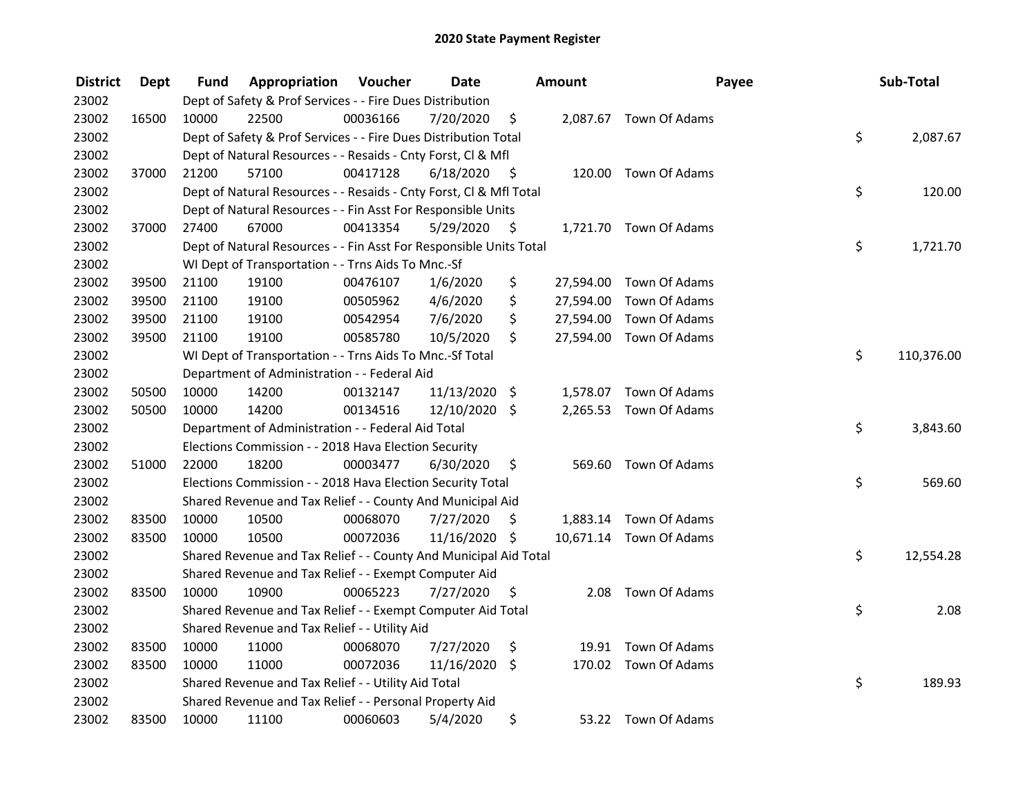## 2020 State Payment Register

| District | Dept | Fund | Appropriation | Voucher | Date | Amount | Payee | Sub-Total |
|---|---|---|---|---|---|---|---|---|
| 23002 | | Dept of Safety & Prof Services - - Fire Dues Distribution | | | | | | |
| 23002 | 16500 | 10000 | 22500 | 00036166 | 7/20/2020 | $ 2,087.67 | Town Of Adams | |
| 23002 | | Dept of Safety & Prof Services - - Fire Dues Distribution Total | | | | | | $ 2,087.67 |
| 23002 | | Dept of Natural Resources - - Resaids - Cnty Forst, Cl & Mfl | | | | | | |
| 23002 | 37000 | 21200 | 57100 | 00417128 | 6/18/2020 | $ 120.00 | Town Of Adams | |
| 23002 | | Dept of Natural Resources - - Resaids - Cnty Forst, Cl & Mfl Total | | | | | | $ 120.00 |
| 23002 | | Dept of Natural Resources - - Fin Asst For Responsible Units | | | | | | |
| 23002 | 37000 | 27400 | 67000 | 00413354 | 5/29/2020 | $ 1,721.70 | Town Of Adams | |
| 23002 | | Dept of Natural Resources - - Fin Asst For Responsible Units Total | | | | | | $ 1,721.70 |
| 23002 | | WI Dept of Transportation - - Trns Aids To Mnc.-Sf | | | | | | |
| 23002 | 39500 | 21100 | 19100 | 00476107 | 1/6/2020 | $ 27,594.00 | Town Of Adams | |
| 23002 | 39500 | 21100 | 19100 | 00505962 | 4/6/2020 | $ 27,594.00 | Town Of Adams | |
| 23002 | 39500 | 21100 | 19100 | 00542954 | 7/6/2020 | $ 27,594.00 | Town Of Adams | |
| 23002 | 39500 | 21100 | 19100 | 00585780 | 10/5/2020 | $ 27,594.00 | Town Of Adams | |
| 23002 | | WI Dept of Transportation - - Trns Aids To Mnc.-Sf Total | | | | | | $ 110,376.00 |
| 23002 | | Department of Administration - - Federal Aid | | | | | | |
| 23002 | 50500 | 10000 | 14200 | 00132147 | 11/13/2020 | $ 1,578.07 | Town Of Adams | |
| 23002 | 50500 | 10000 | 14200 | 00134516 | 12/10/2020 | $ 2,265.53 | Town Of Adams | |
| 23002 | | Department of Administration - - Federal Aid Total | | | | | | $ 3,843.60 |
| 23002 | | Elections Commission - - 2018 Hava Election Security | | | | | | |
| 23002 | 51000 | 22000 | 18200 | 00003477 | 6/30/2020 | $ 569.60 | Town Of Adams | |
| 23002 | | Elections Commission - - 2018 Hava Election Security Total | | | | | | $ 569.60 |
| 23002 | | Shared Revenue and Tax Relief - - County And Municipal Aid | | | | | | |
| 23002 | 83500 | 10000 | 10500 | 00068070 | 7/27/2020 | $ 1,883.14 | Town Of Adams | |
| 23002 | 83500 | 10000 | 10500 | 00072036 | 11/16/2020 | $ 10,671.14 | Town Of Adams | |
| 23002 | | Shared Revenue and Tax Relief - - County And Municipal Aid Total | | | | | | $ 12,554.28 |
| 23002 | | Shared Revenue and Tax Relief - - Exempt Computer Aid | | | | | | |
| 23002 | 83500 | 10000 | 10900 | 00065223 | 7/27/2020 | $ 2.08 | Town Of Adams | |
| 23002 | | Shared Revenue and Tax Relief - - Exempt Computer Aid Total | | | | | | $ 2.08 |
| 23002 | | Shared Revenue and Tax Relief - - Utility Aid | | | | | | |
| 23002 | 83500 | 10000 | 11000 | 00068070 | 7/27/2020 | $ 19.91 | Town Of Adams | |
| 23002 | 83500 | 10000 | 11000 | 00072036 | 11/16/2020 | $ 170.02 | Town Of Adams | |
| 23002 | | Shared Revenue and Tax Relief - - Utility Aid Total | | | | | | $ 189.93 |
| 23002 | | Shared Revenue and Tax Relief - - Personal Property Aid | | | | | | |
| 23002 | 83500 | 10000 | 11100 | 00060603 | 5/4/2020 | $ 53.22 | Town Of Adams | |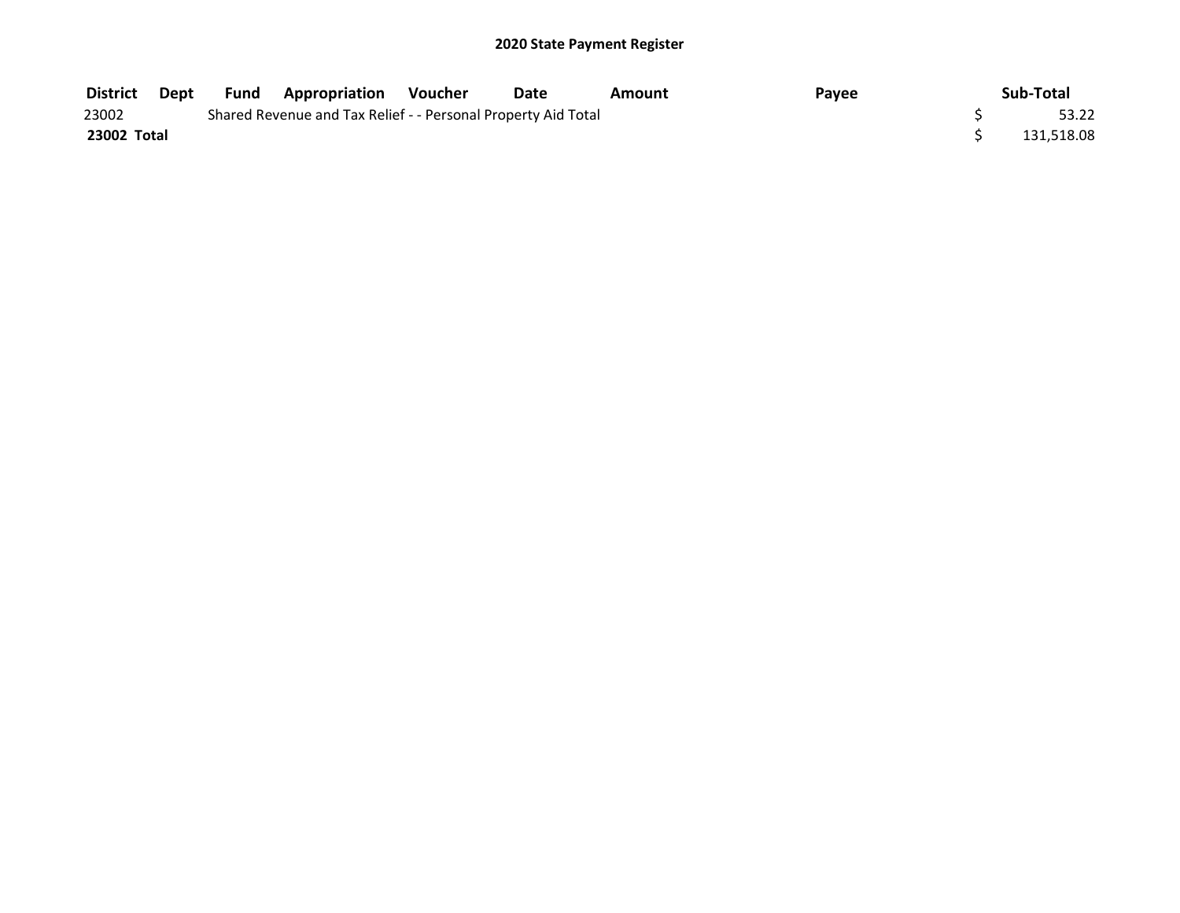## 2020 State Payment Register

| District | Dept | Fund | Appropriation | Voucher | Date | Amount | Payee | Sub-Total |
|---|---|---|---|---|---|---|---|---|
| 23002 | | Shared Revenue and Tax Relief - - Personal Property Aid Total | | | | | | $ 53.22 |
| **23002 Total** | | | | | | | | $ 131,518.08 |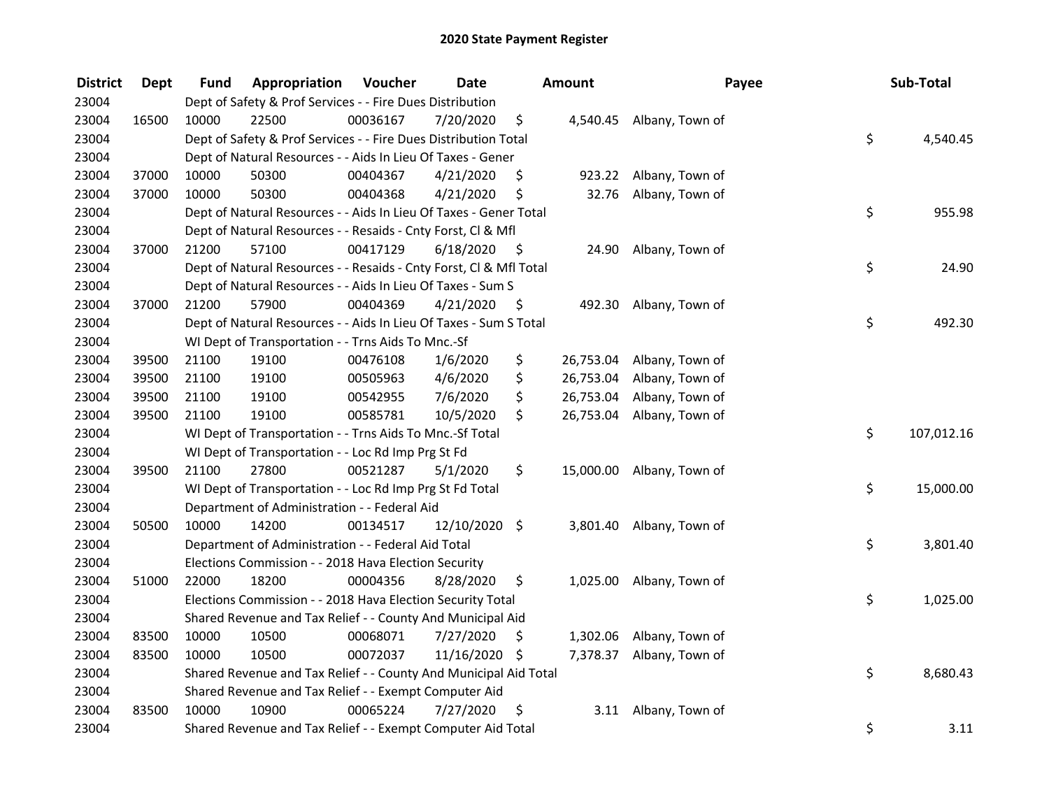# 2020 State Payment Register

| District | Dept | Fund | Appropriation | Voucher | Date | Amount | Payee | Sub-Total |
|---|---|---|---|---|---|---|---|---|
| 23004 | | Dept of Safety & Prof Services - - Fire Dues Distribution | | | | | | |
| 23004 | 16500 | 10000 | 22500 | 00036167 | 7/20/2020 | $ 4,540.45 | Albany, Town of | |
| 23004 | | Dept of Safety & Prof Services - - Fire Dues Distribution Total | | | | | | $ 4,540.45 |
| 23004 | | Dept of Natural Resources - - Aids In Lieu Of Taxes - Gener | | | | | | |
| 23004 | 37000 | 10000 | 50300 | 00404367 | 4/21/2020 | $ 923.22 | Albany, Town of | |
| 23004 | 37000 | 10000 | 50300 | 00404368 | 4/21/2020 | $ 32.76 | Albany, Town of | |
| 23004 | | Dept of Natural Resources - - Aids In Lieu Of Taxes - Gener Total | | | | | | $ 955.98 |
| 23004 | | Dept of Natural Resources - - Resaids - Cnty Forst, Cl & Mfl | | | | | | |
| 23004 | 37000 | 21200 | 57100 | 00417129 | 6/18/2020 | $ 24.90 | Albany, Town of | |
| 23004 | | Dept of Natural Resources - - Resaids - Cnty Forst, Cl & Mfl Total | | | | | | $ 24.90 |
| 23004 | | Dept of Natural Resources - - Aids In Lieu Of Taxes - Sum S | | | | | | |
| 23004 | 37000 | 21200 | 57900 | 00404369 | 4/21/2020 | $ 492.30 | Albany, Town of | |
| 23004 | | Dept of Natural Resources - - Aids In Lieu Of Taxes - Sum S Total | | | | | | $ 492.30 |
| 23004 | | WI Dept of Transportation - - Trns Aids To Mnc.-Sf | | | | | | |
| 23004 | 39500 | 21100 | 19100 | 00476108 | 1/6/2020 | $ 26,753.04 | Albany, Town of | |
| 23004 | 39500 | 21100 | 19100 | 00505963 | 4/6/2020 | $ 26,753.04 | Albany, Town of | |
| 23004 | 39500 | 21100 | 19100 | 00542955 | 7/6/2020 | $ 26,753.04 | Albany, Town of | |
| 23004 | 39500 | 21100 | 19100 | 00585781 | 10/5/2020 | $ 26,753.04 | Albany, Town of | |
| 23004 | | WI Dept of Transportation - - Trns Aids To Mnc.-Sf Total | | | | | | $ 107,012.16 |
| 23004 | | WI Dept of Transportation - - Loc Rd Imp Prg St Fd | | | | | | |
| 23004 | 39500 | 21100 | 27800 | 00521287 | 5/1/2020 | $ 15,000.00 | Albany, Town of | |
| 23004 | | WI Dept of Transportation - - Loc Rd Imp Prg St Fd Total | | | | | | $ 15,000.00 |
| 23004 | | Department of Administration - - Federal Aid | | | | | | |
| 23004 | 50500 | 10000 | 14200 | 00134517 | 12/10/2020 | $ 3,801.40 | Albany, Town of | |
| 23004 | | Department of Administration - - Federal Aid Total | | | | | | $ 3,801.40 |
| 23004 | | Elections Commission - - 2018 Hava Election Security | | | | | | |
| 23004 | 51000 | 22000 | 18200 | 00004356 | 8/28/2020 | $ 1,025.00 | Albany, Town of | |
| 23004 | | Elections Commission - - 2018 Hava Election Security Total | | | | | | $ 1,025.00 |
| 23004 | | Shared Revenue and Tax Relief - - County And Municipal Aid | | | | | | |
| 23004 | 83500 | 10000 | 10500 | 00068071 | 7/27/2020 | $ 1,302.06 | Albany, Town of | |
| 23004 | 83500 | 10000 | 10500 | 00072037 | 11/16/2020 | $ 7,378.37 | Albany, Town of | |
| 23004 | | Shared Revenue and Tax Relief - - County And Municipal Aid Total | | | | | | $ 8,680.43 |
| 23004 | | Shared Revenue and Tax Relief - - Exempt Computer Aid | | | | | | |
| 23004 | 83500 | 10000 | 10900 | 00065224 | 7/27/2020 | $ 3.11 | Albany, Town of | |
| 23004 | | Shared Revenue and Tax Relief - - Exempt Computer Aid Total | | | | | | $ 3.11 |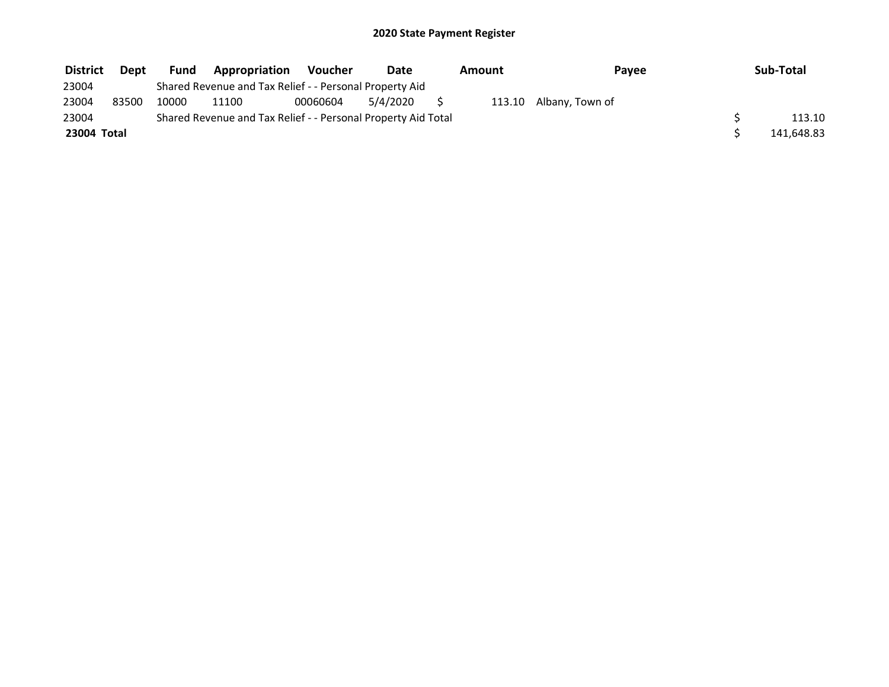# 2020 State Payment Register

| District | Dept | Fund | Appropriation | Voucher | Date | Amount | Payee | Sub-Total |
|---|---|---|---|---|---|---|---|---|
| 23004 | | Shared Revenue and Tax Relief - - Personal Property Aid | | | | | | |
| 23004 | 83500 | 10000 | 11100 | 00060604 | 5/4/2020 | $ 113.10 | Albany, Town of | |
| 23004 | | Shared Revenue and Tax Relief - - Personal Property Aid Total | | | | | | $ 113.10 |
| **23004 Total** | | | | | | | | $ 141,648.83 |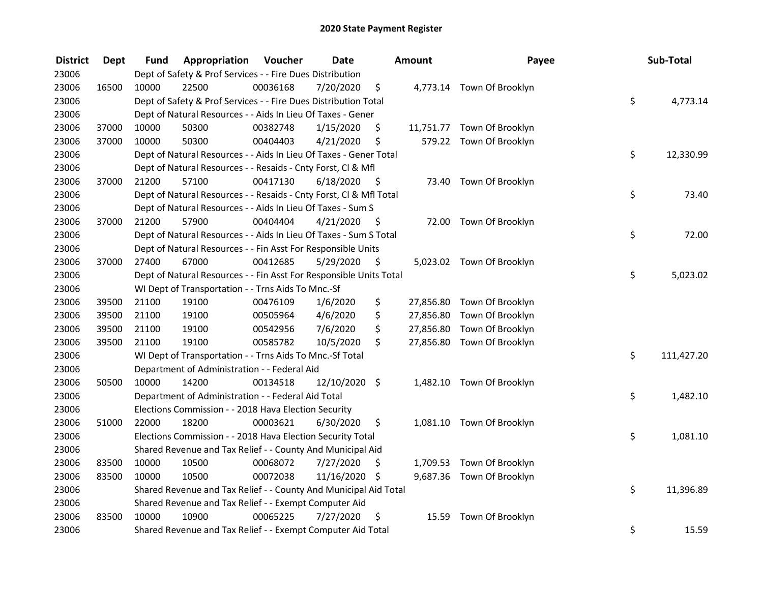# 2020 State Payment Register

| District | Dept | Fund | Appropriation | Voucher | Date | Amount | Payee | Sub-Total |
|---|---|---|---|---|---|---|---|---|
| 23006 | | Dept of Safety & Prof Services - - Fire Dues Distribution | | | | | | |
| 23006 | 16500 | 10000 | 22500 | 00036168 | 7/20/2020 | $ 4,773.14 | Town Of Brooklyn | |
| 23006 | | Dept of Safety & Prof Services - - Fire Dues Distribution Total | | | | | | $ 4,773.14 |
| 23006 | | Dept of Natural Resources - - Aids In Lieu Of Taxes - Gener | | | | | | |
| 23006 | 37000 | 10000 | 50300 | 00382748 | 1/15/2020 | $ 11,751.77 | Town Of Brooklyn | |
| 23006 | 37000 | 10000 | 50300 | 00404403 | 4/21/2020 | $ 579.22 | Town Of Brooklyn | |
| 23006 | | Dept of Natural Resources - - Aids In Lieu Of Taxes - Gener Total | | | | | | $ 12,330.99 |
| 23006 | | Dept of Natural Resources - - Resaids - Cnty Forst, Cl & Mfl | | | | | | |
| 23006 | 37000 | 21200 | 57100 | 00417130 | 6/18/2020 | $ 73.40 | Town Of Brooklyn | |
| 23006 | | Dept of Natural Resources - - Resaids - Cnty Forst, Cl & Mfl Total | | | | | | $ 73.40 |
| 23006 | | Dept of Natural Resources - - Aids In Lieu Of Taxes - Sum S | | | | | | |
| 23006 | 37000 | 21200 | 57900 | 00404404 | 4/21/2020 | $ 72.00 | Town Of Brooklyn | |
| 23006 | | Dept of Natural Resources - - Aids In Lieu Of Taxes - Sum S Total | | | | | | $ 72.00 |
| 23006 | | Dept of Natural Resources - - Fin Asst For Responsible Units | | | | | | |
| 23006 | 37000 | 27400 | 67000 | 00412685 | 5/29/2020 | $ 5,023.02 | Town Of Brooklyn | |
| 23006 | | Dept of Natural Resources - - Fin Asst For Responsible Units Total | | | | | | $ 5,023.02 |
| 23006 | | WI Dept of Transportation - - Trns Aids To Mnc.-Sf | | | | | | |
| 23006 | 39500 | 21100 | 19100 | 00476109 | 1/6/2020 | $ 27,856.80 | Town Of Brooklyn | |
| 23006 | 39500 | 21100 | 19100 | 00505964 | 4/6/2020 | $ 27,856.80 | Town Of Brooklyn | |
| 23006 | 39500 | 21100 | 19100 | 00542956 | 7/6/2020 | $ 27,856.80 | Town Of Brooklyn | |
| 23006 | 39500 | 21100 | 19100 | 00585782 | 10/5/2020 | $ 27,856.80 | Town Of Brooklyn | |
| 23006 | | WI Dept of Transportation - - Trns Aids To Mnc.-Sf Total | | | | | | $ 111,427.20 |
| 23006 | | Department of Administration - - Federal Aid | | | | | | |
| 23006 | 50500 | 10000 | 14200 | 00134518 | 12/10/2020 | $ 1,482.10 | Town Of Brooklyn | |
| 23006 | | Department of Administration - - Federal Aid Total | | | | | | $ 1,482.10 |
| 23006 | | Elections Commission - - 2018 Hava Election Security | | | | | | |
| 23006 | 51000 | 22000 | 18200 | 00003621 | 6/30/2020 | $ 1,081.10 | Town Of Brooklyn | |
| 23006 | | Elections Commission - - 2018 Hava Election Security Total | | | | | | $ 1,081.10 |
| 23006 | | Shared Revenue and Tax Relief - - County And Municipal Aid | | | | | | |
| 23006 | 83500 | 10000 | 10500 | 00068072 | 7/27/2020 | $ 1,709.53 | Town Of Brooklyn | |
| 23006 | 83500 | 10000 | 10500 | 00072038 | 11/16/2020 | $ 9,687.36 | Town Of Brooklyn | |
| 23006 | | Shared Revenue and Tax Relief - - County And Municipal Aid Total | | | | | | $ 11,396.89 |
| 23006 | | Shared Revenue and Tax Relief - - Exempt Computer Aid | | | | | | |
| 23006 | 83500 | 10000 | 10900 | 00065225 | 7/27/2020 | $ 15.59 | Town Of Brooklyn | |
| 23006 | | Shared Revenue and Tax Relief - - Exempt Computer Aid Total | | | | | | $ 15.59 |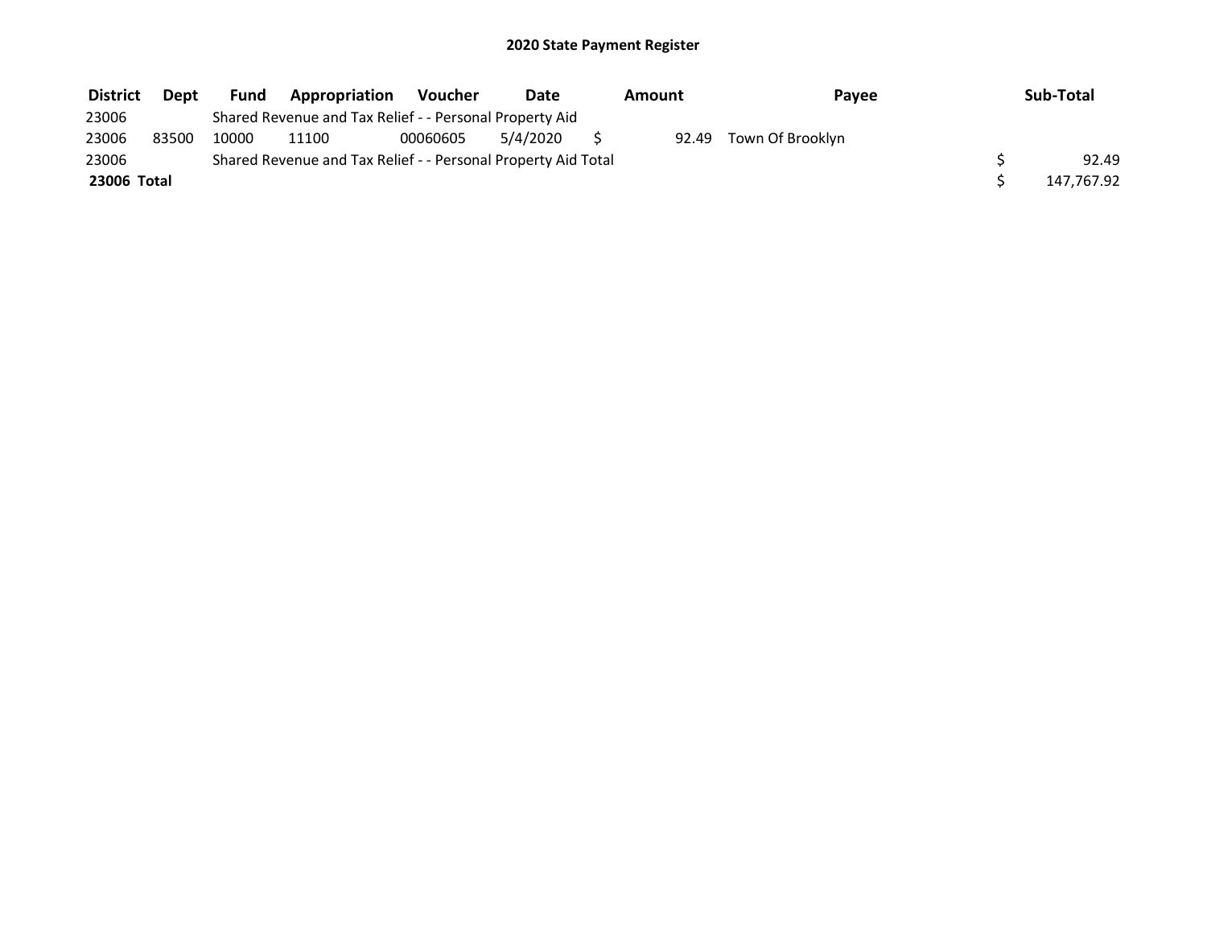# 2020 State Payment Register

| District | Dept | Fund | Appropriation | Voucher | Date | Amount | Payee | Sub-Total |
|---|---|---|---|---|---|---|---|---|
| 23006 | | Shared Revenue and Tax Relief - - Personal Property Aid | | | | | | |
| 23006 | 83500 | 10000 | 11100 | 00060605 | 5/4/2020 | $ 92.49 | Town Of Brooklyn | |
| 23006 | | Shared Revenue and Tax Relief - - Personal Property Aid Total | | | | | | $ 92.49 |
| **23006 Total** | | | | | | | | $ 147,767.92 |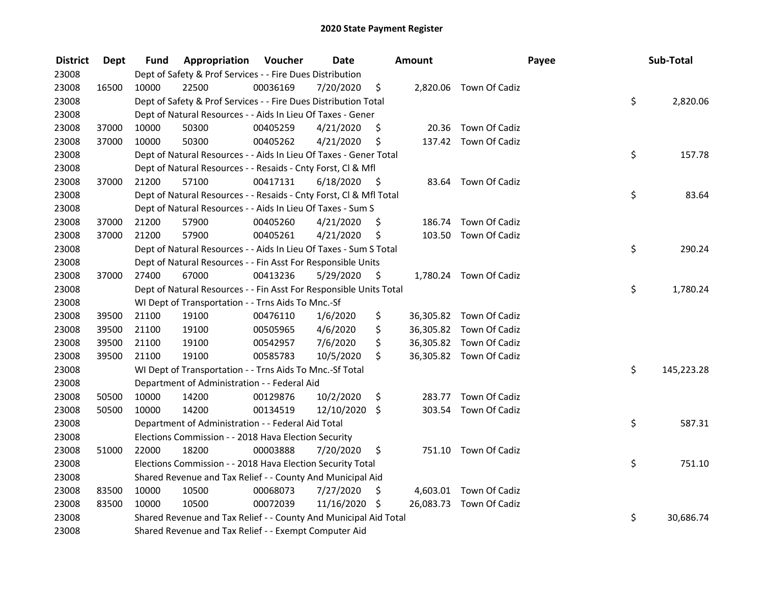## 2020 State Payment Register

| District | Dept | Fund | Appropriation | Voucher | Date | Amount | Payee | Sub-Total |
|---|---|---|---|---|---|---|---|---|
| 23008 | | Dept of Safety & Prof Services - - Fire Dues Distribution | | | | | | |
| 23008 | 16500 | 10000 | 22500 | 00036169 | 7/20/2020 | $ 2,820.06 | Town Of Cadiz | |
| 23008 | | Dept of Safety & Prof Services - - Fire Dues Distribution Total | | | | | | $ 2,820.06 |
| 23008 | | Dept of Natural Resources - - Aids In Lieu Of Taxes - Gener | | | | | | |
| 23008 | 37000 | 10000 | 50300 | 00405259 | 4/21/2020 | $ 20.36 | Town Of Cadiz | |
| 23008 | 37000 | 10000 | 50300 | 00405262 | 4/21/2020 | $ 137.42 | Town Of Cadiz | |
| 23008 | | Dept of Natural Resources - - Aids In Lieu Of Taxes - Gener Total | | | | | | $ 157.78 |
| 23008 | | Dept of Natural Resources - - Resaids - Cnty Forst, Cl & Mfl | | | | | | |
| 23008 | 37000 | 21200 | 57100 | 00417131 | 6/18/2020 | $ 83.64 | Town Of Cadiz | |
| 23008 | | Dept of Natural Resources - - Resaids - Cnty Forst, Cl & Mfl Total | | | | | | $ 83.64 |
| 23008 | | Dept of Natural Resources - - Aids In Lieu Of Taxes - Sum S | | | | | | |
| 23008 | 37000 | 21200 | 57900 | 00405260 | 4/21/2020 | $ 186.74 | Town Of Cadiz | |
| 23008 | 37000 | 21200 | 57900 | 00405261 | 4/21/2020 | $ 103.50 | Town Of Cadiz | |
| 23008 | | Dept of Natural Resources - - Aids In Lieu Of Taxes - Sum S Total | | | | | | $ 290.24 |
| 23008 | | Dept of Natural Resources - - Fin Asst For Responsible Units | | | | | | |
| 23008 | 37000 | 27400 | 67000 | 00413236 | 5/29/2020 | $ 1,780.24 | Town Of Cadiz | |
| 23008 | | Dept of Natural Resources - - Fin Asst For Responsible Units Total | | | | | | $ 1,780.24 |
| 23008 | | WI Dept of Transportation - - Trns Aids To Mnc.-Sf | | | | | | |
| 23008 | 39500 | 21100 | 19100 | 00476110 | 1/6/2020 | $ 36,305.82 | Town Of Cadiz | |
| 23008 | 39500 | 21100 | 19100 | 00505965 | 4/6/2020 | $ 36,305.82 | Town Of Cadiz | |
| 23008 | 39500 | 21100 | 19100 | 00542957 | 7/6/2020 | $ 36,305.82 | Town Of Cadiz | |
| 23008 | 39500 | 21100 | 19100 | 00585783 | 10/5/2020 | $ 36,305.82 | Town Of Cadiz | |
| 23008 | | WI Dept of Transportation - - Trns Aids To Mnc.-Sf Total | | | | | | $ 145,223.28 |
| 23008 | | Department of Administration - - Federal Aid | | | | | | |
| 23008 | 50500 | 10000 | 14200 | 00129876 | 10/2/2020 | $ 283.77 | Town Of Cadiz | |
| 23008 | 50500 | 10000 | 14200 | 00134519 | 12/10/2020 | $ 303.54 | Town Of Cadiz | |
| 23008 | | Department of Administration - - Federal Aid Total | | | | | | $ 587.31 |
| 23008 | | Elections Commission - - 2018 Hava Election Security | | | | | | |
| 23008 | 51000 | 22000 | 18200 | 00003888 | 7/20/2020 | $ 751.10 | Town Of Cadiz | |
| 23008 | | Elections Commission - - 2018 Hava Election Security Total | | | | | | $ 751.10 |
| 23008 | | Shared Revenue and Tax Relief - - County And Municipal Aid | | | | | | |
| 23008 | 83500 | 10000 | 10500 | 00068073 | 7/27/2020 | $ 4,603.01 | Town Of Cadiz | |
| 23008 | 83500 | 10000 | 10500 | 00072039 | 11/16/2020 | $ 26,083.73 | Town Of Cadiz | |
| 23008 | | Shared Revenue and Tax Relief - - County And Municipal Aid Total | | | | | | $ 30,686.74 |
| 23008 | | Shared Revenue and Tax Relief - - Exempt Computer Aid | | | | | | |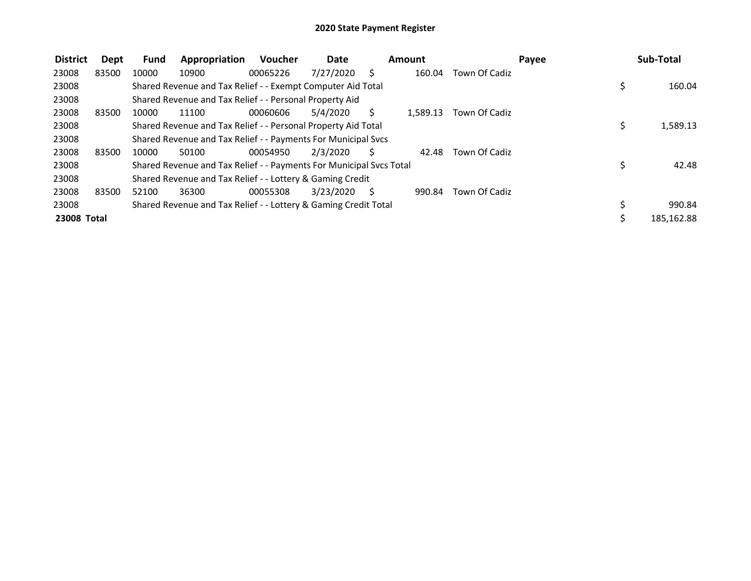# 2020 State Payment Register

| District | Dept | Fund | Appropriation | Voucher | Date | Amount | Payee | Sub-Total |
|---|---|---|---|---|---|---|---|---|
| 23008 | 83500 | 10000 | 10900 | 00065226 | 7/27/2020 | $ 160.04 | Town Of Cadiz | |
| 23008 | | Shared Revenue and Tax Relief - - Exempt Computer Aid Total | | | | | | $ 160.04 |
| 23008 | | Shared Revenue and Tax Relief - - Personal Property Aid | | | | | | |
| 23008 | 83500 | 10000 | 11100 | 00060606 | 5/4/2020 | $ 1,589.13 | Town Of Cadiz | |
| 23008 | | Shared Revenue and Tax Relief - - Personal Property Aid Total | | | | | | $ 1,589.13 |
| 23008 | | Shared Revenue and Tax Relief - - Payments For Municipal Svcs | | | | | | |
| 23008 | 83500 | 10000 | 50100 | 00054950 | 2/3/2020 | $ 42.48 | Town Of Cadiz | |
| 23008 | | Shared Revenue and Tax Relief - - Payments For Municipal Svcs Total | | | | | | $ 42.48 |
| 23008 | | Shared Revenue and Tax Relief - - Lottery & Gaming Credit | | | | | | |
| 23008 | 83500 | 52100 | 36300 | 00055308 | 3/23/2020 | $ 990.84 | Town Of Cadiz | |
| 23008 | | Shared Revenue and Tax Relief - - Lottery & Gaming Credit Total | | | | | | $ 990.84 |
| **23008 Total** | | | | | | | | $ 185,162.88 |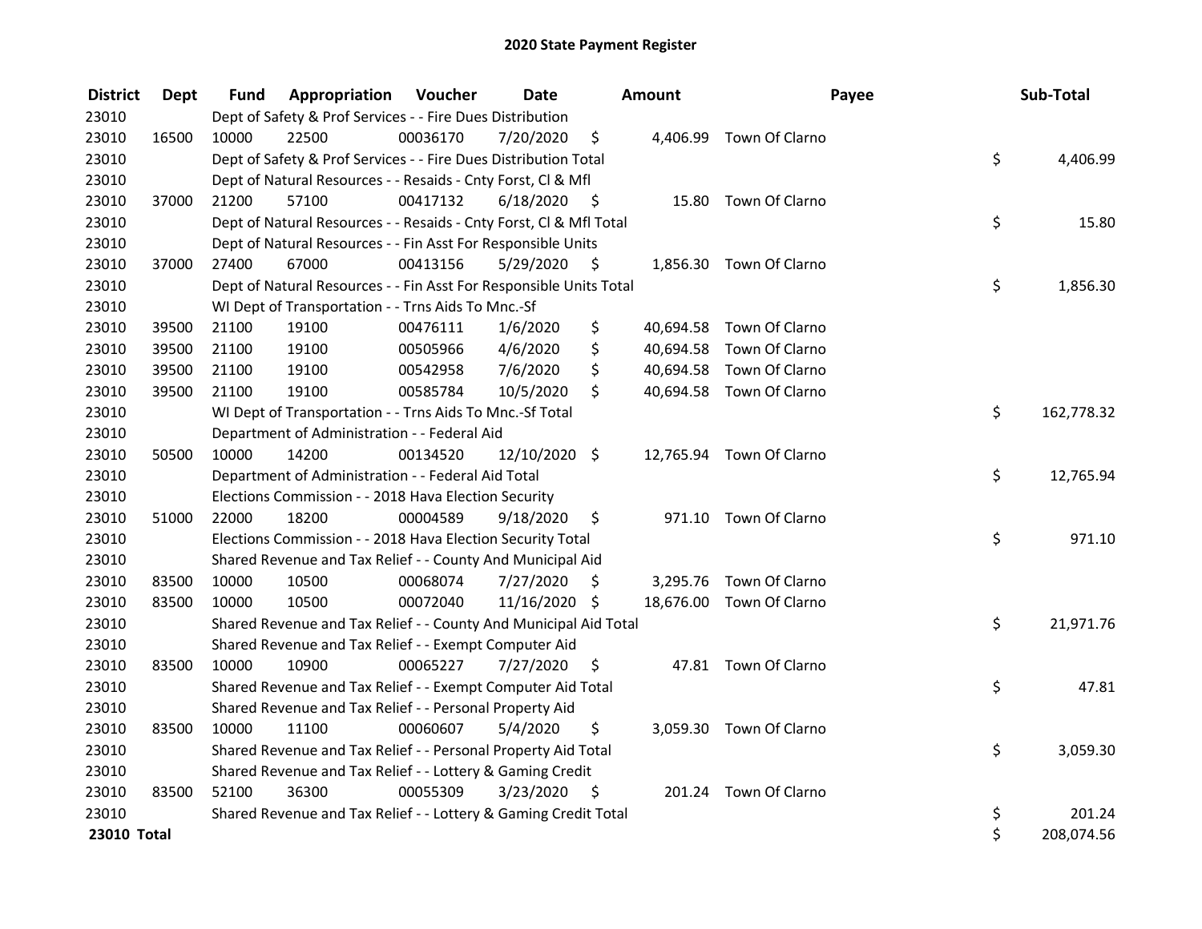# 2020 State Payment Register

| District | Dept | Fund | Appropriation | Voucher | Date | Amount | Payee | Sub-Total |
|---|---|---|---|---|---|---|---|---|
| 23010 | | Dept of Safety & Prof Services - - Fire Dues Distribution | | | | | | |
| 23010 | 16500 | 10000 | 22500 | 00036170 | 7/20/2020 | $ 4,406.99 | Town Of Clarno | |
| 23010 | | Dept of Safety & Prof Services - - Fire Dues Distribution Total | | | | | | $ 4,406.99 |
| 23010 | | Dept of Natural Resources - - Resaids - Cnty Forst, Cl & Mfl | | | | | | |
| 23010 | 37000 | 21200 | 57100 | 00417132 | 6/18/2020 | $ 15.80 | Town Of Clarno | |
| 23010 | | Dept of Natural Resources - - Resaids - Cnty Forst, Cl & Mfl Total | | | | | | $ 15.80 |
| 23010 | | Dept of Natural Resources - - Fin Asst For Responsible Units | | | | | | |
| 23010 | 37000 | 27400 | 67000 | 00413156 | 5/29/2020 | $ 1,856.30 | Town Of Clarno | |
| 23010 | | Dept of Natural Resources - - Fin Asst For Responsible Units Total | | | | | | $ 1,856.30 |
| 23010 | | WI Dept of Transportation - - Trns Aids To Mnc.-Sf | | | | | | |
| 23010 | 39500 | 21100 | 19100 | 00476111 | 1/6/2020 | $ 40,694.58 | Town Of Clarno | |
| 23010 | 39500 | 21100 | 19100 | 00505966 | 4/6/2020 | $ 40,694.58 | Town Of Clarno | |
| 23010 | 39500 | 21100 | 19100 | 00542958 | 7/6/2020 | $ 40,694.58 | Town Of Clarno | |
| 23010 | 39500 | 21100 | 19100 | 00585784 | 10/5/2020 | $ 40,694.58 | Town Of Clarno | |
| 23010 | | WI Dept of Transportation - - Trns Aids To Mnc.-Sf Total | | | | | | $ 162,778.32 |
| 23010 | | Department of Administration - - Federal Aid | | | | | | |
| 23010 | 50500 | 10000 | 14200 | 00134520 | 12/10/2020 | $ 12,765.94 | Town Of Clarno | |
| 23010 | | Department of Administration - - Federal Aid Total | | | | | | $ 12,765.94 |
| 23010 | | Elections Commission - - 2018 Hava Election Security | | | | | | |
| 23010 | 51000 | 22000 | 18200 | 00004589 | 9/18/2020 | $ 971.10 | Town Of Clarno | |
| 23010 | | Elections Commission - - 2018 Hava Election Security Total | | | | | | $ 971.10 |
| 23010 | | Shared Revenue and Tax Relief - - County And Municipal Aid | | | | | | |
| 23010 | 83500 | 10000 | 10500 | 00068074 | 7/27/2020 | $ 3,295.76 | Town Of Clarno | |
| 23010 | 83500 | 10000 | 10500 | 00072040 | 11/16/2020 | $ 18,676.00 | Town Of Clarno | |
| 23010 | | Shared Revenue and Tax Relief - - County And Municipal Aid Total | | | | | | $ 21,971.76 |
| 23010 | | Shared Revenue and Tax Relief - - Exempt Computer Aid | | | | | | |
| 23010 | 83500 | 10000 | 10900 | 00065227 | 7/27/2020 | $ 47.81 | Town Of Clarno | |
| 23010 | | Shared Revenue and Tax Relief - - Exempt Computer Aid Total | | | | | | $ 47.81 |
| 23010 | | Shared Revenue and Tax Relief - - Personal Property Aid | | | | | | |
| 23010 | 83500 | 10000 | 11100 | 00060607 | 5/4/2020 | $ 3,059.30 | Town Of Clarno | |
| 23010 | | Shared Revenue and Tax Relief - - Personal Property Aid Total | | | | | | $ 3,059.30 |
| 23010 | | Shared Revenue and Tax Relief - - Lottery & Gaming Credit | | | | | | |
| 23010 | 83500 | 52100 | 36300 | 00055309 | 3/23/2020 | $ 201.24 | Town Of Clarno | |
| 23010 | | Shared Revenue and Tax Relief - - Lottery & Gaming Credit Total | | | | | | $ 201.24 |
| **23010 Total** | | | | | | | | $ 208,074.56 |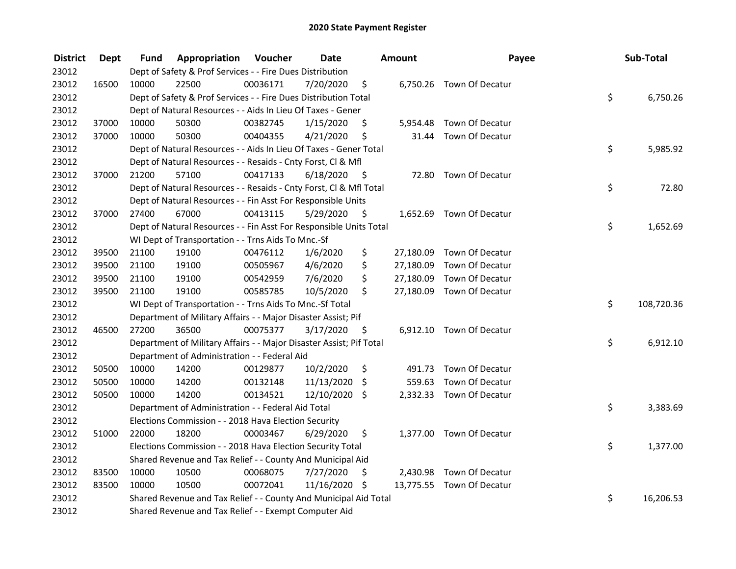# 2020 State Payment Register

| District | Dept | Fund | Appropriation | Voucher | Date | Amount | Payee | Sub-Total |
|---|---|---|---|---|---|---|---|---|
| 23012 | | Dept of Safety & Prof Services - - Fire Dues Distribution | | | | | | |
| 23012 | 16500 | 10000 | 22500 | 00036171 | 7/20/2020 | $ 6,750.26 | Town Of Decatur | |
| 23012 | | Dept of Safety & Prof Services - - Fire Dues Distribution Total | | | | | | $ 6,750.26 |
| 23012 | | Dept of Natural Resources - - Aids In Lieu Of Taxes - Gener | | | | | | |
| 23012 | 37000 | 10000 | 50300 | 00382745 | 1/15/2020 | $ 5,954.48 | Town Of Decatur | |
| 23012 | 37000 | 10000 | 50300 | 00404355 | 4/21/2020 | $ 31.44 | Town Of Decatur | |
| 23012 | | Dept of Natural Resources - - Aids In Lieu Of Taxes - Gener Total | | | | | | $ 5,985.92 |
| 23012 | | Dept of Natural Resources - - Resaids - Cnty Forst, Cl & Mfl | | | | | | |
| 23012 | 37000 | 21200 | 57100 | 00417133 | 6/18/2020 | $ 72.80 | Town Of Decatur | |
| 23012 | | Dept of Natural Resources - - Resaids - Cnty Forst, Cl & Mfl Total | | | | | | $ 72.80 |
| 23012 | | Dept of Natural Resources - - Fin Asst For Responsible Units | | | | | | |
| 23012 | 37000 | 27400 | 67000 | 00413115 | 5/29/2020 | $ 1,652.69 | Town Of Decatur | |
| 23012 | | Dept of Natural Resources - - Fin Asst For Responsible Units Total | | | | | | $ 1,652.69 |
| 23012 | | WI Dept of Transportation - - Trns Aids To Mnc.-Sf | | | | | | |
| 23012 | 39500 | 21100 | 19100 | 00476112 | 1/6/2020 | $ 27,180.09 | Town Of Decatur | |
| 23012 | 39500 | 21100 | 19100 | 00505967 | 4/6/2020 | $ 27,180.09 | Town Of Decatur | |
| 23012 | 39500 | 21100 | 19100 | 00542959 | 7/6/2020 | $ 27,180.09 | Town Of Decatur | |
| 23012 | 39500 | 21100 | 19100 | 00585785 | 10/5/2020 | $ 27,180.09 | Town Of Decatur | |
| 23012 | | WI Dept of Transportation - - Trns Aids To Mnc.-Sf Total | | | | | | $ 108,720.36 |
| 23012 | | Department of Military Affairs - - Major Disaster Assist; Pif | | | | | | |
| 23012 | 46500 | 27200 | 36500 | 00075377 | 3/17/2020 | $ 6,912.10 | Town Of Decatur | |
| 23012 | | Department of Military Affairs - - Major Disaster Assist; Pif Total | | | | | | $ 6,912.10 |
| 23012 | | Department of Administration - - Federal Aid | | | | | | |
| 23012 | 50500 | 10000 | 14200 | 00129877 | 10/2/2020 | $ 491.73 | Town Of Decatur | |
| 23012 | 50500 | 10000 | 14200 | 00132148 | 11/13/2020 | $ 559.63 | Town Of Decatur | |
| 23012 | 50500 | 10000 | 14200 | 00134521 | 12/10/2020 | $ 2,332.33 | Town Of Decatur | |
| 23012 | | Department of Administration - - Federal Aid Total | | | | | | $ 3,383.69 |
| 23012 | | Elections Commission - - 2018 Hava Election Security | | | | | | |
| 23012 | 51000 | 22000 | 18200 | 00003467 | 6/29/2020 | $ 1,377.00 | Town Of Decatur | |
| 23012 | | Elections Commission - - 2018 Hava Election Security Total | | | | | | $ 1,377.00 |
| 23012 | | Shared Revenue and Tax Relief - - County And Municipal Aid | | | | | | |
| 23012 | 83500 | 10000 | 10500 | 00068075 | 7/27/2020 | $ 2,430.98 | Town Of Decatur | |
| 23012 | 83500 | 10000 | 10500 | 00072041 | 11/16/2020 | $ 13,775.55 | Town Of Decatur | |
| 23012 | | Shared Revenue and Tax Relief - - County And Municipal Aid Total | | | | | | $ 16,206.53 |
| 23012 | | Shared Revenue and Tax Relief - - Exempt Computer Aid | | | | | | |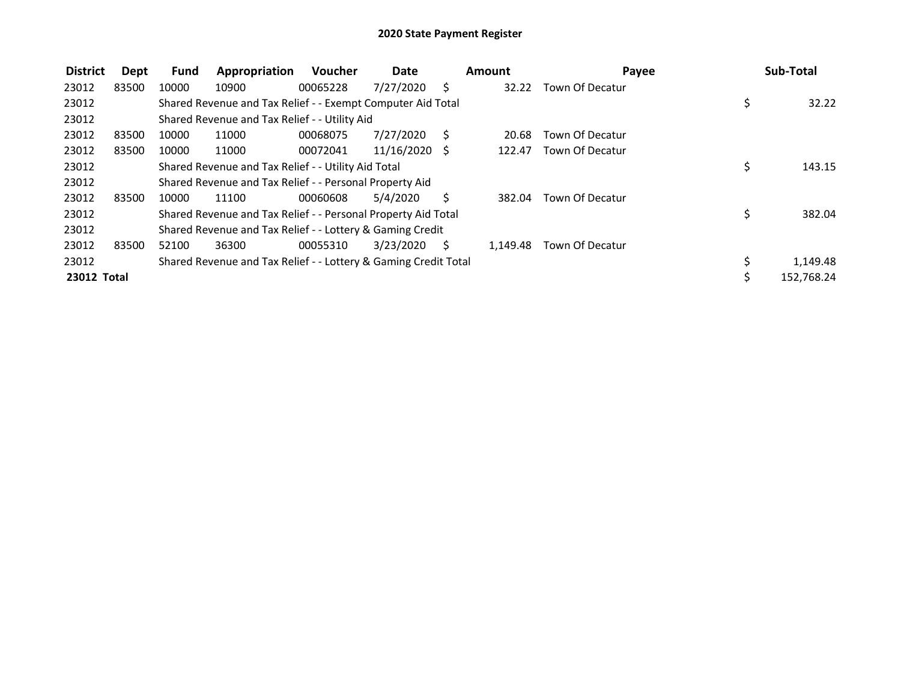# 2020 State Payment Register

| District | Dept | Fund | Appropriation | Voucher | Date | Amount | Payee | Sub-Total |
|---|---|---|---|---|---|---|---|---|
| 23012 | 83500 | 10000 | 10900 | 00065228 | 7/27/2020 | $ 32.22 | Town Of Decatur | |
| 23012 | | Shared Revenue and Tax Relief - - Exempt Computer Aid Total | | | | | | $ 32.22 |
| 23012 | | Shared Revenue and Tax Relief - - Utility Aid | | | | | | |
| 23012 | 83500 | 10000 | 11000 | 00068075 | 7/27/2020 | $ 20.68 | Town Of Decatur | |
| 23012 | 83500 | 10000 | 11000 | 00072041 | 11/16/2020 | $ 122.47 | Town Of Decatur | |
| 23012 | | Shared Revenue and Tax Relief - - Utility Aid Total | | | | | | $ 143.15 |
| 23012 | | Shared Revenue and Tax Relief - - Personal Property Aid | | | | | | |
| 23012 | 83500 | 10000 | 11100 | 00060608 | 5/4/2020 | $ 382.04 | Town Of Decatur | |
| 23012 | | Shared Revenue and Tax Relief - - Personal Property Aid Total | | | | | | $ 382.04 |
| 23012 | | Shared Revenue and Tax Relief - - Lottery & Gaming Credit | | | | | | |
| 23012 | 83500 | 52100 | 36300 | 00055310 | 3/23/2020 | $ 1,149.48 | Town Of Decatur | |
| 23012 | | Shared Revenue and Tax Relief - - Lottery & Gaming Credit Total | | | | | | $ 1,149.48 |
| **23012 Total** | | | | | | | | $ 152,768.24 |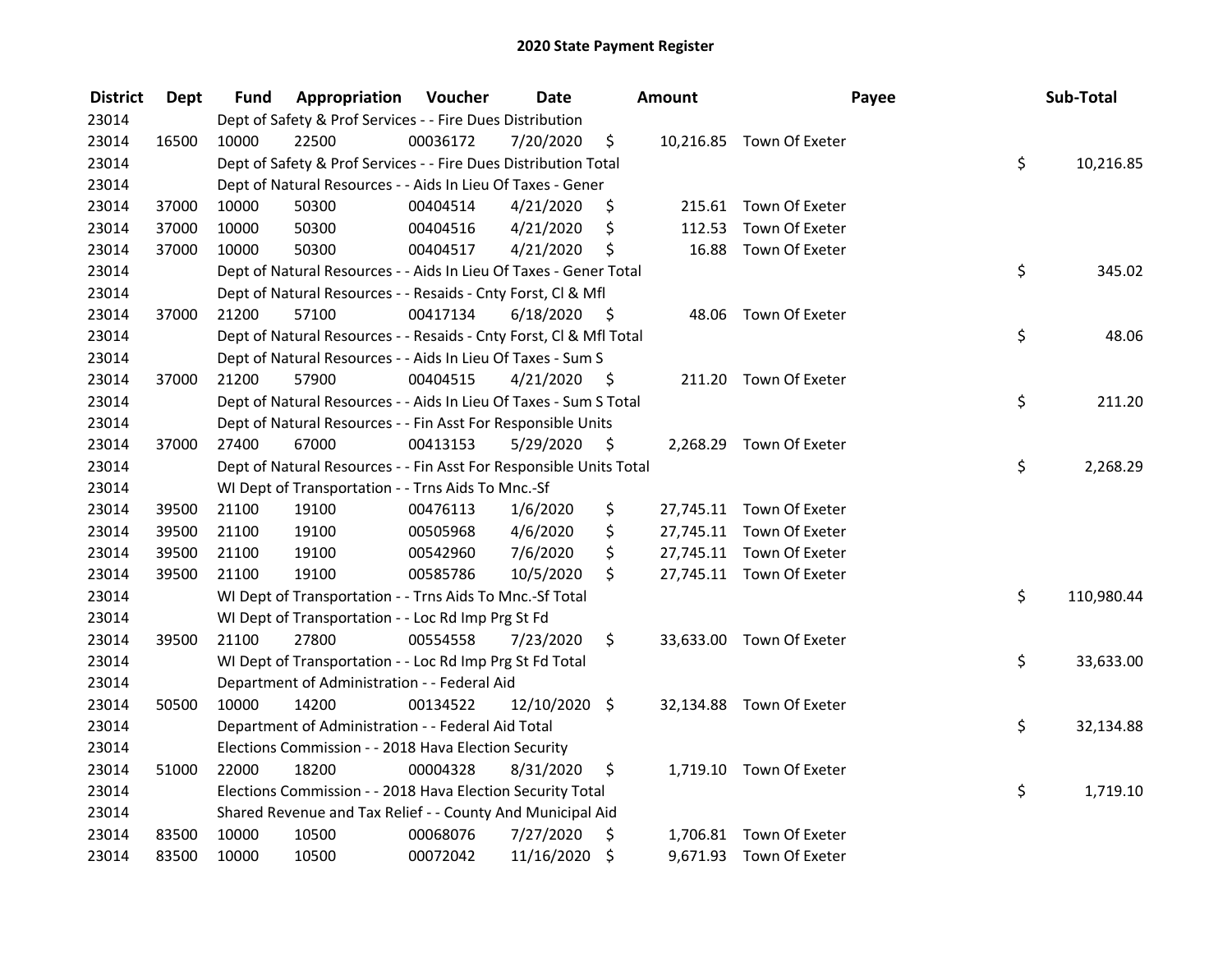# 2020 State Payment Register

| District | Dept | Fund | Appropriation | Voucher | Date | Amount | Payee | Sub-Total |
|---|---|---|---|---|---|---|---|---|
| 23014 | | Dept of Safety & Prof Services - - Fire Dues Distribution | | | | | | |
| 23014 | 16500 | 10000 | 22500 | 00036172 | 7/20/2020 | $ 10,216.85 | Town Of Exeter | |
| 23014 | | Dept of Safety & Prof Services - - Fire Dues Distribution Total | | | | | | $ 10,216.85 |
| 23014 | | Dept of Natural Resources - - Aids In Lieu Of Taxes - Gener | | | | | | |
| 23014 | 37000 | 10000 | 50300 | 00404514 | 4/21/2020 | $ 215.61 | Town Of Exeter | |
| 23014 | 37000 | 10000 | 50300 | 00404516 | 4/21/2020 | $ 112.53 | Town Of Exeter | |
| 23014 | 37000 | 10000 | 50300 | 00404517 | 4/21/2020 | $ 16.88 | Town Of Exeter | |
| 23014 | | Dept of Natural Resources - - Aids In Lieu Of Taxes - Gener Total | | | | | | $ 345.02 |
| 23014 | | Dept of Natural Resources - - Resaids - Cnty Forst, Cl & Mfl | | | | | | |
| 23014 | 37000 | 21200 | 57100 | 00417134 | 6/18/2020 | $ 48.06 | Town Of Exeter | |
| 23014 | | Dept of Natural Resources - - Resaids - Cnty Forst, Cl & Mfl Total | | | | | | $ 48.06 |
| 23014 | | Dept of Natural Resources - - Aids In Lieu Of Taxes - Sum S | | | | | | |
| 23014 | 37000 | 21200 | 57900 | 00404515 | 4/21/2020 | $ 211.20 | Town Of Exeter | |
| 23014 | | Dept of Natural Resources - - Aids In Lieu Of Taxes - Sum S Total | | | | | | $ 211.20 |
| 23014 | | Dept of Natural Resources - - Fin Asst For Responsible Units | | | | | | |
| 23014 | 37000 | 27400 | 67000 | 00413153 | 5/29/2020 | $ 2,268.29 | Town Of Exeter | |
| 23014 | | Dept of Natural Resources - - Fin Asst For Responsible Units Total | | | | | | $ 2,268.29 |
| 23014 | | WI Dept of Transportation - - Trns Aids To Mnc.-Sf | | | | | | |
| 23014 | 39500 | 21100 | 19100 | 00476113 | 1/6/2020 | $ 27,745.11 | Town Of Exeter | |
| 23014 | 39500 | 21100 | 19100 | 00505968 | 4/6/2020 | $ 27,745.11 | Town Of Exeter | |
| 23014 | 39500 | 21100 | 19100 | 00542960 | 7/6/2020 | $ 27,745.11 | Town Of Exeter | |
| 23014 | 39500 | 21100 | 19100 | 00585786 | 10/5/2020 | $ 27,745.11 | Town Of Exeter | |
| 23014 | | WI Dept of Transportation - - Trns Aids To Mnc.-Sf Total | | | | | | $ 110,980.44 |
| 23014 | | WI Dept of Transportation - - Loc Rd Imp Prg St Fd | | | | | | |
| 23014 | 39500 | 21100 | 27800 | 00554558 | 7/23/2020 | $ 33,633.00 | Town Of Exeter | |
| 23014 | | WI Dept of Transportation - - Loc Rd Imp Prg St Fd Total | | | | | | $ 33,633.00 |
| 23014 | | Department of Administration - - Federal Aid | | | | | | |
| 23014 | 50500 | 10000 | 14200 | 00134522 | 12/10/2020 | $ 32,134.88 | Town Of Exeter | |
| 23014 | | Department of Administration - - Federal Aid Total | | | | | | $ 32,134.88 |
| 23014 | | Elections Commission - - 2018 Hava Election Security | | | | | | |
| 23014 | 51000 | 22000 | 18200 | 00004328 | 8/31/2020 | $ 1,719.10 | Town Of Exeter | |
| 23014 | | Elections Commission - - 2018 Hava Election Security Total | | | | | | $ 1,719.10 |
| 23014 | | Shared Revenue and Tax Relief - - County And Municipal Aid | | | | | | |
| 23014 | 83500 | 10000 | 10500 | 00068076 | 7/27/2020 | $ 1,706.81 | Town Of Exeter | |
| 23014 | 83500 | 10000 | 10500 | 00072042 | 11/16/2020 | $ 9,671.93 | Town Of Exeter | |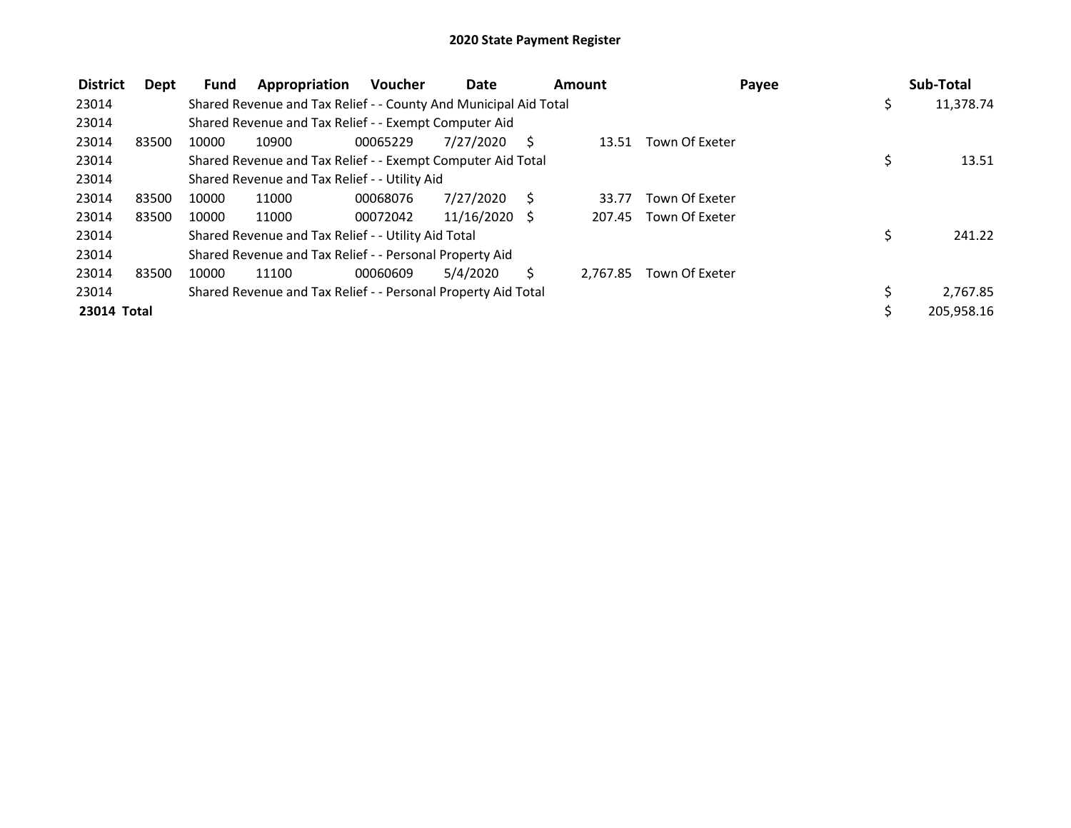# 2020 State Payment Register

| District | Dept | Fund | Appropriation | Voucher | Date | Amount | Payee | Sub-Total |
|---|---|---|---|---|---|---|---|---|
| 23014 | | Shared Revenue and Tax Relief - - County And Municipal Aid Total | | | | | | $ 11,378.74 |
| 23014 | | Shared Revenue and Tax Relief - - Exempt Computer Aid | | | | | | |
| 23014 | 83500 | 10000 | 10900 | 00065229 | 7/27/2020 | $ 13.51 | Town Of Exeter | |
| 23014 | | Shared Revenue and Tax Relief - - Exempt Computer Aid Total | | | | | | $ 13.51 |
| 23014 | | Shared Revenue and Tax Relief - - Utility Aid | | | | | | |
| 23014 | 83500 | 10000 | 11000 | 00068076 | 7/27/2020 | $ 33.77 | Town Of Exeter | |
| 23014 | 83500 | 10000 | 11000 | 00072042 | 11/16/2020 | $ 207.45 | Town Of Exeter | |
| 23014 | | Shared Revenue and Tax Relief - - Utility Aid Total | | | | | | $ 241.22 |
| 23014 | | Shared Revenue and Tax Relief - - Personal Property Aid | | | | | | |
| 23014 | 83500 | 10000 | 11100 | 00060609 | 5/4/2020 | $ 2,767.85 | Town Of Exeter | |
| 23014 | | Shared Revenue and Tax Relief - - Personal Property Aid Total | | | | | | $ 2,767.85 |
| **23014 Total** | | | | | | | | $ 205,958.16 |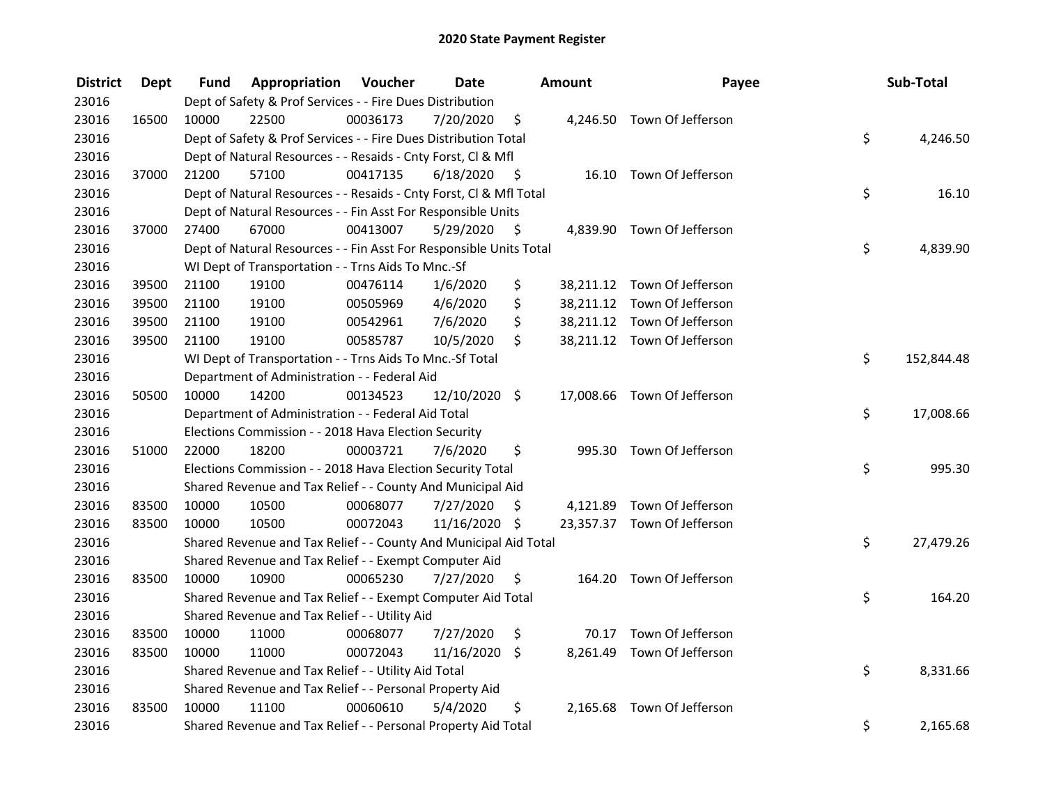# 2020 State Payment Register

| District | Dept | Fund | Appropriation | Voucher | Date | Amount | Payee | Sub-Total |
|---|---|---|---|---|---|---|---|---|
| 23016 | | Dept of Safety & Prof Services - - Fire Dues Distribution | | | | | | |
| 23016 | 16500 | 10000 | 22500 | 00036173 | 7/20/2020 | $ 4,246.50 | Town Of Jefferson | |
| 23016 | | Dept of Safety & Prof Services - - Fire Dues Distribution Total | | | | | | $ 4,246.50 |
| 23016 | | Dept of Natural Resources - - Resaids - Cnty Forst, Cl & Mfl | | | | | | |
| 23016 | 37000 | 21200 | 57100 | 00417135 | 6/18/2020 | $ 16.10 | Town Of Jefferson | |
| 23016 | | Dept of Natural Resources - - Resaids - Cnty Forst, Cl & Mfl Total | | | | | | $ 16.10 |
| 23016 | | Dept of Natural Resources - - Fin Asst For Responsible Units | | | | | | |
| 23016 | 37000 | 27400 | 67000 | 00413007 | 5/29/2020 | $ 4,839.90 | Town Of Jefferson | |
| 23016 | | Dept of Natural Resources - - Fin Asst For Responsible Units Total | | | | | | $ 4,839.90 |
| 23016 | | WI Dept of Transportation - - Trns Aids To Mnc.-Sf | | | | | | |
| 23016 | 39500 | 21100 | 19100 | 00476114 | 1/6/2020 | $ 38,211.12 | Town Of Jefferson | |
| 23016 | 39500 | 21100 | 19100 | 00505969 | 4/6/2020 | $ 38,211.12 | Town Of Jefferson | |
| 23016 | 39500 | 21100 | 19100 | 00542961 | 7/6/2020 | $ 38,211.12 | Town Of Jefferson | |
| 23016 | 39500 | 21100 | 19100 | 00585787 | 10/5/2020 | $ 38,211.12 | Town Of Jefferson | |
| 23016 | | WI Dept of Transportation - - Trns Aids To Mnc.-Sf Total | | | | | | $ 152,844.48 |
| 23016 | | Department of Administration - - Federal Aid | | | | | | |
| 23016 | 50500 | 10000 | 14200 | 00134523 | 12/10/2020 | $ 17,008.66 | Town Of Jefferson | |
| 23016 | | Department of Administration - - Federal Aid Total | | | | | | $ 17,008.66 |
| 23016 | | Elections Commission - - 2018 Hava Election Security | | | | | | |
| 23016 | 51000 | 22000 | 18200 | 00003721 | 7/6/2020 | $ 995.30 | Town Of Jefferson | |
| 23016 | | Elections Commission - - 2018 Hava Election Security Total | | | | | | $ 995.30 |
| 23016 | | Shared Revenue and Tax Relief - - County And Municipal Aid | | | | | | |
| 23016 | 83500 | 10000 | 10500 | 00068077 | 7/27/2020 | $ 4,121.89 | Town Of Jefferson | |
| 23016 | 83500 | 10000 | 10500 | 00072043 | 11/16/2020 | $ 23,357.37 | Town Of Jefferson | |
| 23016 | | Shared Revenue and Tax Relief - - County And Municipal Aid Total | | | | | | $ 27,479.26 |
| 23016 | | Shared Revenue and Tax Relief - - Exempt Computer Aid | | | | | | |
| 23016 | 83500 | 10000 | 10900 | 00065230 | 7/27/2020 | $ 164.20 | Town Of Jefferson | |
| 23016 | | Shared Revenue and Tax Relief - - Exempt Computer Aid Total | | | | | | $ 164.20 |
| 23016 | | Shared Revenue and Tax Relief - - Utility Aid | | | | | | |
| 23016 | 83500 | 10000 | 11000 | 00068077 | 7/27/2020 | $ 70.17 | Town Of Jefferson | |
| 23016 | 83500 | 10000 | 11000 | 00072043 | 11/16/2020 | $ 8,261.49 | Town Of Jefferson | |
| 23016 | | Shared Revenue and Tax Relief - - Utility Aid Total | | | | | | $ 8,331.66 |
| 23016 | | Shared Revenue and Tax Relief - - Personal Property Aid | | | | | | |
| 23016 | 83500 | 10000 | 11100 | 00060610 | 5/4/2020 | $ 2,165.68 | Town Of Jefferson | |
| 23016 | | Shared Revenue and Tax Relief - - Personal Property Aid Total | | | | | | $ 2,165.68 |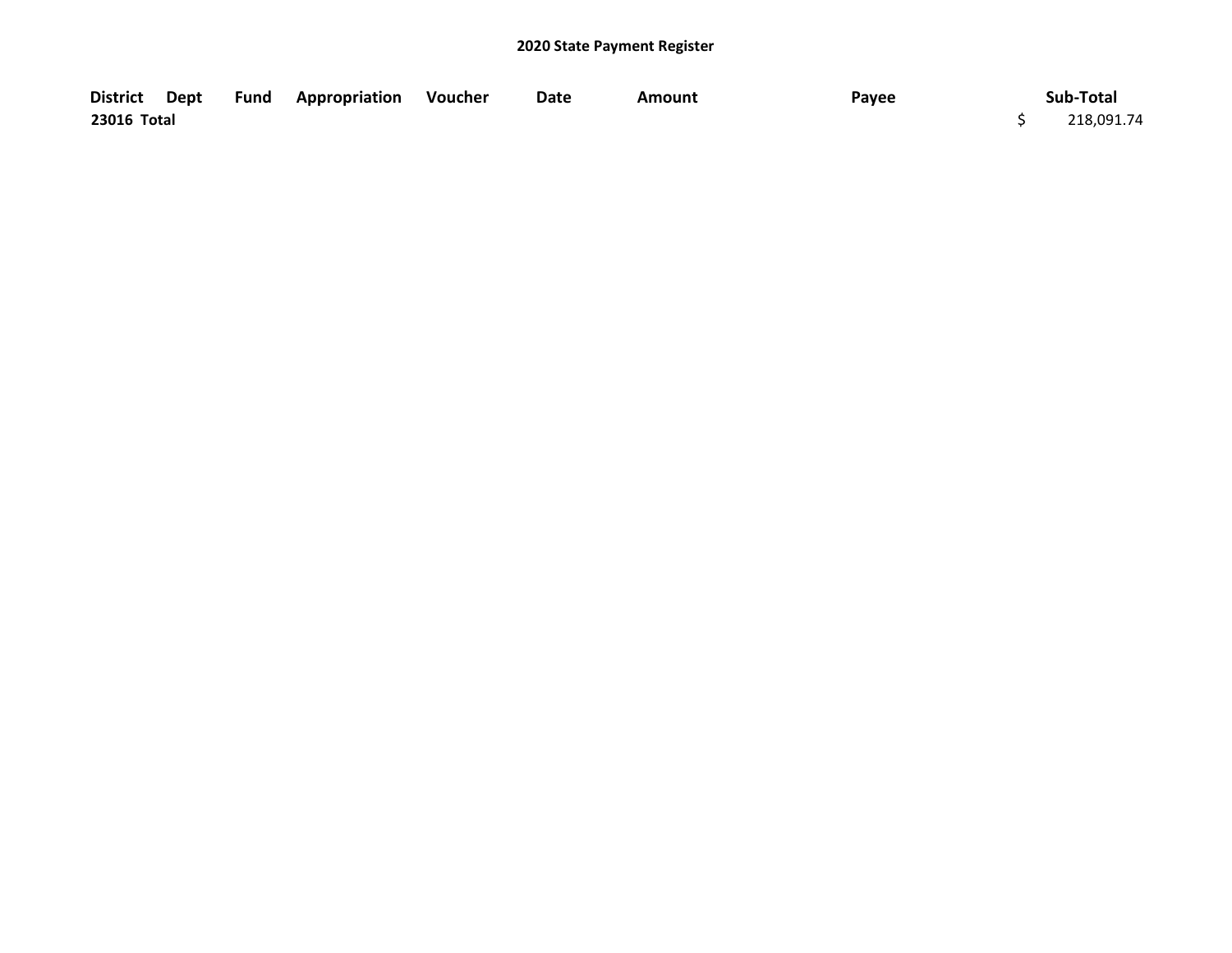## 2020 State Payment Register

| District | Dept | Fund | Appropriation | Voucher | Date | Amount | Payee | Sub-Total |
|---|---|---|---|---|---|---|---|---|
| **23016 Total** | | | | | | | | $ 218,091.74 |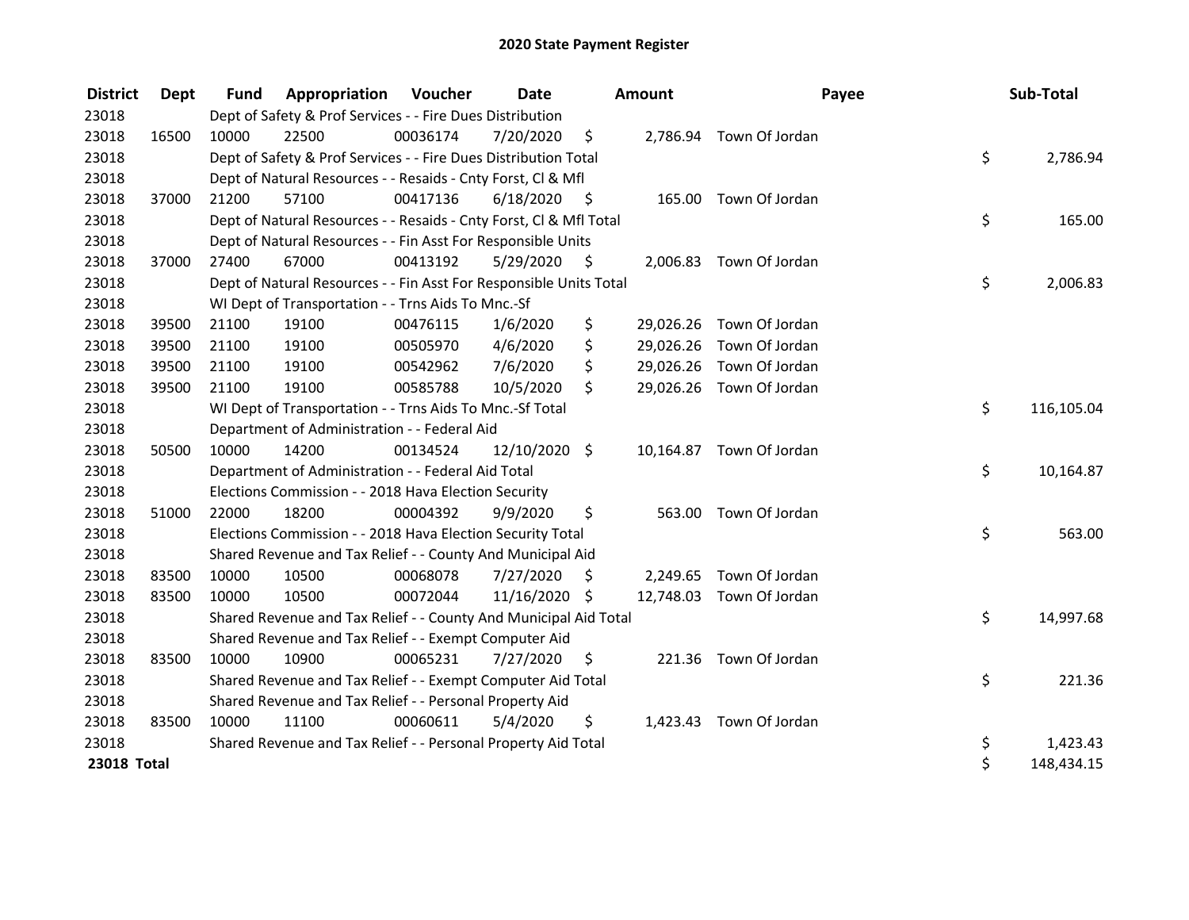# 2020 State Payment Register

| District | Dept | Fund | Appropriation | Voucher | Date | Amount | Payee | Sub-Total |
|---|---|---|---|---|---|---|---|---|
| 23018 | | Dept of Safety & Prof Services - - Fire Dues Distribution | | | | | | |
| 23018 | 16500 | 10000 | 22500 | 00036174 | 7/20/2020 | $ 2,786.94 | Town Of Jordan | |
| 23018 | | Dept of Safety & Prof Services - - Fire Dues Distribution Total | | | | | | $ 2,786.94 |
| 23018 | | Dept of Natural Resources - - Resaids - Cnty Forst, Cl & Mfl | | | | | | |
| 23018 | 37000 | 21200 | 57100 | 00417136 | 6/18/2020 | $ 165.00 | Town Of Jordan | |
| 23018 | | Dept of Natural Resources - - Resaids - Cnty Forst, Cl & Mfl Total | | | | | | $ 165.00 |
| 23018 | | Dept of Natural Resources - - Fin Asst For Responsible Units | | | | | | |
| 23018 | 37000 | 27400 | 67000 | 00413192 | 5/29/2020 | $ 2,006.83 | Town Of Jordan | |
| 23018 | | Dept of Natural Resources - - Fin Asst For Responsible Units Total | | | | | | $ 2,006.83 |
| 23018 | | WI Dept of Transportation - - Trns Aids To Mnc.-Sf | | | | | | |
| 23018 | 39500 | 21100 | 19100 | 00476115 | 1/6/2020 | $ 29,026.26 | Town Of Jordan | |
| 23018 | 39500 | 21100 | 19100 | 00505970 | 4/6/2020 | $ 29,026.26 | Town Of Jordan | |
| 23018 | 39500 | 21100 | 19100 | 00542962 | 7/6/2020 | $ 29,026.26 | Town Of Jordan | |
| 23018 | 39500 | 21100 | 19100 | 00585788 | 10/5/2020 | $ 29,026.26 | Town Of Jordan | |
| 23018 | | WI Dept of Transportation - - Trns Aids To Mnc.-Sf Total | | | | | | $ 116,105.04 |
| 23018 | | Department of Administration - - Federal Aid | | | | | | |
| 23018 | 50500 | 10000 | 14200 | 00134524 | 12/10/2020 | $ 10,164.87 | Town Of Jordan | |
| 23018 | | Department of Administration - - Federal Aid Total | | | | | | $ 10,164.87 |
| 23018 | | Elections Commission - - 2018 Hava Election Security | | | | | | |
| 23018 | 51000 | 22000 | 18200 | 00004392 | 9/9/2020 | $ 563.00 | Town Of Jordan | |
| 23018 | | Elections Commission - - 2018 Hava Election Security Total | | | | | | $ 563.00 |
| 23018 | | Shared Revenue and Tax Relief - - County And Municipal Aid | | | | | | |
| 23018 | 83500 | 10000 | 10500 | 00068078 | 7/27/2020 | $ 2,249.65 | Town Of Jordan | |
| 23018 | 83500 | 10000 | 10500 | 00072044 | 11/16/2020 | $ 12,748.03 | Town Of Jordan | |
| 23018 | | Shared Revenue and Tax Relief - - County And Municipal Aid Total | | | | | | $ 14,997.68 |
| 23018 | | Shared Revenue and Tax Relief - - Exempt Computer Aid | | | | | | |
| 23018 | 83500 | 10000 | 10900 | 00065231 | 7/27/2020 | $ 221.36 | Town Of Jordan | |
| 23018 | | Shared Revenue and Tax Relief - - Exempt Computer Aid Total | | | | | | $ 221.36 |
| 23018 | | Shared Revenue and Tax Relief - - Personal Property Aid | | | | | | |
| 23018 | 83500 | 10000 | 11100 | 00060611 | 5/4/2020 | $ 1,423.43 | Town Of Jordan | |
| 23018 | | Shared Revenue and Tax Relief - - Personal Property Aid Total | | | | | | $ 1,423.43 |
| **23018 Total** | | | | | | | | $ 148,434.15 |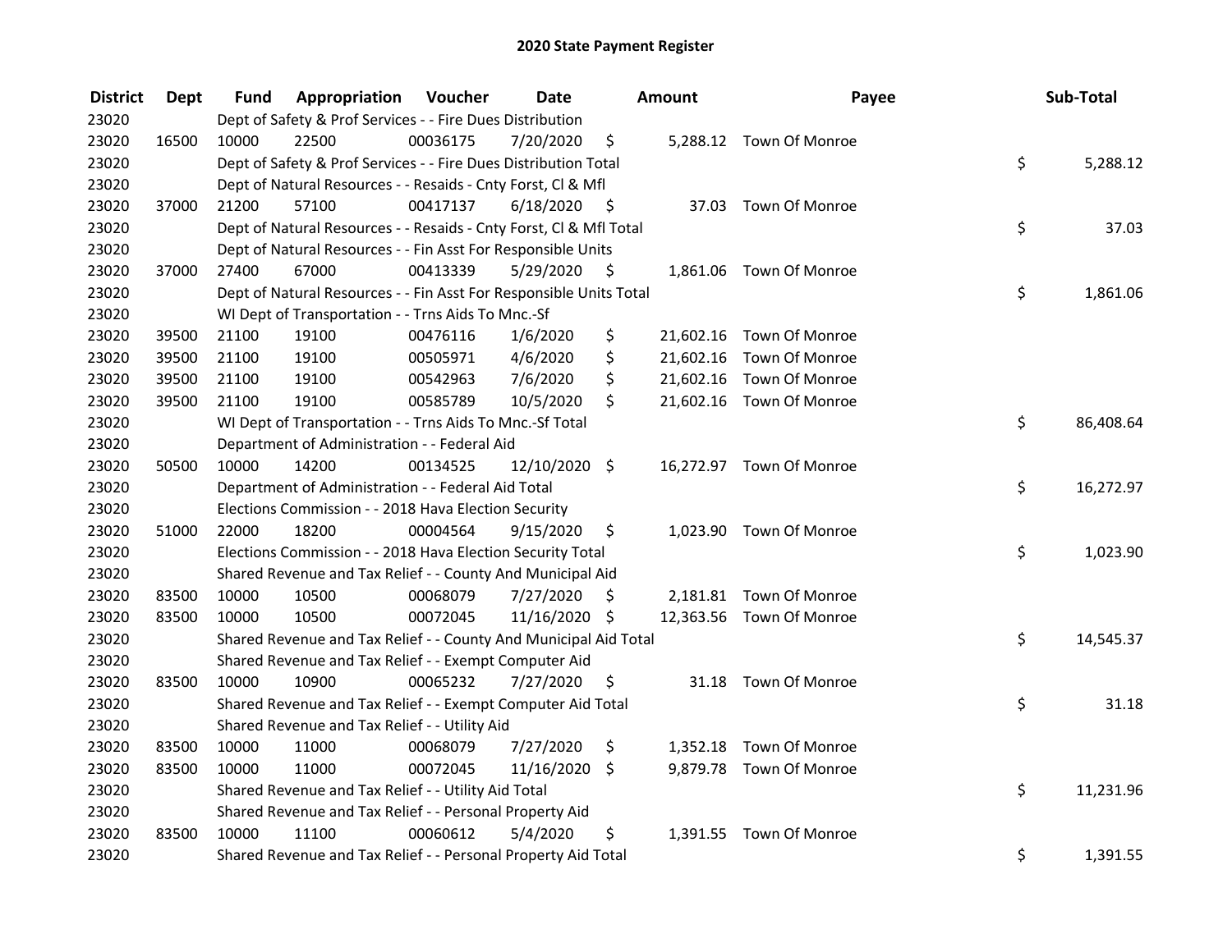# 2020 State Payment Register

| District | Dept | Fund | Appropriation | Voucher | Date | Amount | Payee | Sub-Total |
|---|---|---|---|---|---|---|---|---|
| 23020 | | Dept of Safety & Prof Services - - Fire Dues Distribution | | | | | | |
| 23020 | 16500 | 10000 | 22500 | 00036175 | 7/20/2020 | $ 5,288.12 | Town Of Monroe | |
| 23020 | | Dept of Safety & Prof Services - - Fire Dues Distribution Total | | | | | | $ 5,288.12 |
| 23020 | | Dept of Natural Resources - - Resaids - Cnty Forst, Cl & Mfl | | | | | | |
| 23020 | 37000 | 21200 | 57100 | 00417137 | 6/18/2020 | $ 37.03 | Town Of Monroe | |
| 23020 | | Dept of Natural Resources - - Resaids - Cnty Forst, Cl & Mfl Total | | | | | | $ 37.03 |
| 23020 | | Dept of Natural Resources - - Fin Asst For Responsible Units | | | | | | |
| 23020 | 37000 | 27400 | 67000 | 00413339 | 5/29/2020 | $ 1,861.06 | Town Of Monroe | |
| 23020 | | Dept of Natural Resources - - Fin Asst For Responsible Units Total | | | | | | $ 1,861.06 |
| 23020 | | WI Dept of Transportation - - Trns Aids To Mnc.-Sf | | | | | | |
| 23020 | 39500 | 21100 | 19100 | 00476116 | 1/6/2020 | $ 21,602.16 | Town Of Monroe | |
| 23020 | 39500 | 21100 | 19100 | 00505971 | 4/6/2020 | $ 21,602.16 | Town Of Monroe | |
| 23020 | 39500 | 21100 | 19100 | 00542963 | 7/6/2020 | $ 21,602.16 | Town Of Monroe | |
| 23020 | 39500 | 21100 | 19100 | 00585789 | 10/5/2020 | $ 21,602.16 | Town Of Monroe | |
| 23020 | | WI Dept of Transportation - - Trns Aids To Mnc.-Sf Total | | | | | | $ 86,408.64 |
| 23020 | | Department of Administration - - Federal Aid | | | | | | |
| 23020 | 50500 | 10000 | 14200 | 00134525 | 12/10/2020 | $ 16,272.97 | Town Of Monroe | |
| 23020 | | Department of Administration - - Federal Aid Total | | | | | | $ 16,272.97 |
| 23020 | | Elections Commission - - 2018 Hava Election Security | | | | | | |
| 23020 | 51000 | 22000 | 18200 | 00004564 | 9/15/2020 | $ 1,023.90 | Town Of Monroe | |
| 23020 | | Elections Commission - - 2018 Hava Election Security Total | | | | | | $ 1,023.90 |
| 23020 | | Shared Revenue and Tax Relief - - County And Municipal Aid | | | | | | |
| 23020 | 83500 | 10000 | 10500 | 00068079 | 7/27/2020 | $ 2,181.81 | Town Of Monroe | |
| 23020 | 83500 | 10000 | 10500 | 00072045 | 11/16/2020 | $ 12,363.56 | Town Of Monroe | |
| 23020 | | Shared Revenue and Tax Relief - - County And Municipal Aid Total | | | | | | $ 14,545.37 |
| 23020 | | Shared Revenue and Tax Relief - - Exempt Computer Aid | | | | | | |
| 23020 | 83500 | 10000 | 10900 | 00065232 | 7/27/2020 | $ 31.18 | Town Of Monroe | |
| 23020 | | Shared Revenue and Tax Relief - - Exempt Computer Aid Total | | | | | | $ 31.18 |
| 23020 | | Shared Revenue and Tax Relief - - Utility Aid | | | | | | |
| 23020 | 83500 | 10000 | 11000 | 00068079 | 7/27/2020 | $ 1,352.18 | Town Of Monroe | |
| 23020 | 83500 | 10000 | 11000 | 00072045 | 11/16/2020 | $ 9,879.78 | Town Of Monroe | |
| 23020 | | Shared Revenue and Tax Relief - - Utility Aid Total | | | | | | $ 11,231.96 |
| 23020 | | Shared Revenue and Tax Relief - - Personal Property Aid | | | | | | |
| 23020 | 83500 | 10000 | 11100 | 00060612 | 5/4/2020 | $ 1,391.55 | Town Of Monroe | |
| 23020 | | Shared Revenue and Tax Relief - - Personal Property Aid Total | | | | | | $ 1,391.55 |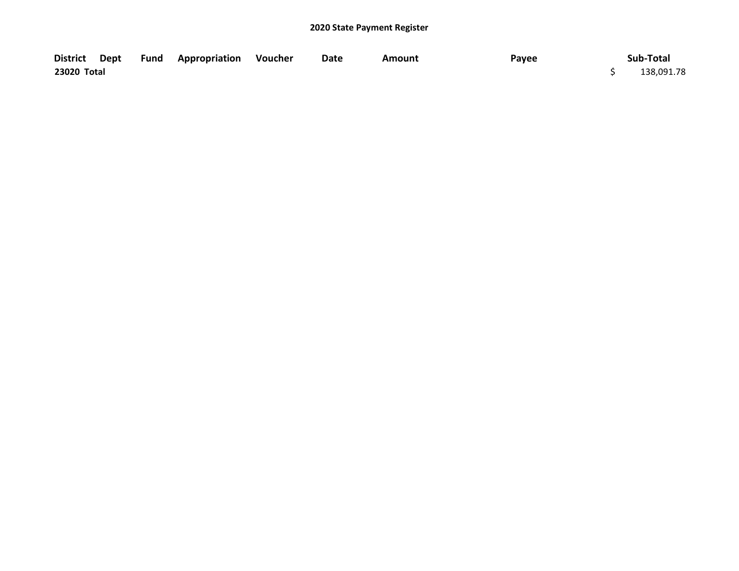## 2020 State Payment Register

| District | Dept | Fund | Appropriation | Voucher | Date | Amount | Payee | Sub-Total |
|---|---|---|---|---|---|---|---|---|
| **23020 Total** | | | | | | | | $ 138,091.78 |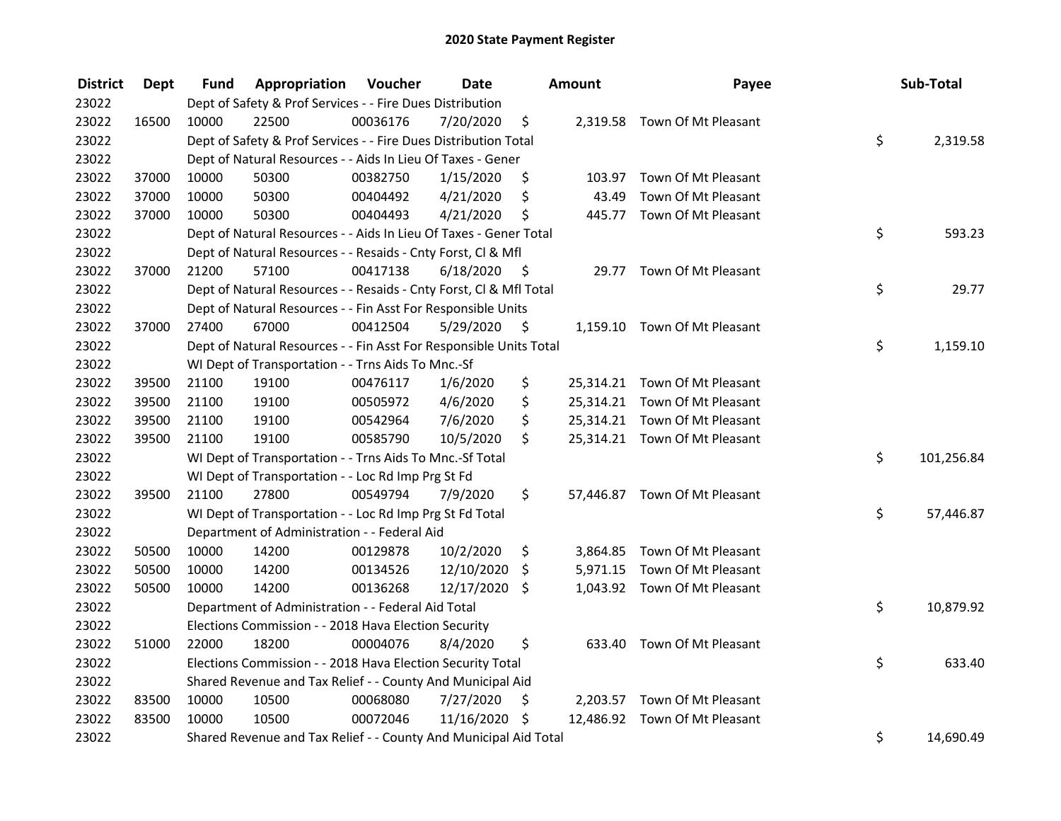## 2020 State Payment Register

| District | Dept | Fund | Appropriation | Voucher | Date | Amount | Payee | Sub-Total |
|---|---|---|---|---|---|---|---|---|
| 23022 | | Dept of Safety & Prof Services - - Fire Dues Distribution | | | | | | |
| 23022 | 16500 | 10000 | 22500 | 00036176 | 7/20/2020 | $ 2,319.58 | Town Of Mt Pleasant | |
| 23022 | | Dept of Safety & Prof Services - - Fire Dues Distribution Total | | | | | | $ 2,319.58 |
| 23022 | | Dept of Natural Resources - - Aids In Lieu Of Taxes - Gener | | | | | | |
| 23022 | 37000 | 10000 | 50300 | 00382750 | 1/15/2020 | $ 103.97 | Town Of Mt Pleasant | |
| 23022 | 37000 | 10000 | 50300 | 00404492 | 4/21/2020 | $ 43.49 | Town Of Mt Pleasant | |
| 23022 | 37000 | 10000 | 50300 | 00404493 | 4/21/2020 | $ 445.77 | Town Of Mt Pleasant | |
| 23022 | | Dept of Natural Resources - - Aids In Lieu Of Taxes - Gener Total | | | | | | $ 593.23 |
| 23022 | | Dept of Natural Resources - - Resaids - Cnty Forst, Cl & Mfl | | | | | | |
| 23022 | 37000 | 21200 | 57100 | 00417138 | 6/18/2020 | $ 29.77 | Town Of Mt Pleasant | |
| 23022 | | Dept of Natural Resources - - Resaids - Cnty Forst, Cl & Mfl Total | | | | | | $ 29.77 |
| 23022 | | Dept of Natural Resources - - Fin Asst For Responsible Units | | | | | | |
| 23022 | 37000 | 27400 | 67000 | 00412504 | 5/29/2020 | $ 1,159.10 | Town Of Mt Pleasant | |
| 23022 | | Dept of Natural Resources - - Fin Asst For Responsible Units Total | | | | | | $ 1,159.10 |
| 23022 | | WI Dept of Transportation - - Trns Aids To Mnc.-Sf | | | | | | |
| 23022 | 39500 | 21100 | 19100 | 00476117 | 1/6/2020 | $ 25,314.21 | Town Of Mt Pleasant | |
| 23022 | 39500 | 21100 | 19100 | 00505972 | 4/6/2020 | $ 25,314.21 | Town Of Mt Pleasant | |
| 23022 | 39500 | 21100 | 19100 | 00542964 | 7/6/2020 | $ 25,314.21 | Town Of Mt Pleasant | |
| 23022 | 39500 | 21100 | 19100 | 00585790 | 10/5/2020 | $ 25,314.21 | Town Of Mt Pleasant | |
| 23022 | | WI Dept of Transportation - - Trns Aids To Mnc.-Sf Total | | | | | | $ 101,256.84 |
| 23022 | | WI Dept of Transportation - - Loc Rd Imp Prg St Fd | | | | | | |
| 23022 | 39500 | 21100 | 27800 | 00549794 | 7/9/2020 | $ 57,446.87 | Town Of Mt Pleasant | |
| 23022 | | WI Dept of Transportation - - Loc Rd Imp Prg St Fd Total | | | | | | $ 57,446.87 |
| 23022 | | Department of Administration - - Federal Aid | | | | | | |
| 23022 | 50500 | 10000 | 14200 | 00129878 | 10/2/2020 | $ 3,864.85 | Town Of Mt Pleasant | |
| 23022 | 50500 | 10000 | 14200 | 00134526 | 12/10/2020 | $ 5,971.15 | Town Of Mt Pleasant | |
| 23022 | 50500 | 10000 | 14200 | 00136268 | 12/17/2020 | $ 1,043.92 | Town Of Mt Pleasant | |
| 23022 | | Department of Administration - - Federal Aid Total | | | | | | $ 10,879.92 |
| 23022 | | Elections Commission - - 2018 Hava Election Security | | | | | | |
| 23022 | 51000 | 22000 | 18200 | 00004076 | 8/4/2020 | $ 633.40 | Town Of Mt Pleasant | |
| 23022 | | Elections Commission - - 2018 Hava Election Security Total | | | | | | $ 633.40 |
| 23022 | | Shared Revenue and Tax Relief - - County And Municipal Aid | | | | | | |
| 23022 | 83500 | 10000 | 10500 | 00068080 | 7/27/2020 | $ 2,203.57 | Town Of Mt Pleasant | |
| 23022 | 83500 | 10000 | 10500 | 00072046 | 11/16/2020 | $ 12,486.92 | Town Of Mt Pleasant | |
| 23022 | | Shared Revenue and Tax Relief - - County And Municipal Aid Total | | | | | | $ 14,690.49 |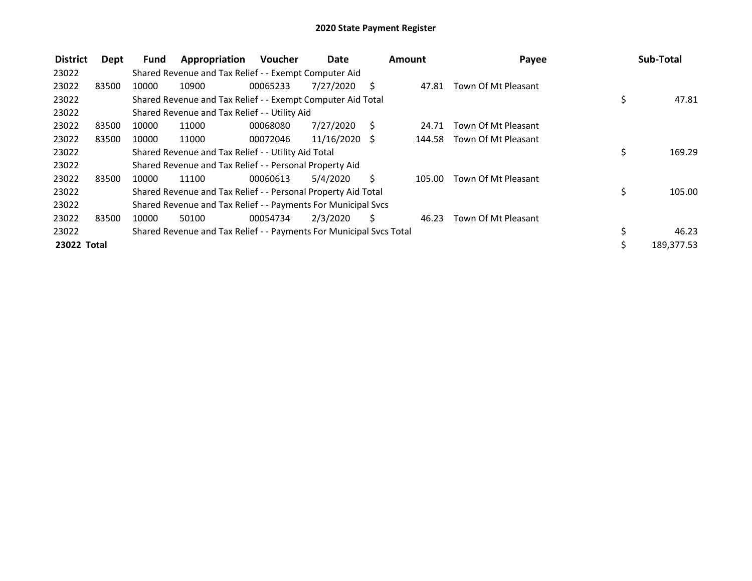# 2020 State Payment Register

| District | Dept | Fund | Appropriation | Voucher | Date | Amount | Payee | Sub-Total |
|---|---|---|---|---|---|---|---|---|
| 23022 | | Shared Revenue and Tax Relief - - Exempt Computer Aid | | | | | | |
| 23022 | 83500 | 10000 | 10900 | 00065233 | 7/27/2020 | $ 47.81 | Town Of Mt Pleasant | |
| 23022 | | Shared Revenue and Tax Relief - - Exempt Computer Aid Total | | | | | | $ 47.81 |
| 23022 | | Shared Revenue and Tax Relief - - Utility Aid | | | | | | |
| 23022 | 83500 | 10000 | 11000 | 00068080 | 7/27/2020 | $ 24.71 | Town Of Mt Pleasant | |
| 23022 | 83500 | 10000 | 11000 | 00072046 | 11/16/2020 | $ 144.58 | Town Of Mt Pleasant | |
| 23022 | | Shared Revenue and Tax Relief - - Utility Aid Total | | | | | | $ 169.29 |
| 23022 | | Shared Revenue and Tax Relief - - Personal Property Aid | | | | | | |
| 23022 | 83500 | 10000 | 11100 | 00060613 | 5/4/2020 | $ 105.00 | Town Of Mt Pleasant | |
| 23022 | | Shared Revenue and Tax Relief - - Personal Property Aid Total | | | | | | $ 105.00 |
| 23022 | | Shared Revenue and Tax Relief - - Payments For Municipal Svcs | | | | | | |
| 23022 | 83500 | 10000 | 50100 | 00054734 | 2/3/2020 | $ 46.23 | Town Of Mt Pleasant | |
| 23022 | | Shared Revenue and Tax Relief - - Payments For Municipal Svcs Total | | | | | | $ 46.23 |
| **23022 Total** | | | | | | | | $ 189,377.53 |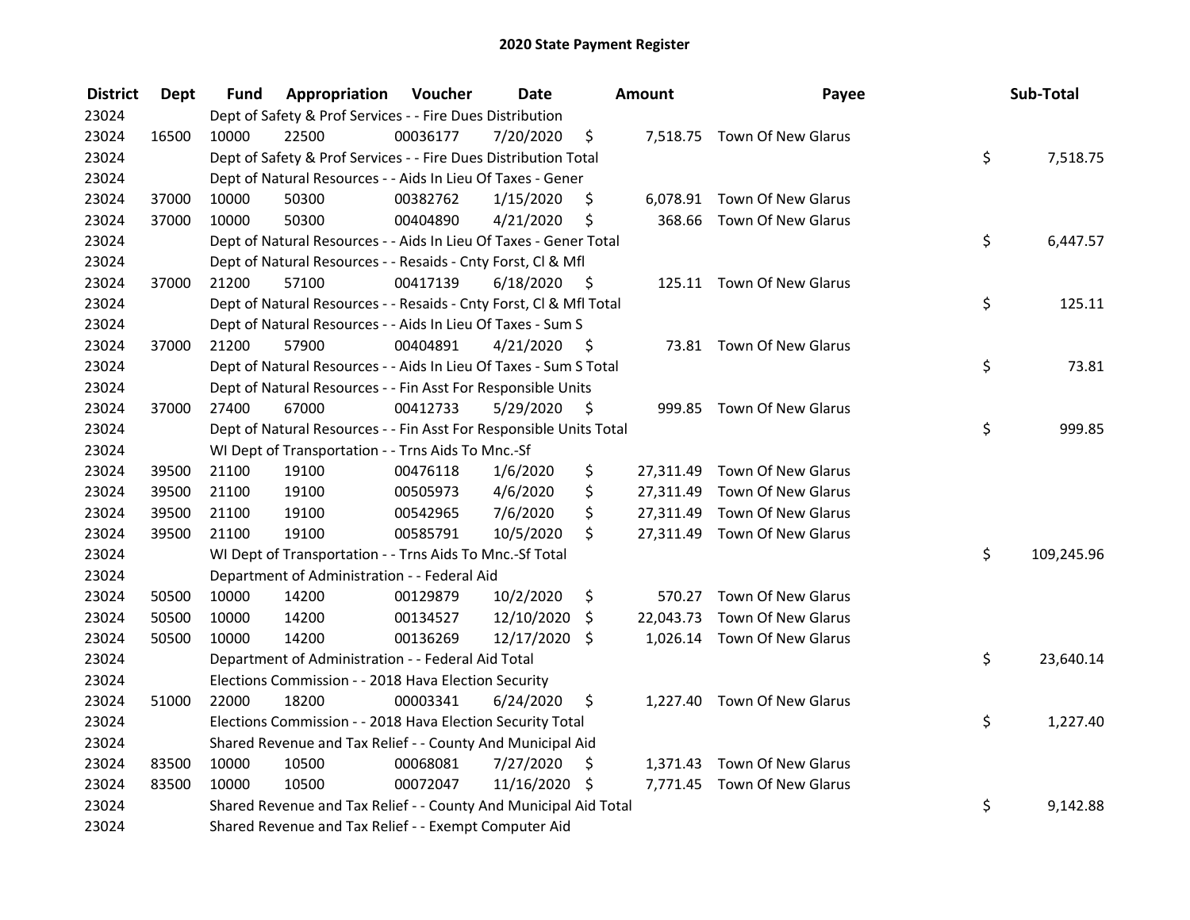# 2020 State Payment Register

| District | Dept | Fund | Appropriation | Voucher | Date | Amount | Payee | Sub-Total |
|---|---|---|---|---|---|---|---|---|
| 23024 | | Dept of Safety & Prof Services - - Fire Dues Distribution | | | | | | |
| 23024 | 16500 | 10000 | 22500 | 00036177 | 7/20/2020 | $ 7,518.75 | Town Of New Glarus | |
| 23024 | | Dept of Safety & Prof Services - - Fire Dues Distribution Total | | | | | | $ 7,518.75 |
| 23024 | | Dept of Natural Resources - - Aids In Lieu Of Taxes - Gener | | | | | | |
| 23024 | 37000 | 10000 | 50300 | 00382762 | 1/15/2020 | $ 6,078.91 | Town Of New Glarus | |
| 23024 | 37000 | 10000 | 50300 | 00404890 | 4/21/2020 | $ 368.66 | Town Of New Glarus | |
| 23024 | | Dept of Natural Resources - - Aids In Lieu Of Taxes - Gener Total | | | | | | $ 6,447.57 |
| 23024 | | Dept of Natural Resources - - Resaids - Cnty Forst, Cl & Mfl | | | | | | |
| 23024 | 37000 | 21200 | 57100 | 00417139 | 6/18/2020 | $ 125.11 | Town Of New Glarus | |
| 23024 | | Dept of Natural Resources - - Resaids - Cnty Forst, Cl & Mfl Total | | | | | | $ 125.11 |
| 23024 | | Dept of Natural Resources - - Aids In Lieu Of Taxes - Sum S | | | | | | |
| 23024 | 37000 | 21200 | 57900 | 00404891 | 4/21/2020 | $ 73.81 | Town Of New Glarus | |
| 23024 | | Dept of Natural Resources - - Aids In Lieu Of Taxes - Sum S Total | | | | | | $ 73.81 |
| 23024 | | Dept of Natural Resources - - Fin Asst For Responsible Units | | | | | | |
| 23024 | 37000 | 27400 | 67000 | 00412733 | 5/29/2020 | $ 999.85 | Town Of New Glarus | |
| 23024 | | Dept of Natural Resources - - Fin Asst For Responsible Units Total | | | | | | $ 999.85 |
| 23024 | | WI Dept of Transportation - - Trns Aids To Mnc.-Sf | | | | | | |
| 23024 | 39500 | 21100 | 19100 | 00476118 | 1/6/2020 | $ 27,311.49 | Town Of New Glarus | |
| 23024 | 39500 | 21100 | 19100 | 00505973 | 4/6/2020 | $ 27,311.49 | Town Of New Glarus | |
| 23024 | 39500 | 21100 | 19100 | 00542965 | 7/6/2020 | $ 27,311.49 | Town Of New Glarus | |
| 23024 | 39500 | 21100 | 19100 | 00585791 | 10/5/2020 | $ 27,311.49 | Town Of New Glarus | |
| 23024 | | WI Dept of Transportation - - Trns Aids To Mnc.-Sf Total | | | | | | $ 109,245.96 |
| 23024 | | Department of Administration - - Federal Aid | | | | | | |
| 23024 | 50500 | 10000 | 14200 | 00129879 | 10/2/2020 | $ 570.27 | Town Of New Glarus | |
| 23024 | 50500 | 10000 | 14200 | 00134527 | 12/10/2020 | $ 22,043.73 | Town Of New Glarus | |
| 23024 | 50500 | 10000 | 14200 | 00136269 | 12/17/2020 | $ 1,026.14 | Town Of New Glarus | |
| 23024 | | Department of Administration - - Federal Aid Total | | | | | | $ 23,640.14 |
| 23024 | | Elections Commission - - 2018 Hava Election Security | | | | | | |
| 23024 | 51000 | 22000 | 18200 | 00003341 | 6/24/2020 | $ 1,227.40 | Town Of New Glarus | |
| 23024 | | Elections Commission - - 2018 Hava Election Security Total | | | | | | $ 1,227.40 |
| 23024 | | Shared Revenue and Tax Relief - - County And Municipal Aid | | | | | | |
| 23024 | 83500 | 10000 | 10500 | 00068081 | 7/27/2020 | $ 1,371.43 | Town Of New Glarus | |
| 23024 | 83500 | 10000 | 10500 | 00072047 | 11/16/2020 | $ 7,771.45 | Town Of New Glarus | |
| 23024 | | Shared Revenue and Tax Relief - - County And Municipal Aid Total | | | | | | $ 9,142.88 |
| 23024 | | Shared Revenue and Tax Relief - - Exempt Computer Aid | | | | | | |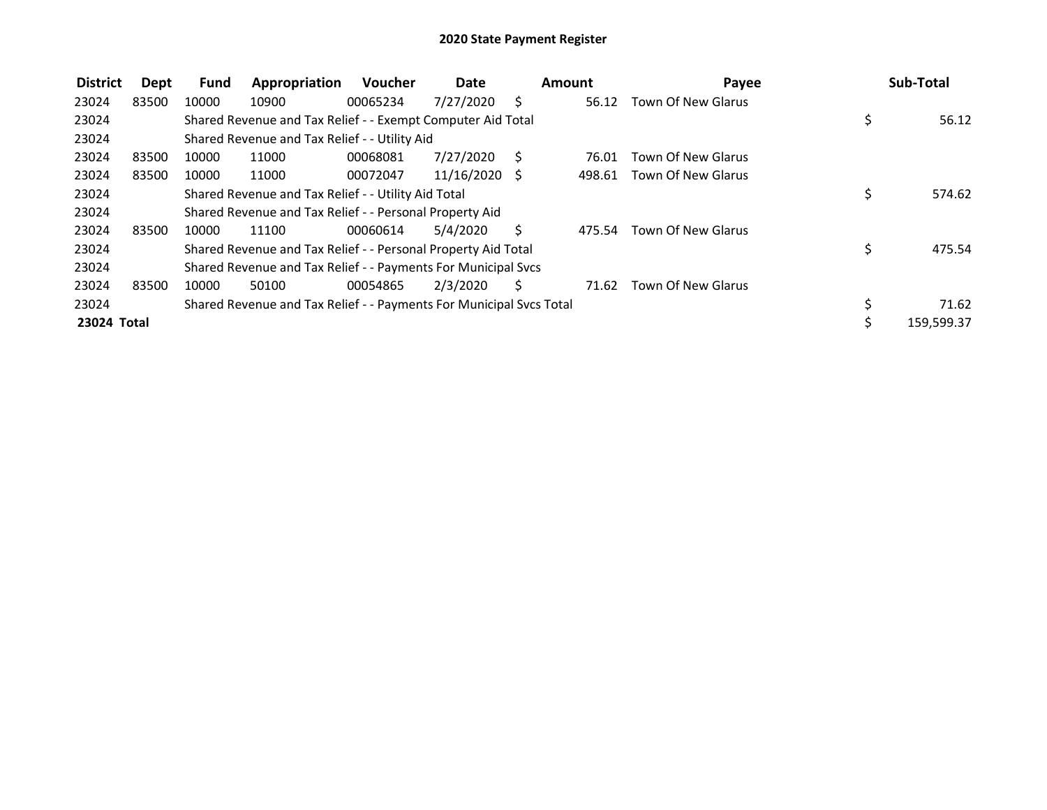# 2020 State Payment Register

| District | Dept | Fund | Appropriation | Voucher | Date | Amount | Payee | Sub-Total |
|---|---|---|---|---|---|---|---|---|
| 23024 | 83500 | 10000 | 10900 | 00065234 | 7/27/2020 | $ 56.12 | Town Of New Glarus | |
| 23024 | | Shared Revenue and Tax Relief - - Exempt Computer Aid Total | | | | | | $ 56.12 |
| 23024 | | Shared Revenue and Tax Relief - - Utility Aid | | | | | | |
| 23024 | 83500 | 10000 | 11000 | 00068081 | 7/27/2020 | $ 76.01 | Town Of New Glarus | |
| 23024 | 83500 | 10000 | 11000 | 00072047 | 11/16/2020 | $ 498.61 | Town Of New Glarus | |
| 23024 | | Shared Revenue and Tax Relief - - Utility Aid Total | | | | | | $ 574.62 |
| 23024 | | Shared Revenue and Tax Relief - - Personal Property Aid | | | | | | |
| 23024 | 83500 | 10000 | 11100 | 00060614 | 5/4/2020 | $ 475.54 | Town Of New Glarus | |
| 23024 | | Shared Revenue and Tax Relief - - Personal Property Aid Total | | | | | | $ 475.54 |
| 23024 | | Shared Revenue and Tax Relief - - Payments For Municipal Svcs | | | | | | |
| 23024 | 83500 | 10000 | 50100 | 00054865 | 2/3/2020 | $ 71.62 | Town Of New Glarus | |
| 23024 | | Shared Revenue and Tax Relief - - Payments For Municipal Svcs Total | | | | | | $ 71.62 |
| **23024 Total** | | | | | | | | $ 159,599.37 |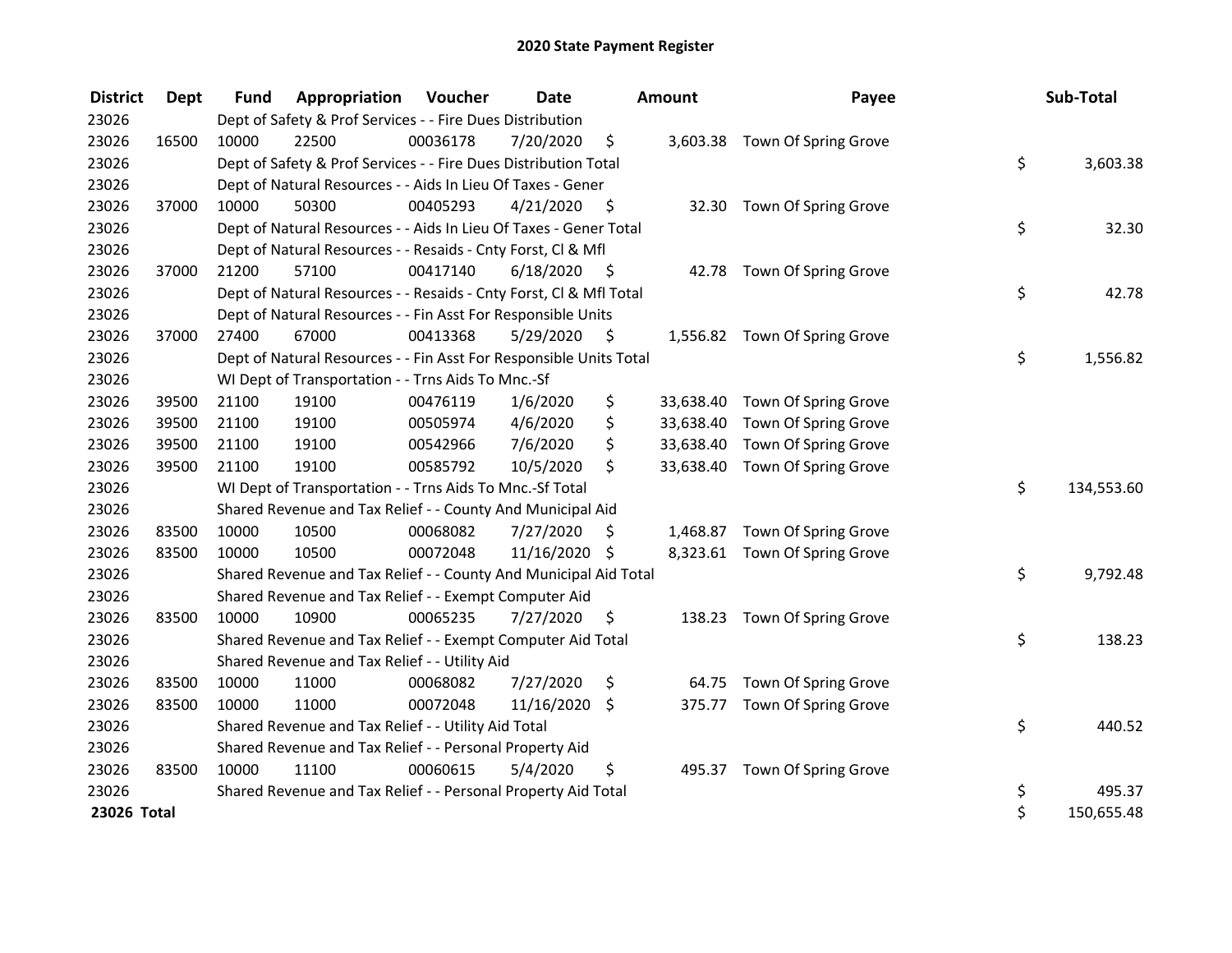# 2020 State Payment Register

| District | Dept | Fund | Appropriation | Voucher | Date | Amount | Payee | Sub-Total |
|---|---|---|---|---|---|---|---|---|
| 23026 | | Dept of Safety & Prof Services - - Fire Dues Distribution | | | | | | |
| 23026 | 16500 | 10000 | 22500 | 00036178 | 7/20/2020 | $ 3,603.38 | Town Of Spring Grove | |
| 23026 | | Dept of Safety & Prof Services - - Fire Dues Distribution Total | | | | | | $ 3,603.38 |
| 23026 | | Dept of Natural Resources - - Aids In Lieu Of Taxes - Gener | | | | | | |
| 23026 | 37000 | 10000 | 50300 | 00405293 | 4/21/2020 | $ 32.30 | Town Of Spring Grove | |
| 23026 | | Dept of Natural Resources - - Aids In Lieu Of Taxes - Gener Total | | | | | | $ 32.30 |
| 23026 | | Dept of Natural Resources - - Resaids - Cnty Forst, Cl & Mfl | | | | | | |
| 23026 | 37000 | 21200 | 57100 | 00417140 | 6/18/2020 | $ 42.78 | Town Of Spring Grove | |
| 23026 | | Dept of Natural Resources - - Resaids - Cnty Forst, Cl & Mfl Total | | | | | | $ 42.78 |
| 23026 | | Dept of Natural Resources - - Fin Asst For Responsible Units | | | | | | |
| 23026 | 37000 | 27400 | 67000 | 00413368 | 5/29/2020 | $ 1,556.82 | Town Of Spring Grove | |
| 23026 | | Dept of Natural Resources - - Fin Asst For Responsible Units Total | | | | | | $ 1,556.82 |
| 23026 | | WI Dept of Transportation - - Trns Aids To Mnc.-Sf | | | | | | |
| 23026 | 39500 | 21100 | 19100 | 00476119 | 1/6/2020 | $ 33,638.40 | Town Of Spring Grove | |
| 23026 | 39500 | 21100 | 19100 | 00505974 | 4/6/2020 | $ 33,638.40 | Town Of Spring Grove | |
| 23026 | 39500 | 21100 | 19100 | 00542966 | 7/6/2020 | $ 33,638.40 | Town Of Spring Grove | |
| 23026 | 39500 | 21100 | 19100 | 00585792 | 10/5/2020 | $ 33,638.40 | Town Of Spring Grove | |
| 23026 | | WI Dept of Transportation - - Trns Aids To Mnc.-Sf Total | | | | | | $ 134,553.60 |
| 23026 | | Shared Revenue and Tax Relief - - County And Municipal Aid | | | | | | |
| 23026 | 83500 | 10000 | 10500 | 00068082 | 7/27/2020 | $ 1,468.87 | Town Of Spring Grove | |
| 23026 | 83500 | 10000 | 10500 | 00072048 | 11/16/2020 | $ 8,323.61 | Town Of Spring Grove | |
| 23026 | | Shared Revenue and Tax Relief - - County And Municipal Aid Total | | | | | | $ 9,792.48 |
| 23026 | | Shared Revenue and Tax Relief - - Exempt Computer Aid | | | | | | |
| 23026 | 83500 | 10000 | 10900 | 00065235 | 7/27/2020 | $ 138.23 | Town Of Spring Grove | |
| 23026 | | Shared Revenue and Tax Relief - - Exempt Computer Aid Total | | | | | | $ 138.23 |
| 23026 | | Shared Revenue and Tax Relief - - Utility Aid | | | | | | |
| 23026 | 83500 | 10000 | 11000 | 00068082 | 7/27/2020 | $ 64.75 | Town Of Spring Grove | |
| 23026 | 83500 | 10000 | 11000 | 00072048 | 11/16/2020 | $ 375.77 | Town Of Spring Grove | |
| 23026 | | Shared Revenue and Tax Relief - - Utility Aid Total | | | | | | $ 440.52 |
| 23026 | | Shared Revenue and Tax Relief - - Personal Property Aid | | | | | | |
| 23026 | 83500 | 10000 | 11100 | 00060615 | 5/4/2020 | $ 495.37 | Town Of Spring Grove | |
| 23026 | | Shared Revenue and Tax Relief - - Personal Property Aid Total | | | | | | $ 495.37 |
| **23026 Total** | | | | | | | | $ 150,655.48 |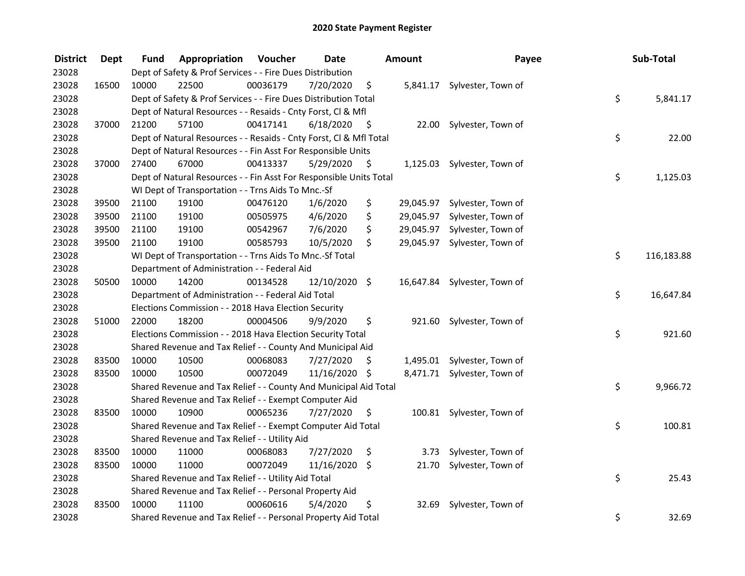# 2020 State Payment Register

| District | Dept | Fund | Appropriation | Voucher | Date | Amount | Payee | Sub-Total |
|---|---|---|---|---|---|---|---|---|
| 23028 | | Dept of Safety & Prof Services - - Fire Dues Distribution | | | | | | |
| 23028 | 16500 | 10000 | 22500 | 00036179 | 7/20/2020 | $ 5,841.17 | Sylvester, Town of | |
| 23028 | | Dept of Safety & Prof Services - - Fire Dues Distribution Total | | | | | | $ 5,841.17 |
| 23028 | | Dept of Natural Resources - - Resaids - Cnty Forst, Cl & Mfl | | | | | | |
| 23028 | 37000 | 21200 | 57100 | 00417141 | 6/18/2020 | $ 22.00 | Sylvester, Town of | |
| 23028 | | Dept of Natural Resources - - Resaids - Cnty Forst, Cl & Mfl Total | | | | | | $ 22.00 |
| 23028 | | Dept of Natural Resources - - Fin Asst For Responsible Units | | | | | | |
| 23028 | 37000 | 27400 | 67000 | 00413337 | 5/29/2020 | $ 1,125.03 | Sylvester, Town of | |
| 23028 | | Dept of Natural Resources - - Fin Asst For Responsible Units Total | | | | | | $ 1,125.03 |
| 23028 | | WI Dept of Transportation - - Trns Aids To Mnc.-Sf | | | | | | |
| 23028 | 39500 | 21100 | 19100 | 00476120 | 1/6/2020 | $ 29,045.97 | Sylvester, Town of | |
| 23028 | 39500 | 21100 | 19100 | 00505975 | 4/6/2020 | $ 29,045.97 | Sylvester, Town of | |
| 23028 | 39500 | 21100 | 19100 | 00542967 | 7/6/2020 | $ 29,045.97 | Sylvester, Town of | |
| 23028 | 39500 | 21100 | 19100 | 00585793 | 10/5/2020 | $ 29,045.97 | Sylvester, Town of | |
| 23028 | | WI Dept of Transportation - - Trns Aids To Mnc.-Sf Total | | | | | | $ 116,183.88 |
| 23028 | | Department of Administration - - Federal Aid | | | | | | |
| 23028 | 50500 | 10000 | 14200 | 00134528 | 12/10/2020 | $ 16,647.84 | Sylvester, Town of | |
| 23028 | | Department of Administration - - Federal Aid Total | | | | | | $ 16,647.84 |
| 23028 | | Elections Commission - - 2018 Hava Election Security | | | | | | |
| 23028 | 51000 | 22000 | 18200 | 00004506 | 9/9/2020 | $ 921.60 | Sylvester, Town of | |
| 23028 | | Elections Commission - - 2018 Hava Election Security Total | | | | | | $ 921.60 |
| 23028 | | Shared Revenue and Tax Relief - - County And Municipal Aid | | | | | | |
| 23028 | 83500 | 10000 | 10500 | 00068083 | 7/27/2020 | $ 1,495.01 | Sylvester, Town of | |
| 23028 | 83500 | 10000 | 10500 | 00072049 | 11/16/2020 | $ 8,471.71 | Sylvester, Town of | |
| 23028 | | Shared Revenue and Tax Relief - - County And Municipal Aid Total | | | | | | $ 9,966.72 |
| 23028 | | Shared Revenue and Tax Relief - - Exempt Computer Aid | | | | | | |
| 23028 | 83500 | 10000 | 10900 | 00065236 | 7/27/2020 | $ 100.81 | Sylvester, Town of | |
| 23028 | | Shared Revenue and Tax Relief - - Exempt Computer Aid Total | | | | | | $ 100.81 |
| 23028 | | Shared Revenue and Tax Relief - - Utility Aid | | | | | | |
| 23028 | 83500 | 10000 | 11000 | 00068083 | 7/27/2020 | $ 3.73 | Sylvester, Town of | |
| 23028 | 83500 | 10000 | 11000 | 00072049 | 11/16/2020 | $ 21.70 | Sylvester, Town of | |
| 23028 | | Shared Revenue and Tax Relief - - Utility Aid Total | | | | | | $ 25.43 |
| 23028 | | Shared Revenue and Tax Relief - - Personal Property Aid | | | | | | |
| 23028 | 83500 | 10000 | 11100 | 00060616 | 5/4/2020 | $ 32.69 | Sylvester, Town of | |
| 23028 | | Shared Revenue and Tax Relief - - Personal Property Aid Total | | | | | | $ 32.69 |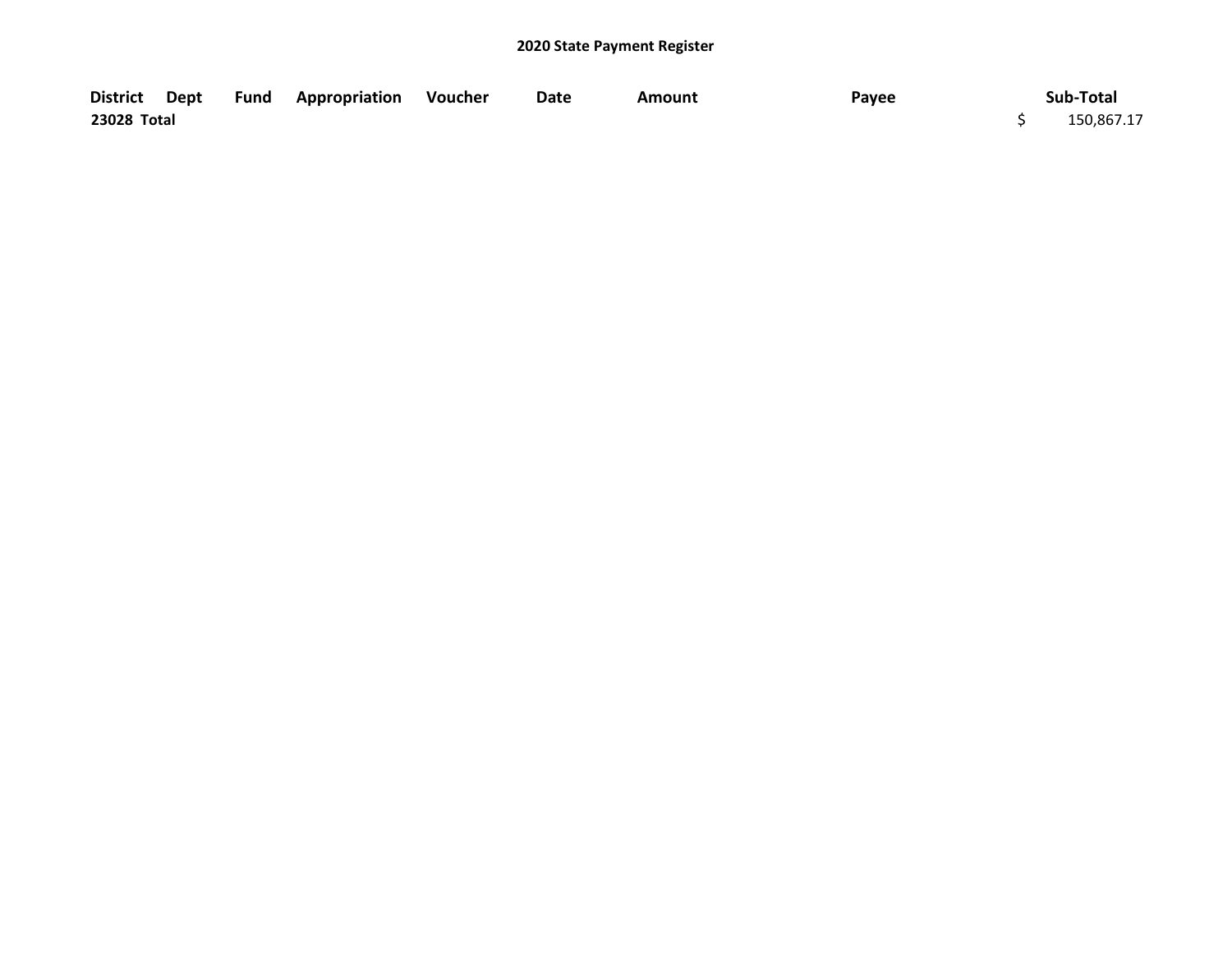**2020 State Payment Register**

| District | Dept | Fund | Appropriation | Voucher | Date | Amount | Payee | Sub-Total |
|---|---|---|---|---|---|---|---|---|
| **23028 Total** | | | | | | | | $ 150,867.17 |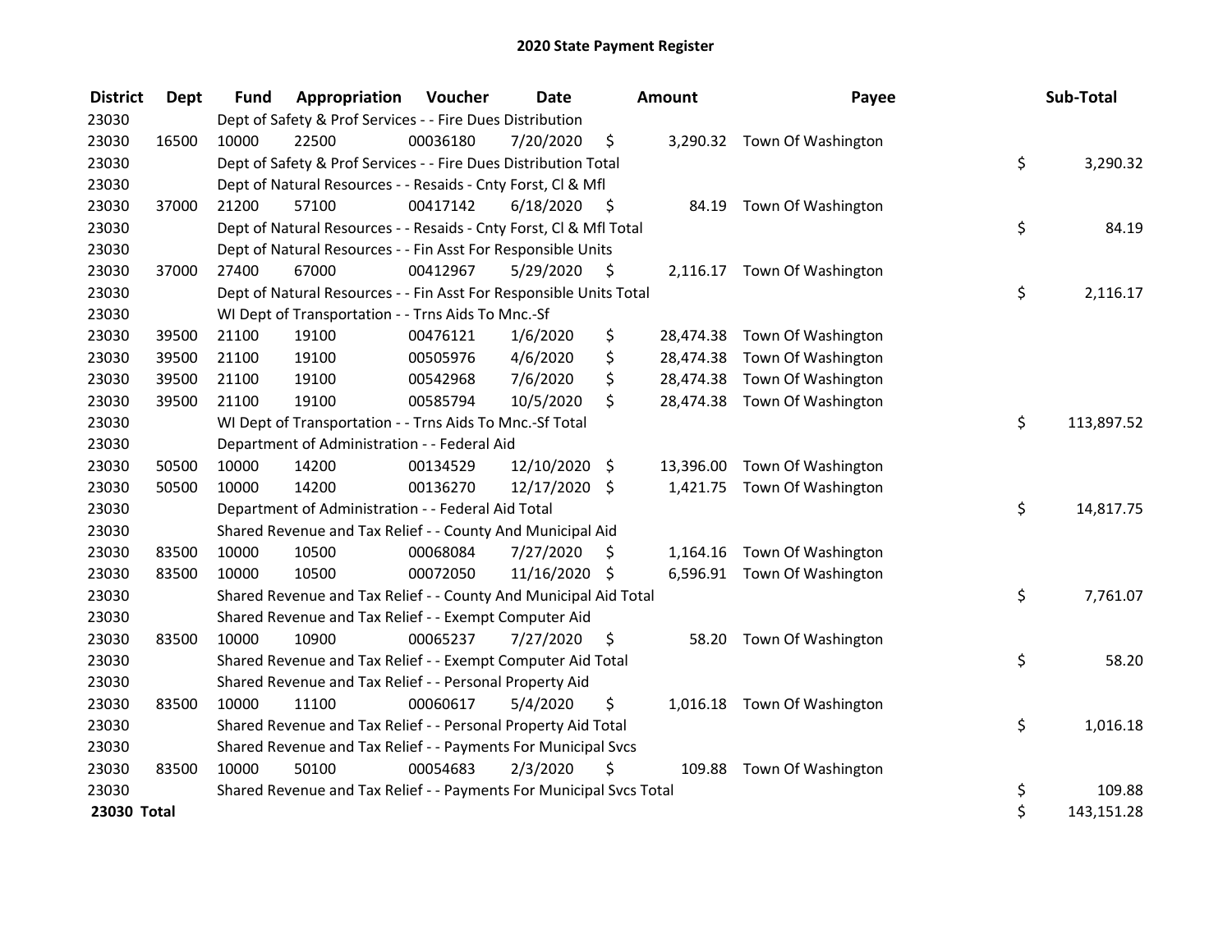# 2020 State Payment Register

| District | Dept | Fund | Appropriation | Voucher | Date | Amount | Payee | Sub-Total |
|---|---|---|---|---|---|---|---|---|
| 23030 | | Dept of Safety & Prof Services - - Fire Dues Distribution | | | | | | |
| 23030 | 16500 | 10000 | 22500 | 00036180 | 7/20/2020 | $ 3,290.32 | Town Of Washington | |
| 23030 | | Dept of Safety & Prof Services - - Fire Dues Distribution Total | | | | | | $ 3,290.32 |
| 23030 | | Dept of Natural Resources - - Resaids - Cnty Forst, Cl & Mfl | | | | | | |
| 23030 | 37000 | 21200 | 57100 | 00417142 | 6/18/2020 | $ 84.19 | Town Of Washington | |
| 23030 | | Dept of Natural Resources - - Resaids - Cnty Forst, Cl & Mfl Total | | | | | | $ 84.19 |
| 23030 | | Dept of Natural Resources - - Fin Asst For Responsible Units | | | | | | |
| 23030 | 37000 | 27400 | 67000 | 00412967 | 5/29/2020 | $ 2,116.17 | Town Of Washington | |
| 23030 | | Dept of Natural Resources - - Fin Asst For Responsible Units Total | | | | | | $ 2,116.17 |
| 23030 | | WI Dept of Transportation - - Trns Aids To Mnc.-Sf | | | | | | |
| 23030 | 39500 | 21100 | 19100 | 00476121 | 1/6/2020 | $ 28,474.38 | Town Of Washington | |
| 23030 | 39500 | 21100 | 19100 | 00505976 | 4/6/2020 | $ 28,474.38 | Town Of Washington | |
| 23030 | 39500 | 21100 | 19100 | 00542968 | 7/6/2020 | $ 28,474.38 | Town Of Washington | |
| 23030 | 39500 | 21100 | 19100 | 00585794 | 10/5/2020 | $ 28,474.38 | Town Of Washington | |
| 23030 | | WI Dept of Transportation - - Trns Aids To Mnc.-Sf Total | | | | | | $ 113,897.52 |
| 23030 | | Department of Administration - - Federal Aid | | | | | | |
| 23030 | 50500 | 10000 | 14200 | 00134529 | 12/10/2020 | $ 13,396.00 | Town Of Washington | |
| 23030 | 50500 | 10000 | 14200 | 00136270 | 12/17/2020 | $ 1,421.75 | Town Of Washington | |
| 23030 | | Department of Administration - - Federal Aid Total | | | | | | $ 14,817.75 |
| 23030 | | Shared Revenue and Tax Relief - - County And Municipal Aid | | | | | | |
| 23030 | 83500 | 10000 | 10500 | 00068084 | 7/27/2020 | $ 1,164.16 | Town Of Washington | |
| 23030 | 83500 | 10000 | 10500 | 00072050 | 11/16/2020 | $ 6,596.91 | Town Of Washington | |
| 23030 | | Shared Revenue and Tax Relief - - County And Municipal Aid Total | | | | | | $ 7,761.07 |
| 23030 | | Shared Revenue and Tax Relief - - Exempt Computer Aid | | | | | | |
| 23030 | 83500 | 10000 | 10900 | 00065237 | 7/27/2020 | $ 58.20 | Town Of Washington | |
| 23030 | | Shared Revenue and Tax Relief - - Exempt Computer Aid Total | | | | | | $ 58.20 |
| 23030 | | Shared Revenue and Tax Relief - - Personal Property Aid | | | | | | |
| 23030 | 83500 | 10000 | 11100 | 00060617 | 5/4/2020 | $ 1,016.18 | Town Of Washington | |
| 23030 | | Shared Revenue and Tax Relief - - Personal Property Aid Total | | | | | | $ 1,016.18 |
| 23030 | | Shared Revenue and Tax Relief - - Payments For Municipal Svcs | | | | | | |
| 23030 | 83500 | 10000 | 50100 | 00054683 | 2/3/2020 | $ 109.88 | Town Of Washington | |
| 23030 | | Shared Revenue and Tax Relief - - Payments For Municipal Svcs Total | | | | | | $ 109.88 |
| **23030 Total** | | | | | | | | $ 143,151.28 |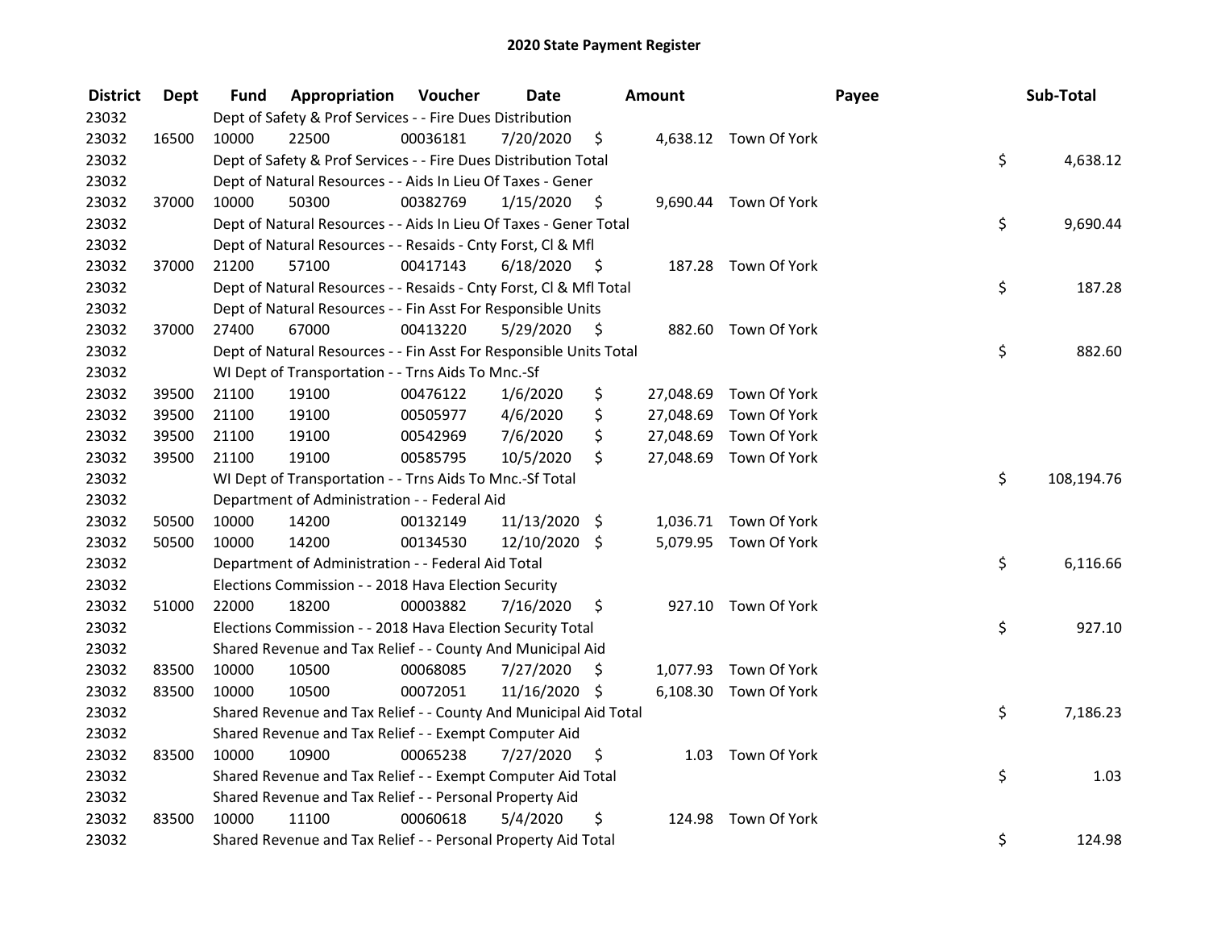# 2020 State Payment Register

| District | Dept | Fund | Appropriation | Voucher | Date | Amount | Payee | Sub-Total |
|---|---|---|---|---|---|---|---|---|
| 23032 | | Dept of Safety & Prof Services - - Fire Dues Distribution | | | | | | |
| 23032 | 16500 | 10000 | 22500 | 00036181 | 7/20/2020 | $ 4,638.12 | Town Of York | |
| 23032 | | Dept of Safety & Prof Services - - Fire Dues Distribution Total | | | | | | $ 4,638.12 |
| 23032 | | Dept of Natural Resources - - Aids In Lieu Of Taxes - Gener | | | | | | |
| 23032 | 37000 | 10000 | 50300 | 00382769 | 1/15/2020 | $ 9,690.44 | Town Of York | |
| 23032 | | Dept of Natural Resources - - Aids In Lieu Of Taxes - Gener Total | | | | | | $ 9,690.44 |
| 23032 | | Dept of Natural Resources - - Resaids - Cnty Forst, Cl & Mfl | | | | | | |
| 23032 | 37000 | 21200 | 57100 | 00417143 | 6/18/2020 | $ 187.28 | Town Of York | |
| 23032 | | Dept of Natural Resources - - Resaids - Cnty Forst, Cl & Mfl Total | | | | | | $ 187.28 |
| 23032 | | Dept of Natural Resources - - Fin Asst For Responsible Units | | | | | | |
| 23032 | 37000 | 27400 | 67000 | 00413220 | 5/29/2020 | $ 882.60 | Town Of York | |
| 23032 | | Dept of Natural Resources - - Fin Asst For Responsible Units Total | | | | | | $ 882.60 |
| 23032 | | WI Dept of Transportation - - Trns Aids To Mnc.-Sf | | | | | | |
| 23032 | 39500 | 21100 | 19100 | 00476122 | 1/6/2020 | $ 27,048.69 | Town Of York | |
| 23032 | 39500 | 21100 | 19100 | 00505977 | 4/6/2020 | $ 27,048.69 | Town Of York | |
| 23032 | 39500 | 21100 | 19100 | 00542969 | 7/6/2020 | $ 27,048.69 | Town Of York | |
| 23032 | 39500 | 21100 | 19100 | 00585795 | 10/5/2020 | $ 27,048.69 | Town Of York | |
| 23032 | | WI Dept of Transportation - - Trns Aids To Mnc.-Sf Total | | | | | | $ 108,194.76 |
| 23032 | | Department of Administration - - Federal Aid | | | | | | |
| 23032 | 50500 | 10000 | 14200 | 00132149 | 11/13/2020 | $ 1,036.71 | Town Of York | |
| 23032 | 50500 | 10000 | 14200 | 00134530 | 12/10/2020 | $ 5,079.95 | Town Of York | |
| 23032 | | Department of Administration - - Federal Aid Total | | | | | | $ 6,116.66 |
| 23032 | | Elections Commission - - 2018 Hava Election Security | | | | | | |
| 23032 | 51000 | 22000 | 18200 | 00003882 | 7/16/2020 | $ 927.10 | Town Of York | |
| 23032 | | Elections Commission - - 2018 Hava Election Security Total | | | | | | $ 927.10 |
| 23032 | | Shared Revenue and Tax Relief - - County And Municipal Aid | | | | | | |
| 23032 | 83500 | 10000 | 10500 | 00068085 | 7/27/2020 | $ 1,077.93 | Town Of York | |
| 23032 | 83500 | 10000 | 10500 | 00072051 | 11/16/2020 | $ 6,108.30 | Town Of York | |
| 23032 | | Shared Revenue and Tax Relief - - County And Municipal Aid Total | | | | | | $ 7,186.23 |
| 23032 | | Shared Revenue and Tax Relief - - Exempt Computer Aid | | | | | | |
| 23032 | 83500 | 10000 | 10900 | 00065238 | 7/27/2020 | $ 1.03 | Town Of York | |
| 23032 | | Shared Revenue and Tax Relief - - Exempt Computer Aid Total | | | | | | $ 1.03 |
| 23032 | | Shared Revenue and Tax Relief - - Personal Property Aid | | | | | | |
| 23032 | 83500 | 10000 | 11100 | 00060618 | 5/4/2020 | $ 124.98 | Town Of York | |
| 23032 | | Shared Revenue and Tax Relief - - Personal Property Aid Total | | | | | | $ 124.98 |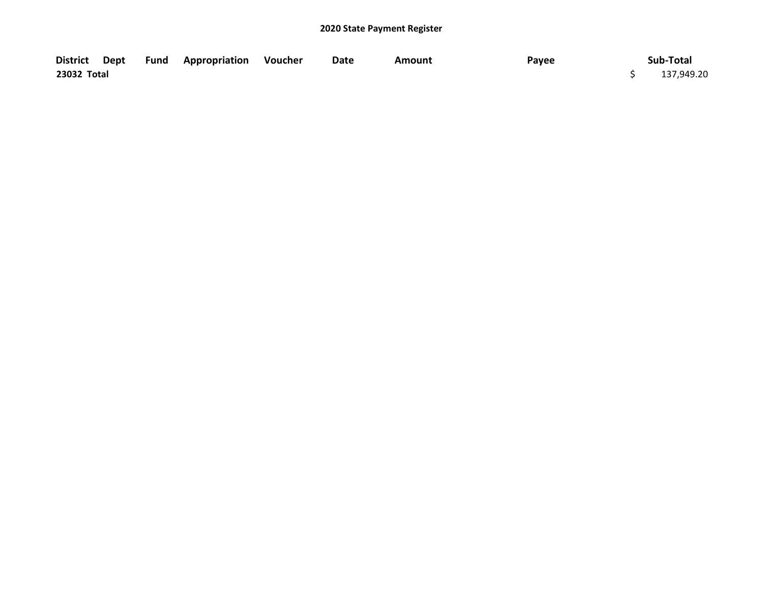## 2020 State Payment Register

| District | Dept | Fund | Appropriation | Voucher | Date | Amount | Payee | Sub-Total |
|---|---|---|---|---|---|---|---|---|
| 23032 Total | | | | | | | | $ 137,949.20 |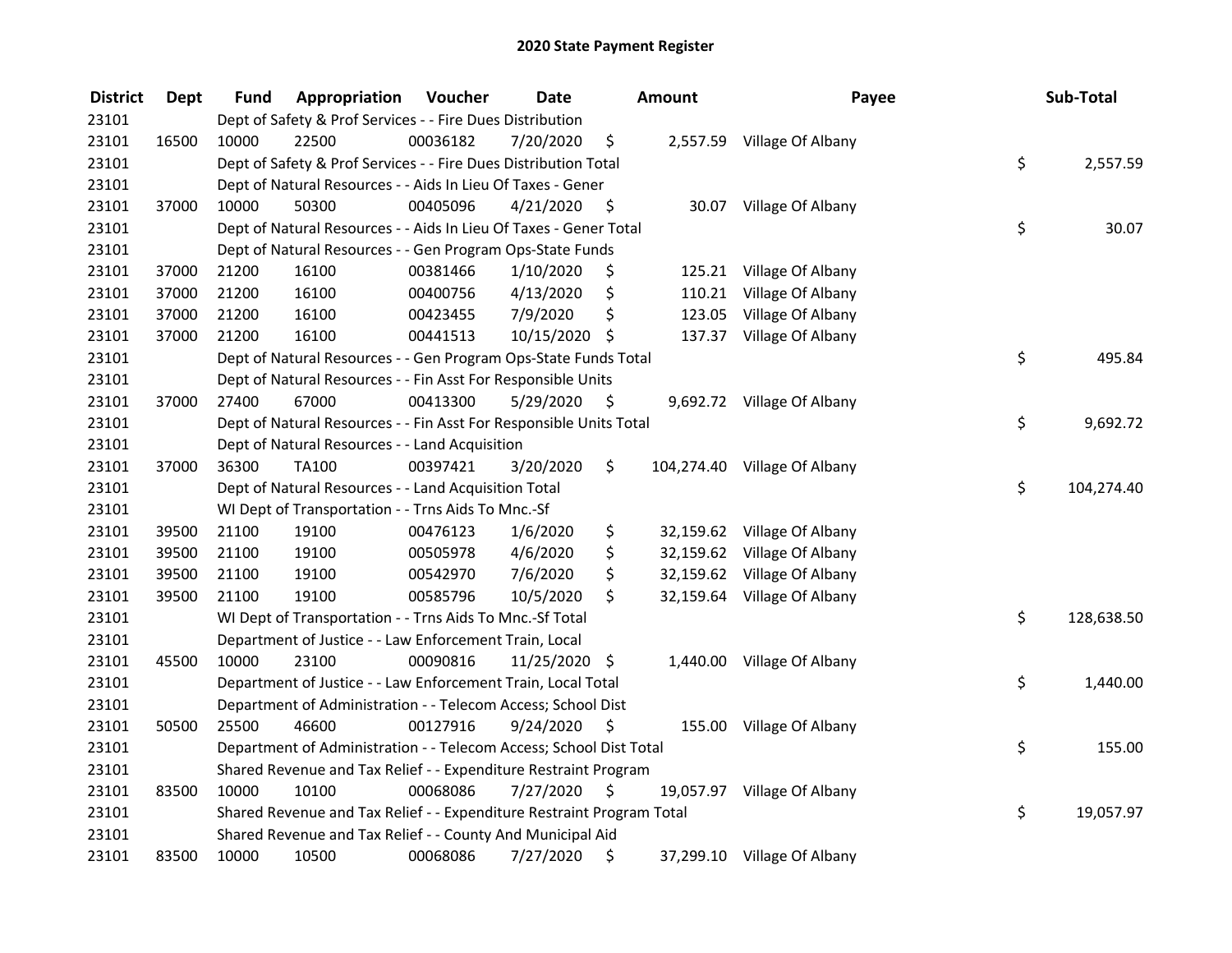# 2020 State Payment Register

| District | Dept | Fund | Appropriation | Voucher | Date | Amount | Payee | Sub-Total |
|---|---|---|---|---|---|---|---|---|
| 23101 | | Dept of Safety & Prof Services - - Fire Dues Distribution | | | | | | |
| 23101 | 16500 | 10000 | 22500 | 00036182 | 7/20/2020 | $ 2,557.59 | Village Of Albany | |
| 23101 | | Dept of Safety & Prof Services - - Fire Dues Distribution Total | | | | | | $ 2,557.59 |
| 23101 | | Dept of Natural Resources - - Aids In Lieu Of Taxes - Gener | | | | | | |
| 23101 | 37000 | 10000 | 50300 | 00405096 | 4/21/2020 | $ 30.07 | Village Of Albany | |
| 23101 | | Dept of Natural Resources - - Aids In Lieu Of Taxes - Gener Total | | | | | | $ 30.07 |
| 23101 | | Dept of Natural Resources - - Gen Program Ops-State Funds | | | | | | |
| 23101 | 37000 | 21200 | 16100 | 00381466 | 1/10/2020 | $ 125.21 | Village Of Albany | |
| 23101 | 37000 | 21200 | 16100 | 00400756 | 4/13/2020 | $ 110.21 | Village Of Albany | |
| 23101 | 37000 | 21200 | 16100 | 00423455 | 7/9/2020 | $ 123.05 | Village Of Albany | |
| 23101 | 37000 | 21200 | 16100 | 00441513 | 10/15/2020 | $ 137.37 | Village Of Albany | |
| 23101 | | Dept of Natural Resources - - Gen Program Ops-State Funds Total | | | | | | $ 495.84 |
| 23101 | | Dept of Natural Resources - - Fin Asst For Responsible Units | | | | | | |
| 23101 | 37000 | 27400 | 67000 | 00413300 | 5/29/2020 | $ 9,692.72 | Village Of Albany | |
| 23101 | | Dept of Natural Resources - - Fin Asst For Responsible Units Total | | | | | | $ 9,692.72 |
| 23101 | | Dept of Natural Resources - - Land Acquisition | | | | | | |
| 23101 | 37000 | 36300 | TA100 | 00397421 | 3/20/2020 | $ 104,274.40 | Village Of Albany | |
| 23101 | | Dept of Natural Resources - - Land Acquisition Total | | | | | | $ 104,274.40 |
| 23101 | | WI Dept of Transportation - - Trns Aids To Mnc.-Sf | | | | | | |
| 23101 | 39500 | 21100 | 19100 | 00476123 | 1/6/2020 | $ 32,159.62 | Village Of Albany | |
| 23101 | 39500 | 21100 | 19100 | 00505978 | 4/6/2020 | $ 32,159.62 | Village Of Albany | |
| 23101 | 39500 | 21100 | 19100 | 00542970 | 7/6/2020 | $ 32,159.62 | Village Of Albany | |
| 23101 | 39500 | 21100 | 19100 | 00585796 | 10/5/2020 | $ 32,159.64 | Village Of Albany | |
| 23101 | | WI Dept of Transportation - - Trns Aids To Mnc.-Sf Total | | | | | | $ 128,638.50 |
| 23101 | | Department of Justice - - Law Enforcement Train, Local | | | | | | |
| 23101 | 45500 | 10000 | 23100 | 00090816 | 11/25/2020 | $ 1,440.00 | Village Of Albany | |
| 23101 | | Department of Justice - - Law Enforcement Train, Local Total | | | | | | $ 1,440.00 |
| 23101 | | Department of Administration - - Telecom Access; School Dist | | | | | | |
| 23101 | 50500 | 25500 | 46600 | 00127916 | 9/24/2020 | $ 155.00 | Village Of Albany | |
| 23101 | | Department of Administration - - Telecom Access; School Dist Total | | | | | | $ 155.00 |
| 23101 | | Shared Revenue and Tax Relief - - Expenditure Restraint Program | | | | | | |
| 23101 | 83500 | 10000 | 10100 | 00068086 | 7/27/2020 | $ 19,057.97 | Village Of Albany | |
| 23101 | | Shared Revenue and Tax Relief - - Expenditure Restraint Program Total | | | | | | $ 19,057.97 |
| 23101 | | Shared Revenue and Tax Relief - - County And Municipal Aid | | | | | | |
| 23101 | 83500 | 10000 | 10500 | 00068086 | 7/27/2020 | $ 37,299.10 | Village Of Albany | |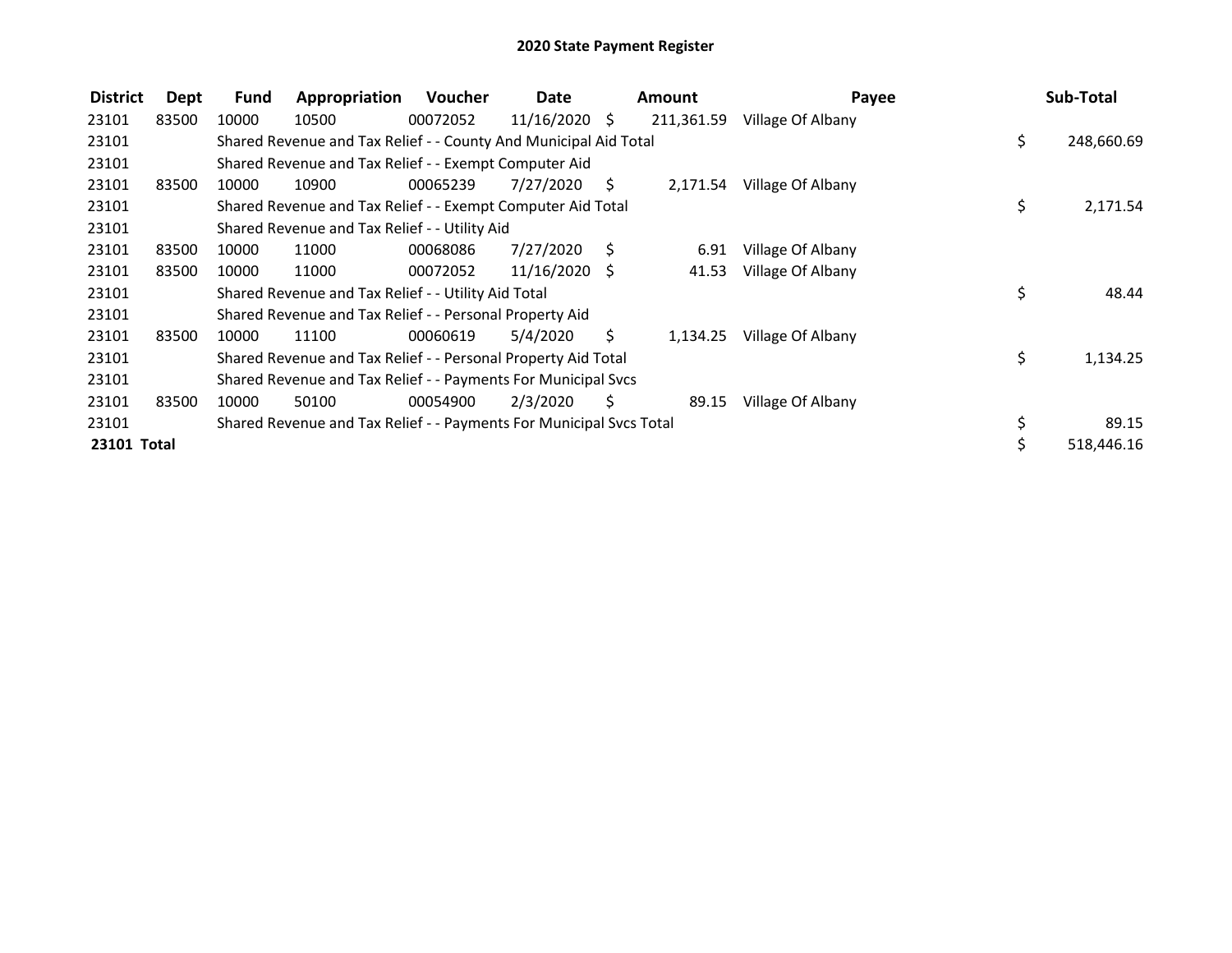# 2020 State Payment Register

| District | Dept | Fund | Appropriation | Voucher | Date | Amount | Payee | Sub-Total |
|---|---|---|---|---|---|---|---|---|
| 23101 | 83500 | 10000 | 10500 | 00072052 | 11/16/2020 | $ 211,361.59 | Village Of Albany | |
| 23101 | | Shared Revenue and Tax Relief - - County And Municipal Aid Total | | | | | | $ 248,660.69 |
| 23101 | | Shared Revenue and Tax Relief - - Exempt Computer Aid | | | | | | |
| 23101 | 83500 | 10000 | 10900 | 00065239 | 7/27/2020 | $ 2,171.54 | Village Of Albany | |
| 23101 | | Shared Revenue and Tax Relief - - Exempt Computer Aid Total | | | | | | $ 2,171.54 |
| 23101 | | Shared Revenue and Tax Relief - - Utility Aid | | | | | | |
| 23101 | 83500 | 10000 | 11000 | 00068086 | 7/27/2020 | $ 6.91 | Village Of Albany | |
| 23101 | 83500 | 10000 | 11000 | 00072052 | 11/16/2020 | $ 41.53 | Village Of Albany | |
| 23101 | | Shared Revenue and Tax Relief - - Utility Aid Total | | | | | | $ 48.44 |
| 23101 | | Shared Revenue and Tax Relief - - Personal Property Aid | | | | | | |
| 23101 | 83500 | 10000 | 11100 | 00060619 | 5/4/2020 | $ 1,134.25 | Village Of Albany | |
| 23101 | | Shared Revenue and Tax Relief - - Personal Property Aid Total | | | | | | $ 1,134.25 |
| 23101 | | Shared Revenue and Tax Relief - - Payments For Municipal Svcs | | | | | | |
| 23101 | 83500 | 10000 | 50100 | 00054900 | 2/3/2020 | $ 89.15 | Village Of Albany | |
| 23101 | | Shared Revenue and Tax Relief - - Payments For Municipal Svcs Total | | | | | | $ 89.15 |
| **23101 Total** | | | | | | | | $ 518,446.16 |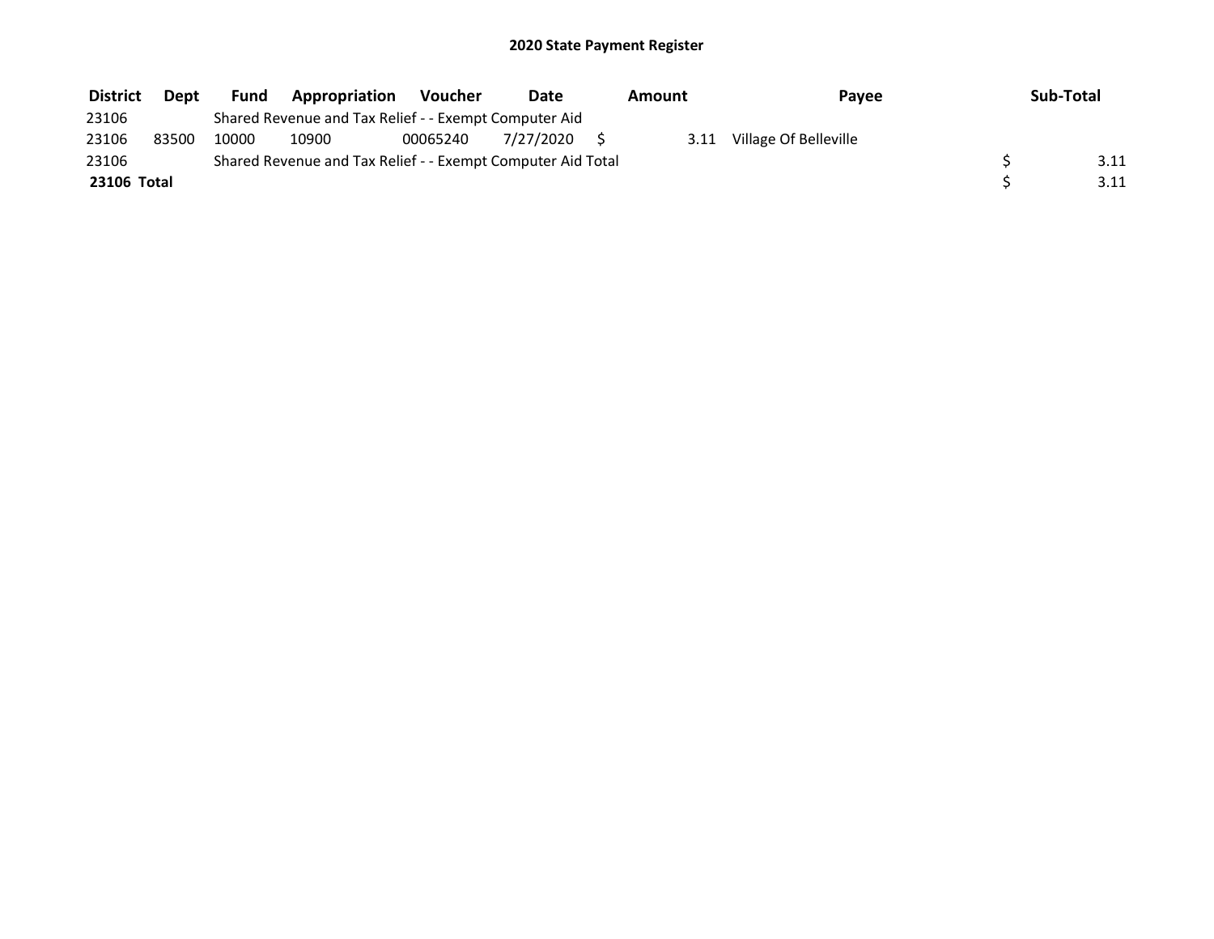# 2020 State Payment Register

| District | Dept | Fund | Appropriation | Voucher | Date | Amount | Payee | Sub-Total |
|---|---|---|---|---|---|---|---|---|
| 23106 | | Shared Revenue and Tax Relief - - Exempt Computer Aid | | | | | | |
| 23106 | 83500 | 10000 | 10900 | 00065240 | 7/27/2020 | $ 3.11 | Village Of Belleville | |
| 23106 | | Shared Revenue and Tax Relief - - Exempt Computer Aid Total | | | | | | $ 3.11 |
| **23106 Total** | | | | | | | | $ 3.11 |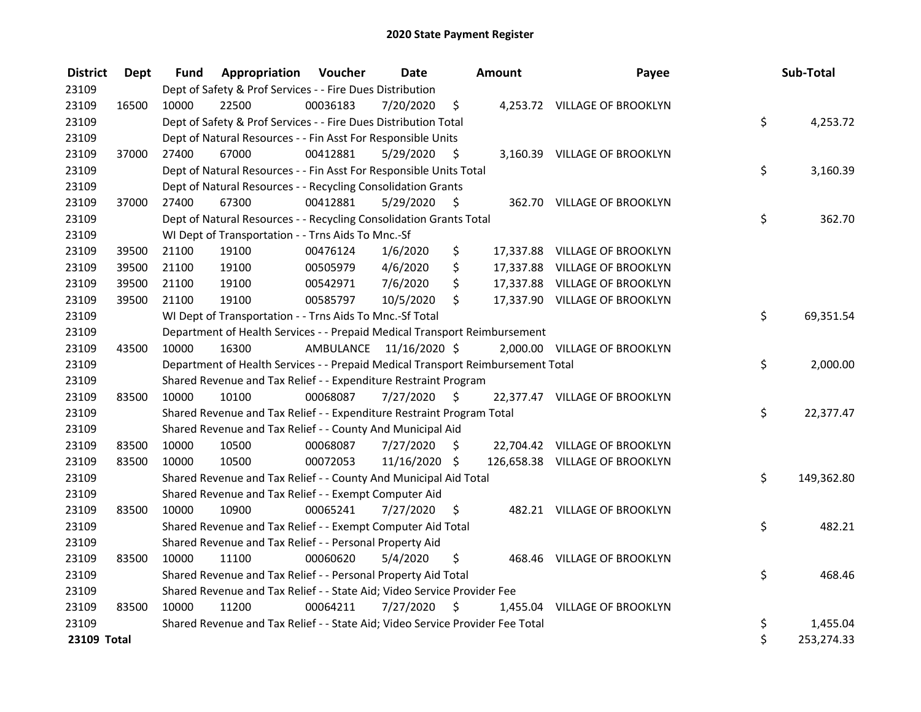# 2020 State Payment Register

| District | Dept | Fund | Appropriation | Voucher | Date | Amount | Payee | Sub-Total |
|---|---|---|---|---|---|---|---|---|
| 23109 | | Dept of Safety & Prof Services - - Fire Dues Distribution | | | | | | |
| 23109 | 16500 | 10000 | 22500 | 00036183 | 7/20/2020 | $ 4,253.72 | VILLAGE OF BROOKLYN | |
| 23109 | | Dept of Safety & Prof Services - - Fire Dues Distribution Total | | | | | | $ 4,253.72 |
| 23109 | | Dept of Natural Resources - - Fin Asst For Responsible Units | | | | | | |
| 23109 | 37000 | 27400 | 67000 | 00412881 | 5/29/2020 | $ 3,160.39 | VILLAGE OF BROOKLYN | |
| 23109 | | Dept of Natural Resources - - Fin Asst For Responsible Units Total | | | | | | $ 3,160.39 |
| 23109 | | Dept of Natural Resources - - Recycling Consolidation Grants | | | | | | |
| 23109 | 37000 | 27400 | 67300 | 00412881 | 5/29/2020 | $ 362.70 | VILLAGE OF BROOKLYN | |
| 23109 | | Dept of Natural Resources - - Recycling Consolidation Grants Total | | | | | | $ 362.70 |
| 23109 | | WI Dept of Transportation - - Trns Aids To Mnc.-Sf | | | | | | |
| 23109 | 39500 | 21100 | 19100 | 00476124 | 1/6/2020 | $ 17,337.88 | VILLAGE OF BROOKLYN | |
| 23109 | 39500 | 21100 | 19100 | 00505979 | 4/6/2020 | $ 17,337.88 | VILLAGE OF BROOKLYN | |
| 23109 | 39500 | 21100 | 19100 | 00542971 | 7/6/2020 | $ 17,337.88 | VILLAGE OF BROOKLYN | |
| 23109 | 39500 | 21100 | 19100 | 00585797 | 10/5/2020 | $ 17,337.90 | VILLAGE OF BROOKLYN | |
| 23109 | | WI Dept of Transportation - - Trns Aids To Mnc.-Sf Total | | | | | | $ 69,351.54 |
| 23109 | | Department of Health Services - - Prepaid Medical Transport Reimbursement | | | | | | |
| 23109 | 43500 | 10000 | 16300 | AMBULANCE | 11/16/2020 | $ 2,000.00 | VILLAGE OF BROOKLYN | |
| 23109 | | Department of Health Services - - Prepaid Medical Transport Reimbursement Total | | | | | | $ 2,000.00 |
| 23109 | | Shared Revenue and Tax Relief - - Expenditure Restraint Program | | | | | | |
| 23109 | 83500 | 10000 | 10100 | 00068087 | 7/27/2020 | $ 22,377.47 | VILLAGE OF BROOKLYN | |
| 23109 | | Shared Revenue and Tax Relief - - Expenditure Restraint Program Total | | | | | | $ 22,377.47 |
| 23109 | | Shared Revenue and Tax Relief - - County And Municipal Aid | | | | | | |
| 23109 | 83500 | 10000 | 10500 | 00068087 | 7/27/2020 | $ 22,704.42 | VILLAGE OF BROOKLYN | |
| 23109 | 83500 | 10000 | 10500 | 00072053 | 11/16/2020 | $ 126,658.38 | VILLAGE OF BROOKLYN | |
| 23109 | | Shared Revenue and Tax Relief - - County And Municipal Aid Total | | | | | | $ 149,362.80 |
| 23109 | | Shared Revenue and Tax Relief - - Exempt Computer Aid | | | | | | |
| 23109 | 83500 | 10000 | 10900 | 00065241 | 7/27/2020 | $ 482.21 | VILLAGE OF BROOKLYN | |
| 23109 | | Shared Revenue and Tax Relief - - Exempt Computer Aid Total | | | | | | $ 482.21 |
| 23109 | | Shared Revenue and Tax Relief - - Personal Property Aid | | | | | | |
| 23109 | 83500 | 10000 | 11100 | 00060620 | 5/4/2020 | $ 468.46 | VILLAGE OF BROOKLYN | |
| 23109 | | Shared Revenue and Tax Relief - - Personal Property Aid Total | | | | | | $ 468.46 |
| 23109 | | Shared Revenue and Tax Relief - - State Aid; Video Service Provider Fee | | | | | | |
| 23109 | 83500 | 10000 | 11200 | 00064211 | 7/27/2020 | $ 1,455.04 | VILLAGE OF BROOKLYN | |
| 23109 | | Shared Revenue and Tax Relief - - State Aid; Video Service Provider Fee Total | | | | | | $ 1,455.04 |
| **23109 Total** | | | | | | | | $ 253,274.33 |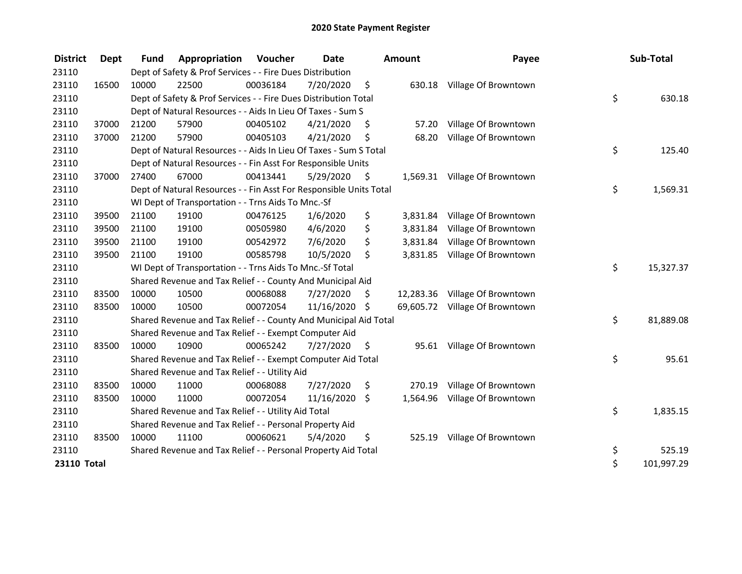# 2020 State Payment Register

| District | Dept | Fund | Appropriation | Voucher | Date | Amount | Payee | Sub-Total |
|---|---|---|---|---|---|---|---|---|
| 23110 | | Dept of Safety & Prof Services - - Fire Dues Distribution | | | | | | |
| 23110 | 16500 | 10000 | 22500 | 00036184 | 7/20/2020 | $ 630.18 | Village Of Browntown | |
| 23110 | | Dept of Safety & Prof Services - - Fire Dues Distribution Total | | | | | | $ 630.18 |
| 23110 | | Dept of Natural Resources - - Aids In Lieu Of Taxes - Sum S | | | | | | |
| 23110 | 37000 | 21200 | 57900 | 00405102 | 4/21/2020 | $ 57.20 | Village Of Browntown | |
| 23110 | 37000 | 21200 | 57900 | 00405103 | 4/21/2020 | $ 68.20 | Village Of Browntown | |
| 23110 | | Dept of Natural Resources - - Aids In Lieu Of Taxes - Sum S Total | | | | | | $ 125.40 |
| 23110 | | Dept of Natural Resources - - Fin Asst For Responsible Units | | | | | | |
| 23110 | 37000 | 27400 | 67000 | 00413441 | 5/29/2020 | $ 1,569.31 | Village Of Browntown | |
| 23110 | | Dept of Natural Resources - - Fin Asst For Responsible Units Total | | | | | | $ 1,569.31 |
| 23110 | | WI Dept of Transportation - - Trns Aids To Mnc.-Sf | | | | | | |
| 23110 | 39500 | 21100 | 19100 | 00476125 | 1/6/2020 | $ 3,831.84 | Village Of Browntown | |
| 23110 | 39500 | 21100 | 19100 | 00505980 | 4/6/2020 | $ 3,831.84 | Village Of Browntown | |
| 23110 | 39500 | 21100 | 19100 | 00542972 | 7/6/2020 | $ 3,831.84 | Village Of Browntown | |
| 23110 | 39500 | 21100 | 19100 | 00585798 | 10/5/2020 | $ 3,831.85 | Village Of Browntown | |
| 23110 | | WI Dept of Transportation - - Trns Aids To Mnc.-Sf Total | | | | | | $ 15,327.37 |
| 23110 | | Shared Revenue and Tax Relief - - County And Municipal Aid | | | | | | |
| 23110 | 83500 | 10000 | 10500 | 00068088 | 7/27/2020 | $ 12,283.36 | Village Of Browntown | |
| 23110 | 83500 | 10000 | 10500 | 00072054 | 11/16/2020 | $ 69,605.72 | Village Of Browntown | |
| 23110 | | Shared Revenue and Tax Relief - - County And Municipal Aid Total | | | | | | $ 81,889.08 |
| 23110 | | Shared Revenue and Tax Relief - - Exempt Computer Aid | | | | | | |
| 23110 | 83500 | 10000 | 10900 | 00065242 | 7/27/2020 | $ 95.61 | Village Of Browntown | |
| 23110 | | Shared Revenue and Tax Relief - - Exempt Computer Aid Total | | | | | | $ 95.61 |
| 23110 | | Shared Revenue and Tax Relief - - Utility Aid | | | | | | |
| 23110 | 83500 | 10000 | 11000 | 00068088 | 7/27/2020 | $ 270.19 | Village Of Browntown | |
| 23110 | 83500 | 10000 | 11000 | 00072054 | 11/16/2020 | $ 1,564.96 | Village Of Browntown | |
| 23110 | | Shared Revenue and Tax Relief - - Utility Aid Total | | | | | | $ 1,835.15 |
| 23110 | | Shared Revenue and Tax Relief - - Personal Property Aid | | | | | | |
| 23110 | 83500 | 10000 | 11100 | 00060621 | 5/4/2020 | $ 525.19 | Village Of Browntown | |
| 23110 | | Shared Revenue and Tax Relief - - Personal Property Aid Total | | | | | | $ 525.19 |
| **23110 Total** | | | | | | | | $ 101,997.29 |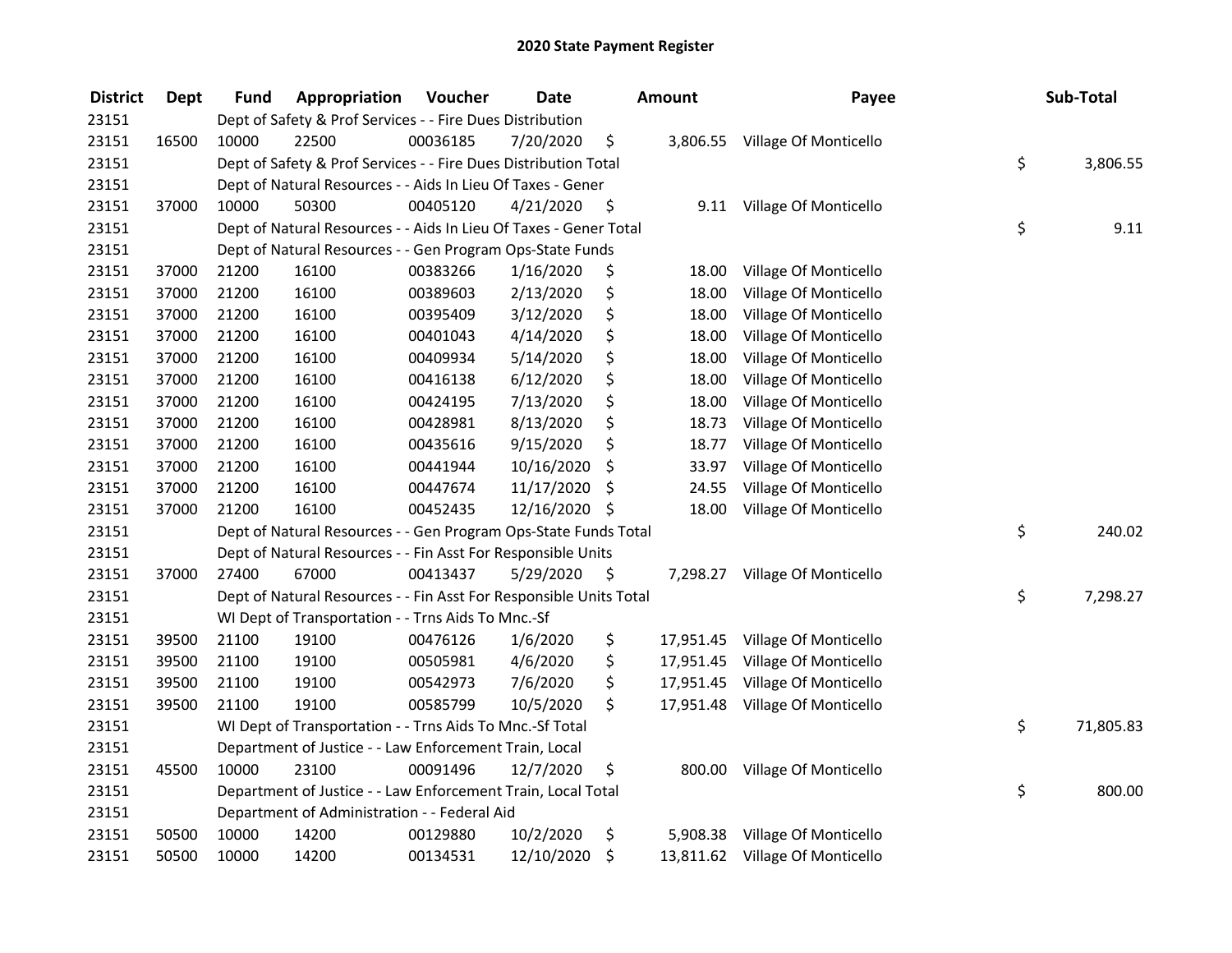## 2020 State Payment Register

| District | Dept | Fund | Appropriation | Voucher | Date | Amount | Payee | Sub-Total |
|---|---|---|---|---|---|---|---|---|
| 23151 | | Dept of Safety & Prof Services - - Fire Dues Distribution | | | | | | |
| 23151 | 16500 | 10000 | 22500 | 00036185 | 7/20/2020 | $ 3,806.55 | Village Of Monticello | |
| 23151 | | Dept of Safety & Prof Services - - Fire Dues Distribution Total | | | | | | $ 3,806.55 |
| 23151 | | Dept of Natural Resources - - Aids In Lieu Of Taxes - Gener | | | | | | |
| 23151 | 37000 | 10000 | 50300 | 00405120 | 4/21/2020 | $ 9.11 | Village Of Monticello | |
| 23151 | | Dept of Natural Resources - - Aids In Lieu Of Taxes - Gener Total | | | | | | $ 9.11 |
| 23151 | | Dept of Natural Resources - - Gen Program Ops-State Funds | | | | | | |
| 23151 | 37000 | 21200 | 16100 | 00383266 | 1/16/2020 | $ 18.00 | Village Of Monticello | |
| 23151 | 37000 | 21200 | 16100 | 00389603 | 2/13/2020 | $ 18.00 | Village Of Monticello | |
| 23151 | 37000 | 21200 | 16100 | 00395409 | 3/12/2020 | $ 18.00 | Village Of Monticello | |
| 23151 | 37000 | 21200 | 16100 | 00401043 | 4/14/2020 | $ 18.00 | Village Of Monticello | |
| 23151 | 37000 | 21200 | 16100 | 00409934 | 5/14/2020 | $ 18.00 | Village Of Monticello | |
| 23151 | 37000 | 21200 | 16100 | 00416138 | 6/12/2020 | $ 18.00 | Village Of Monticello | |
| 23151 | 37000 | 21200 | 16100 | 00424195 | 7/13/2020 | $ 18.00 | Village Of Monticello | |
| 23151 | 37000 | 21200 | 16100 | 00428981 | 8/13/2020 | $ 18.73 | Village Of Monticello | |
| 23151 | 37000 | 21200 | 16100 | 00435616 | 9/15/2020 | $ 18.77 | Village Of Monticello | |
| 23151 | 37000 | 21200 | 16100 | 00441944 | 10/16/2020 | $ 33.97 | Village Of Monticello | |
| 23151 | 37000 | 21200 | 16100 | 00447674 | 11/17/2020 | $ 24.55 | Village Of Monticello | |
| 23151 | 37000 | 21200 | 16100 | 00452435 | 12/16/2020 | $ 18.00 | Village Of Monticello | |
| 23151 | | Dept of Natural Resources - - Gen Program Ops-State Funds Total | | | | | | $ 240.02 |
| 23151 | | Dept of Natural Resources - - Fin Asst For Responsible Units | | | | | | |
| 23151 | 37000 | 27400 | 67000 | 00413437 | 5/29/2020 | $ 7,298.27 | Village Of Monticello | |
| 23151 | | Dept of Natural Resources - - Fin Asst For Responsible Units Total | | | | | | $ 7,298.27 |
| 23151 | | WI Dept of Transportation - - Trns Aids To Mnc.-Sf | | | | | | |
| 23151 | 39500 | 21100 | 19100 | 00476126 | 1/6/2020 | $ 17,951.45 | Village Of Monticello | |
| 23151 | 39500 | 21100 | 19100 | 00505981 | 4/6/2020 | $ 17,951.45 | Village Of Monticello | |
| 23151 | 39500 | 21100 | 19100 | 00542973 | 7/6/2020 | $ 17,951.45 | Village Of Monticello | |
| 23151 | 39500 | 21100 | 19100 | 00585799 | 10/5/2020 | $ 17,951.48 | Village Of Monticello | |
| 23151 | | WI Dept of Transportation - - Trns Aids To Mnc.-Sf Total | | | | | | $ 71,805.83 |
| 23151 | | Department of Justice - - Law Enforcement Train, Local | | | | | | |
| 23151 | 45500 | 10000 | 23100 | 00091496 | 12/7/2020 | $ 800.00 | Village Of Monticello | |
| 23151 | | Department of Justice - - Law Enforcement Train, Local Total | | | | | | $ 800.00 |
| 23151 | | Department of Administration - - Federal Aid | | | | | | |
| 23151 | 50500 | 10000 | 14200 | 00129880 | 10/2/2020 | $ 5,908.38 | Village Of Monticello | |
| 23151 | 50500 | 10000 | 14200 | 00134531 | 12/10/2020 | $ 13,811.62 | Village Of Monticello | |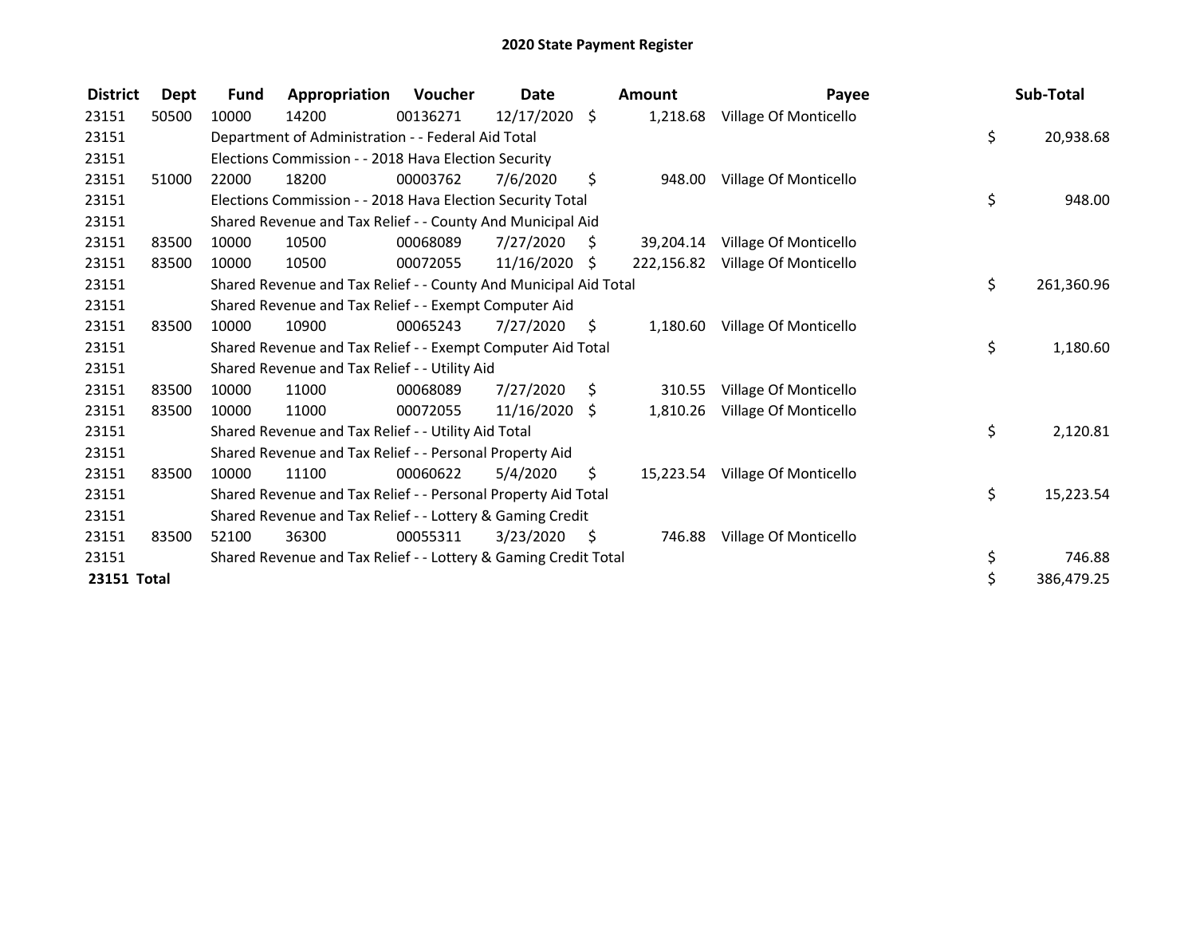## 2020 State Payment Register

| District | Dept | Fund | Appropriation | Voucher | Date | Amount | Payee | Sub-Total |
|---|---|---|---|---|---|---|---|---|
| 23151 | 50500 | 10000 | 14200 | 00136271 | 12/17/2020 | $ 1,218.68 | Village Of Monticello | |
| 23151 | | Department of Administration - - Federal Aid Total | | | | | | $ 20,938.68 |
| 23151 | | Elections Commission - - 2018 Hava Election Security | | | | | | |
| 23151 | 51000 | 22000 | 18200 | 00003762 | 7/6/2020 | $ 948.00 | Village Of Monticello | |
| 23151 | | Elections Commission - - 2018 Hava Election Security Total | | | | | | $ 948.00 |
| 23151 | | Shared Revenue and Tax Relief - - County And Municipal Aid | | | | | | |
| 23151 | 83500 | 10000 | 10500 | 00068089 | 7/27/2020 | $ 39,204.14 | Village Of Monticello | |
| 23151 | 83500 | 10000 | 10500 | 00072055 | 11/16/2020 | $ 222,156.82 | Village Of Monticello | |
| 23151 | | Shared Revenue and Tax Relief - - County And Municipal Aid Total | | | | | | $ 261,360.96 |
| 23151 | | Shared Revenue and Tax Relief - - Exempt Computer Aid | | | | | | |
| 23151 | 83500 | 10000 | 10900 | 00065243 | 7/27/2020 | $ 1,180.60 | Village Of Monticello | |
| 23151 | | Shared Revenue and Tax Relief - - Exempt Computer Aid Total | | | | | | $ 1,180.60 |
| 23151 | | Shared Revenue and Tax Relief - - Utility Aid | | | | | | |
| 23151 | 83500 | 10000 | 11000 | 00068089 | 7/27/2020 | $ 310.55 | Village Of Monticello | |
| 23151 | 83500 | 10000 | 11000 | 00072055 | 11/16/2020 | $ 1,810.26 | Village Of Monticello | |
| 23151 | | Shared Revenue and Tax Relief - - Utility Aid Total | | | | | | $ 2,120.81 |
| 23151 | | Shared Revenue and Tax Relief - - Personal Property Aid | | | | | | |
| 23151 | 83500 | 10000 | 11100 | 00060622 | 5/4/2020 | $ 15,223.54 | Village Of Monticello | |
| 23151 | | Shared Revenue and Tax Relief - - Personal Property Aid Total | | | | | | $ 15,223.54 |
| 23151 | | Shared Revenue and Tax Relief - - Lottery & Gaming Credit | | | | | | |
| 23151 | 83500 | 52100 | 36300 | 00055311 | 3/23/2020 | $ 746.88 | Village Of Monticello | |
| 23151 | | Shared Revenue and Tax Relief - - Lottery & Gaming Credit Total | | | | | | $ 746.88 |
| **23151 Total** | | | | | | | | $ 386,479.25 |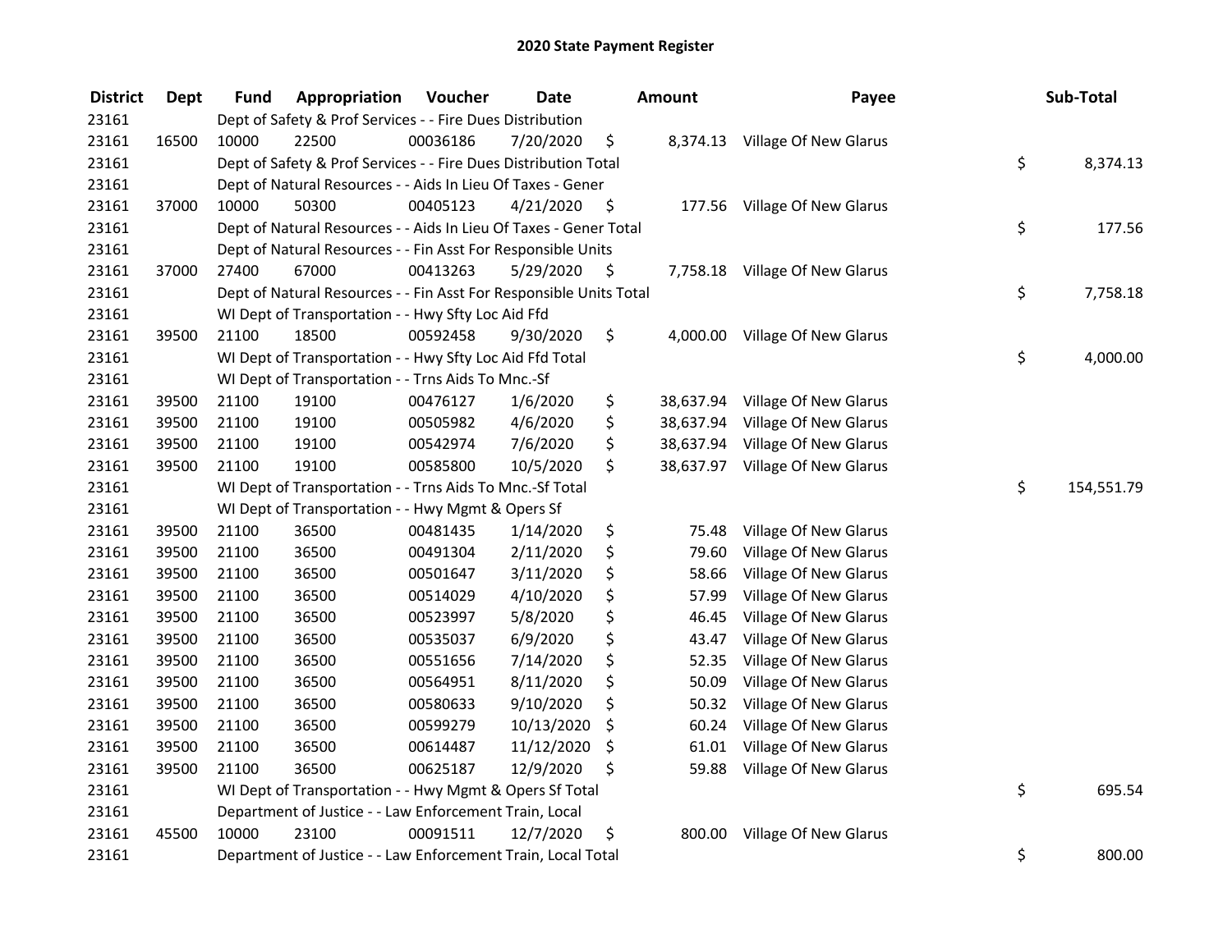# 2020 State Payment Register

| District | Dept | Fund | Appropriation | Voucher | Date | Amount | Payee | Sub-Total |
|---|---|---|---|---|---|---|---|---|
| 23161 | | Dept of Safety & Prof Services - - Fire Dues Distribution | | | | | | |
| 23161 | 16500 | 10000 | 22500 | 00036186 | 7/20/2020 | $ 8,374.13 | Village Of New Glarus | |
| 23161 | | Dept of Safety & Prof Services - - Fire Dues Distribution Total | | | | | | $ 8,374.13 |
| 23161 | | Dept of Natural Resources - - Aids In Lieu Of Taxes - Gener | | | | | | |
| 23161 | 37000 | 10000 | 50300 | 00405123 | 4/21/2020 | $ 177.56 | Village Of New Glarus | |
| 23161 | | Dept of Natural Resources - - Aids In Lieu Of Taxes - Gener Total | | | | | | $ 177.56 |
| 23161 | | Dept of Natural Resources - - Fin Asst For Responsible Units | | | | | | |
| 23161 | 37000 | 27400 | 67000 | 00413263 | 5/29/2020 | $ 7,758.18 | Village Of New Glarus | |
| 23161 | | Dept of Natural Resources - - Fin Asst For Responsible Units Total | | | | | | $ 7,758.18 |
| 23161 | | WI Dept of Transportation - - Hwy Sfty Loc Aid Ffd | | | | | | |
| 23161 | 39500 | 21100 | 18500 | 00592458 | 9/30/2020 | $ 4,000.00 | Village Of New Glarus | |
| 23161 | | WI Dept of Transportation - - Hwy Sfty Loc Aid Ffd Total | | | | | | $ 4,000.00 |
| 23161 | | WI Dept of Transportation - - Trns Aids To Mnc.-Sf | | | | | | |
| 23161 | 39500 | 21100 | 19100 | 00476127 | 1/6/2020 | $ 38,637.94 | Village Of New Glarus | |
| 23161 | 39500 | 21100 | 19100 | 00505982 | 4/6/2020 | $ 38,637.94 | Village Of New Glarus | |
| 23161 | 39500 | 21100 | 19100 | 00542974 | 7/6/2020 | $ 38,637.94 | Village Of New Glarus | |
| 23161 | 39500 | 21100 | 19100 | 00585800 | 10/5/2020 | $ 38,637.97 | Village Of New Glarus | |
| 23161 | | WI Dept of Transportation - - Trns Aids To Mnc.-Sf Total | | | | | | $ 154,551.79 |
| 23161 | | WI Dept of Transportation - - Hwy Mgmt & Opers Sf | | | | | | |
| 23161 | 39500 | 21100 | 36500 | 00481435 | 1/14/2020 | $ 75.48 | Village Of New Glarus | |
| 23161 | 39500 | 21100 | 36500 | 00491304 | 2/11/2020 | $ 79.60 | Village Of New Glarus | |
| 23161 | 39500 | 21100 | 36500 | 00501647 | 3/11/2020 | $ 58.66 | Village Of New Glarus | |
| 23161 | 39500 | 21100 | 36500 | 00514029 | 4/10/2020 | $ 57.99 | Village Of New Glarus | |
| 23161 | 39500 | 21100 | 36500 | 00523997 | 5/8/2020 | $ 46.45 | Village Of New Glarus | |
| 23161 | 39500 | 21100 | 36500 | 00535037 | 6/9/2020 | $ 43.47 | Village Of New Glarus | |
| 23161 | 39500 | 21100 | 36500 | 00551656 | 7/14/2020 | $ 52.35 | Village Of New Glarus | |
| 23161 | 39500 | 21100 | 36500 | 00564951 | 8/11/2020 | $ 50.09 | Village Of New Glarus | |
| 23161 | 39500 | 21100 | 36500 | 00580633 | 9/10/2020 | $ 50.32 | Village Of New Glarus | |
| 23161 | 39500 | 21100 | 36500 | 00599279 | 10/13/2020 | $ 60.24 | Village Of New Glarus | |
| 23161 | 39500 | 21100 | 36500 | 00614487 | 11/12/2020 | $ 61.01 | Village Of New Glarus | |
| 23161 | 39500 | 21100 | 36500 | 00625187 | 12/9/2020 | $ 59.88 | Village Of New Glarus | |
| 23161 | | WI Dept of Transportation - - Hwy Mgmt & Opers Sf Total | | | | | | $ 695.54 |
| 23161 | | Department of Justice - - Law Enforcement Train, Local | | | | | | |
| 23161 | 45500 | 10000 | 23100 | 00091511 | 12/7/2020 | $ 800.00 | Village Of New Glarus | |
| 23161 | | Department of Justice - - Law Enforcement Train, Local Total | | | | | | $ 800.00 |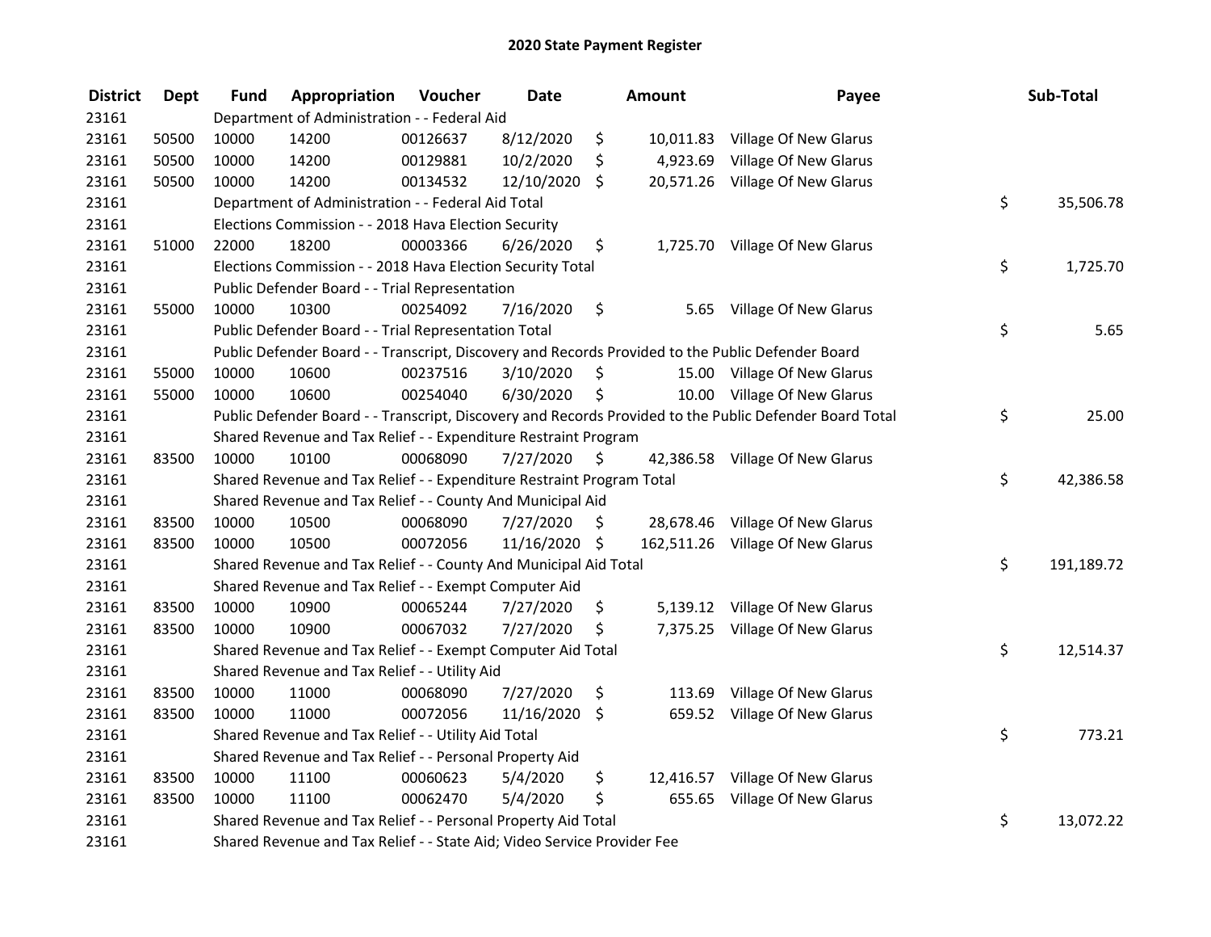# 2020 State Payment Register

| District | Dept | Fund | Appropriation | Voucher | Date | Amount | Payee | Sub-Total |
|---|---|---|---|---|---|---|---|---|
| 23161 | | Department of Administration - - Federal Aid | | | | | | |
| 23161 | 50500 | 10000 | 14200 | 00126637 | 8/12/2020 | $ 10,011.83 | Village Of New Glarus | |
| 23161 | 50500 | 10000 | 14200 | 00129881 | 10/2/2020 | $ 4,923.69 | Village Of New Glarus | |
| 23161 | 50500 | 10000 | 14200 | 00134532 | 12/10/2020 | $ 20,571.26 | Village Of New Glarus | |
| 23161 | | Department of Administration - - Federal Aid Total | | | | | | $ 35,506.78 |
| 23161 | | Elections Commission - - 2018 Hava Election Security | | | | | | |
| 23161 | 51000 | 22000 | 18200 | 00003366 | 6/26/2020 | $ 1,725.70 | Village Of New Glarus | |
| 23161 | | Elections Commission - - 2018 Hava Election Security Total | | | | | | $ 1,725.70 |
| 23161 | | Public Defender Board - - Trial Representation | | | | | | |
| 23161 | 55000 | 10000 | 10300 | 00254092 | 7/16/2020 | $ 5.65 | Village Of New Glarus | |
| 23161 | | Public Defender Board - - Trial Representation Total | | | | | | $ 5.65 |
| 23161 | | Public Defender Board - - Transcript, Discovery and Records Provided to the Public Defender Board | | | | | | |
| 23161 | 55000 | 10000 | 10600 | 00237516 | 3/10/2020 | $ 15.00 | Village Of New Glarus | |
| 23161 | 55000 | 10000 | 10600 | 00254040 | 6/30/2020 | $ 10.00 | Village Of New Glarus | |
| 23161 | | Public Defender Board - - Transcript, Discovery and Records Provided to the Public Defender Board Total | | | | | | $ 25.00 |
| 23161 | | Shared Revenue and Tax Relief - - Expenditure Restraint Program | | | | | | |
| 23161 | 83500 | 10000 | 10100 | 00068090 | 7/27/2020 | $ 42,386.58 | Village Of New Glarus | |
| 23161 | | Shared Revenue and Tax Relief - - Expenditure Restraint Program Total | | | | | | $ 42,386.58 |
| 23161 | | Shared Revenue and Tax Relief - - County And Municipal Aid | | | | | | |
| 23161 | 83500 | 10000 | 10500 | 00068090 | 7/27/2020 | $ 28,678.46 | Village Of New Glarus | |
| 23161 | 83500 | 10000 | 10500 | 00072056 | 11/16/2020 | $ 162,511.26 | Village Of New Glarus | |
| 23161 | | Shared Revenue and Tax Relief - - County And Municipal Aid Total | | | | | | $ 191,189.72 |
| 23161 | | Shared Revenue and Tax Relief - - Exempt Computer Aid | | | | | | |
| 23161 | 83500 | 10000 | 10900 | 00065244 | 7/27/2020 | $ 5,139.12 | Village Of New Glarus | |
| 23161 | 83500 | 10000 | 10900 | 00067032 | 7/27/2020 | $ 7,375.25 | Village Of New Glarus | |
| 23161 | | Shared Revenue and Tax Relief - - Exempt Computer Aid Total | | | | | | $ 12,514.37 |
| 23161 | | Shared Revenue and Tax Relief - - Utility Aid | | | | | | |
| 23161 | 83500 | 10000 | 11000 | 00068090 | 7/27/2020 | $ 113.69 | Village Of New Glarus | |
| 23161 | 83500 | 10000 | 11000 | 00072056 | 11/16/2020 | $ 659.52 | Village Of New Glarus | |
| 23161 | | Shared Revenue and Tax Relief - - Utility Aid Total | | | | | | $ 773.21 |
| 23161 | | Shared Revenue and Tax Relief - - Personal Property Aid | | | | | | |
| 23161 | 83500 | 10000 | 11100 | 00060623 | 5/4/2020 | $ 12,416.57 | Village Of New Glarus | |
| 23161 | 83500 | 10000 | 11100 | 00062470 | 5/4/2020 | $ 655.65 | Village Of New Glarus | |
| 23161 | | Shared Revenue and Tax Relief - - Personal Property Aid Total | | | | | | $ 13,072.22 |
| 23161 | | Shared Revenue and Tax Relief - - State Aid; Video Service Provider Fee | | | | | | |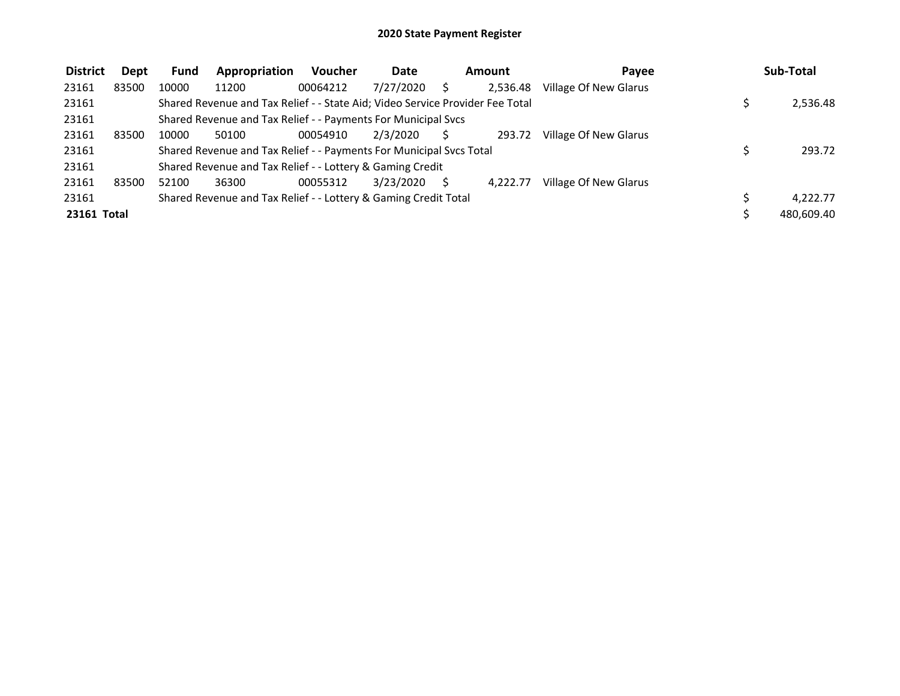# 2020 State Payment Register

| District | Dept | Fund | Appropriation | Voucher | Date | Amount | Payee | Sub-Total |
|---|---|---|---|---|---|---|---|---|
| 23161 | 83500 | 10000 | 11200 | 00064212 | 7/27/2020 | $ 2,536.48 | Village Of New Glarus | |
| 23161 | | Shared Revenue and Tax Relief - - State Aid; Video Service Provider Fee Total | | | | | | $ 2,536.48 |
| 23161 | | Shared Revenue and Tax Relief - - Payments For Municipal Svcs | | | | | | |
| 23161 | 83500 | 10000 | 50100 | 00054910 | 2/3/2020 | $ 293.72 | Village Of New Glarus | |
| 23161 | | Shared Revenue and Tax Relief - - Payments For Municipal Svcs Total | | | | | | $ 293.72 |
| 23161 | | Shared Revenue and Tax Relief - - Lottery & Gaming Credit | | | | | | |
| 23161 | 83500 | 52100 | 36300 | 00055312 | 3/23/2020 | $ 4,222.77 | Village Of New Glarus | |
| 23161 | | Shared Revenue and Tax Relief - - Lottery & Gaming Credit Total | | | | | | $ 4,222.77 |
| **23161 Total** | | | | | | | | $ 480,609.40 |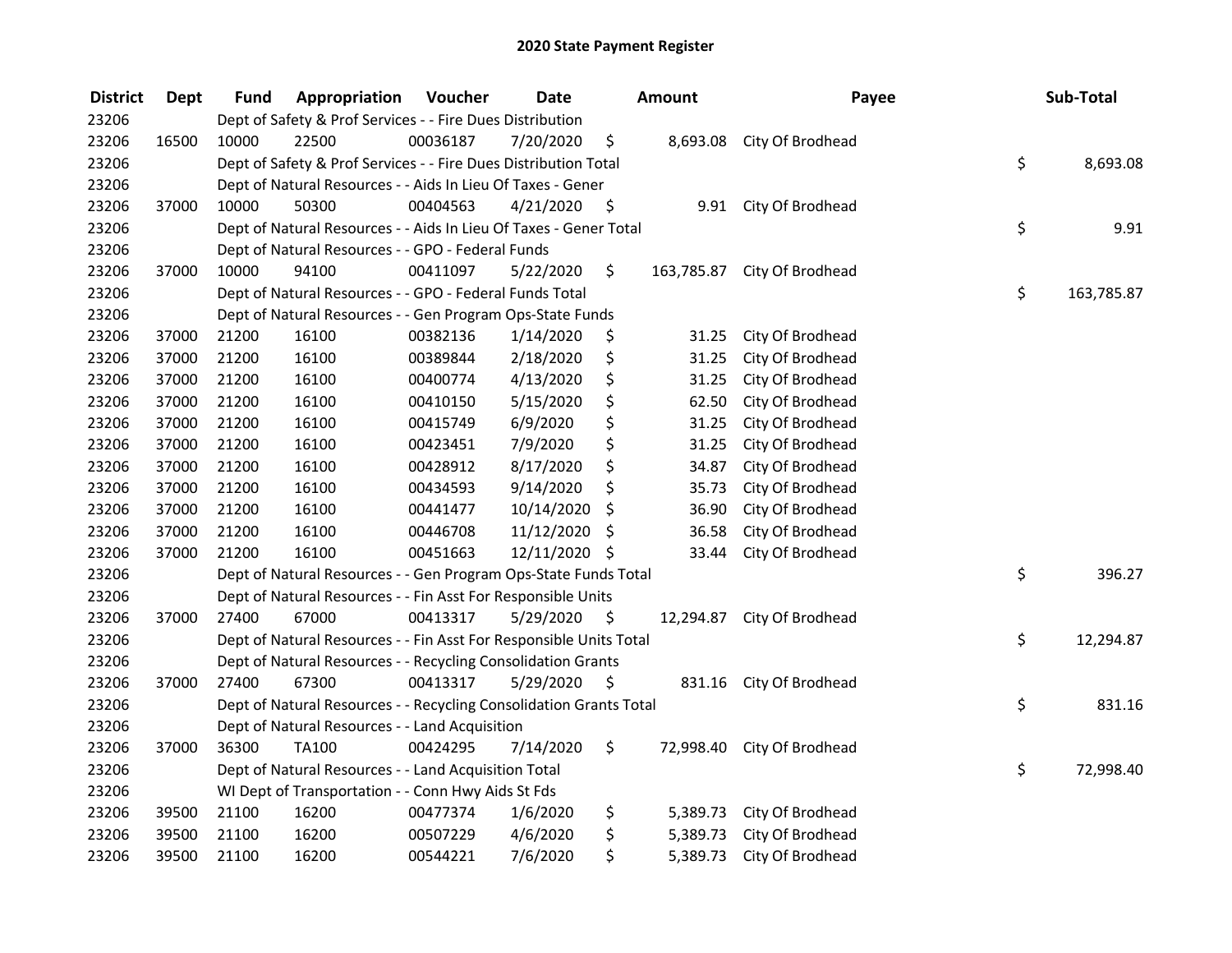# 2020 State Payment Register

| District | Dept | Fund | Appropriation | Voucher | Date | Amount | Payee | Sub-Total |
|---|---|---|---|---|---|---|---|---|
| 23206 | | Dept of Safety & Prof Services - - Fire Dues Distribution | | | | | | |
| 23206 | 16500 | 10000 | 22500 | 00036187 | 7/20/2020 | $ 8,693.08 | City Of Brodhead | |
| 23206 | | Dept of Safety & Prof Services - - Fire Dues Distribution Total | | | | | | $ 8,693.08 |
| 23206 | | Dept of Natural Resources - - Aids In Lieu Of Taxes - Gener | | | | | | |
| 23206 | 37000 | 10000 | 50300 | 00404563 | 4/21/2020 | $ 9.91 | City Of Brodhead | |
| 23206 | | Dept of Natural Resources - - Aids In Lieu Of Taxes - Gener Total | | | | | | $ 9.91 |
| 23206 | | Dept of Natural Resources - - GPO - Federal Funds | | | | | | |
| 23206 | 37000 | 10000 | 94100 | 00411097 | 5/22/2020 | $ 163,785.87 | City Of Brodhead | |
| 23206 | | Dept of Natural Resources - - GPO - Federal Funds Total | | | | | | $ 163,785.87 |
| 23206 | | Dept of Natural Resources - - Gen Program Ops-State Funds | | | | | | |
| 23206 | 37000 | 21200 | 16100 | 00382136 | 1/14/2020 | $ 31.25 | City Of Brodhead | |
| 23206 | 37000 | 21200 | 16100 | 00389844 | 2/18/2020 | $ 31.25 | City Of Brodhead | |
| 23206 | 37000 | 21200 | 16100 | 00400774 | 4/13/2020 | $ 31.25 | City Of Brodhead | |
| 23206 | 37000 | 21200 | 16100 | 00410150 | 5/15/2020 | $ 62.50 | City Of Brodhead | |
| 23206 | 37000 | 21200 | 16100 | 00415749 | 6/9/2020 | $ 31.25 | City Of Brodhead | |
| 23206 | 37000 | 21200 | 16100 | 00423451 | 7/9/2020 | $ 31.25 | City Of Brodhead | |
| 23206 | 37000 | 21200 | 16100 | 00428912 | 8/17/2020 | $ 34.87 | City Of Brodhead | |
| 23206 | 37000 | 21200 | 16100 | 00434593 | 9/14/2020 | $ 35.73 | City Of Brodhead | |
| 23206 | 37000 | 21200 | 16100 | 00441477 | 10/14/2020 | $ 36.90 | City Of Brodhead | |
| 23206 | 37000 | 21200 | 16100 | 00446708 | 11/12/2020 | $ 36.58 | City Of Brodhead | |
| 23206 | 37000 | 21200 | 16100 | 00451663 | 12/11/2020 | $ 33.44 | City Of Brodhead | |
| 23206 | | Dept of Natural Resources - - Gen Program Ops-State Funds Total | | | | | | $ 396.27 |
| 23206 | | Dept of Natural Resources - - Fin Asst For Responsible Units | | | | | | |
| 23206 | 37000 | 27400 | 67000 | 00413317 | 5/29/2020 | $ 12,294.87 | City Of Brodhead | |
| 23206 | | Dept of Natural Resources - - Fin Asst For Responsible Units Total | | | | | | $ 12,294.87 |
| 23206 | | Dept of Natural Resources - - Recycling Consolidation Grants | | | | | | |
| 23206 | 37000 | 27400 | 67300 | 00413317 | 5/29/2020 | $ 831.16 | City Of Brodhead | |
| 23206 | | Dept of Natural Resources - - Recycling Consolidation Grants Total | | | | | | $ 831.16 |
| 23206 | | Dept of Natural Resources - - Land Acquisition | | | | | | |
| 23206 | 37000 | 36300 | TA100 | 00424295 | 7/14/2020 | $ 72,998.40 | City Of Brodhead | |
| 23206 | | Dept of Natural Resources - - Land Acquisition Total | | | | | | $ 72,998.40 |
| 23206 | | WI Dept of Transportation - - Conn Hwy Aids St Fds | | | | | | |
| 23206 | 39500 | 21100 | 16200 | 00477374 | 1/6/2020 | $ 5,389.73 | City Of Brodhead | |
| 23206 | 39500 | 21100 | 16200 | 00507229 | 4/6/2020 | $ 5,389.73 | City Of Brodhead | |
| 23206 | 39500 | 21100 | 16200 | 00544221 | 7/6/2020 | $ 5,389.73 | City Of Brodhead | |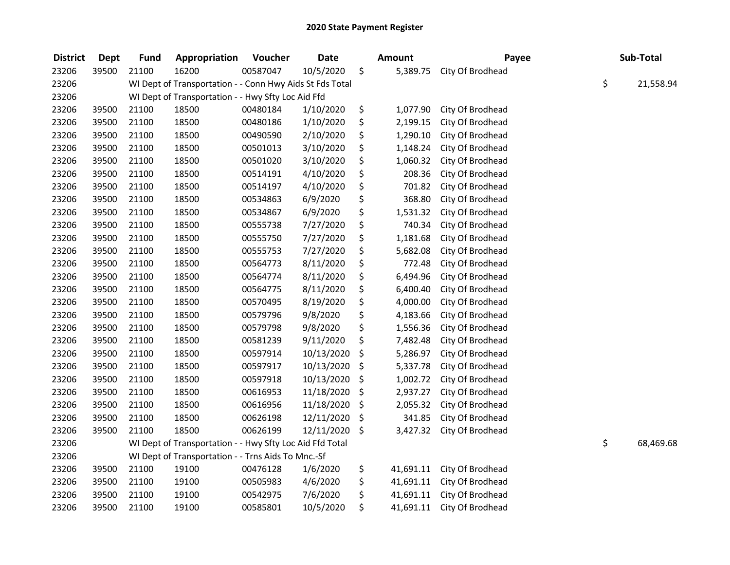## 2020 State Payment Register

| District | Dept | Fund | Appropriation | Voucher | Date | Amount | Payee | Sub-Total |
|---|---|---|---|---|---|---|---|---|
| 23206 | 39500 | 21100 | 16200 | 00587047 | 10/5/2020 | $ 5,389.75 | City Of Brodhead | |
| 23206 | | WI Dept of Transportation - - Conn Hwy Aids St Fds Total | | | | | | $ 21,558.94 |
| 23206 | | WI Dept of Transportation - - Hwy Sfty Loc Aid Ffd | | | | | | |
| 23206 | 39500 | 21100 | 18500 | 00480184 | 1/10/2020 | $ 1,077.90 | City Of Brodhead | |
| 23206 | 39500 | 21100 | 18500 | 00480186 | 1/10/2020 | $ 2,199.15 | City Of Brodhead | |
| 23206 | 39500 | 21100 | 18500 | 00490590 | 2/10/2020 | $ 1,290.10 | City Of Brodhead | |
| 23206 | 39500 | 21100 | 18500 | 00501013 | 3/10/2020 | $ 1,148.24 | City Of Brodhead | |
| 23206 | 39500 | 21100 | 18500 | 00501020 | 3/10/2020 | $ 1,060.32 | City Of Brodhead | |
| 23206 | 39500 | 21100 | 18500 | 00514191 | 4/10/2020 | $ 208.36 | City Of Brodhead | |
| 23206 | 39500 | 21100 | 18500 | 00514197 | 4/10/2020 | $ 701.82 | City Of Brodhead | |
| 23206 | 39500 | 21100 | 18500 | 00534863 | 6/9/2020 | $ 368.80 | City Of Brodhead | |
| 23206 | 39500 | 21100 | 18500 | 00534867 | 6/9/2020 | $ 1,531.32 | City Of Brodhead | |
| 23206 | 39500 | 21100 | 18500 | 00555738 | 7/27/2020 | $ 740.34 | City Of Brodhead | |
| 23206 | 39500 | 21100 | 18500 | 00555750 | 7/27/2020 | $ 1,181.68 | City Of Brodhead | |
| 23206 | 39500 | 21100 | 18500 | 00555753 | 7/27/2020 | $ 5,682.08 | City Of Brodhead | |
| 23206 | 39500 | 21100 | 18500 | 00564773 | 8/11/2020 | $ 772.48 | City Of Brodhead | |
| 23206 | 39500 | 21100 | 18500 | 00564774 | 8/11/2020 | $ 6,494.96 | City Of Brodhead | |
| 23206 | 39500 | 21100 | 18500 | 00564775 | 8/11/2020 | $ 6,400.40 | City Of Brodhead | |
| 23206 | 39500 | 21100 | 18500 | 00570495 | 8/19/2020 | $ 4,000.00 | City Of Brodhead | |
| 23206 | 39500 | 21100 | 18500 | 00579796 | 9/8/2020 | $ 4,183.66 | City Of Brodhead | |
| 23206 | 39500 | 21100 | 18500 | 00579798 | 9/8/2020 | $ 1,556.36 | City Of Brodhead | |
| 23206 | 39500 | 21100 | 18500 | 00581239 | 9/11/2020 | $ 7,482.48 | City Of Brodhead | |
| 23206 | 39500 | 21100 | 18500 | 00597914 | 10/13/2020 | $ 5,286.97 | City Of Brodhead | |
| 23206 | 39500 | 21100 | 18500 | 00597917 | 10/13/2020 | $ 5,337.78 | City Of Brodhead | |
| 23206 | 39500 | 21100 | 18500 | 00597918 | 10/13/2020 | $ 1,002.72 | City Of Brodhead | |
| 23206 | 39500 | 21100 | 18500 | 00616953 | 11/18/2020 | $ 2,937.27 | City Of Brodhead | |
| 23206 | 39500 | 21100 | 18500 | 00616956 | 11/18/2020 | $ 2,055.32 | City Of Brodhead | |
| 23206 | 39500 | 21100 | 18500 | 00626198 | 12/11/2020 | $ 341.85 | City Of Brodhead | |
| 23206 | 39500 | 21100 | 18500 | 00626199 | 12/11/2020 | $ 3,427.32 | City Of Brodhead | |
| 23206 | | WI Dept of Transportation - - Hwy Sfty Loc Aid Ffd Total | | | | | | $ 68,469.68 |
| 23206 | | WI Dept of Transportation - - Trns Aids To Mnc.-Sf | | | | | | |
| 23206 | 39500 | 21100 | 19100 | 00476128 | 1/6/2020 | $ 41,691.11 | City Of Brodhead | |
| 23206 | 39500 | 21100 | 19100 | 00505983 | 4/6/2020 | $ 41,691.11 | City Of Brodhead | |
| 23206 | 39500 | 21100 | 19100 | 00542975 | 7/6/2020 | $ 41,691.11 | City Of Brodhead | |
| 23206 | 39500 | 21100 | 19100 | 00585801 | 10/5/2020 | $ 41,691.11 | City Of Brodhead | |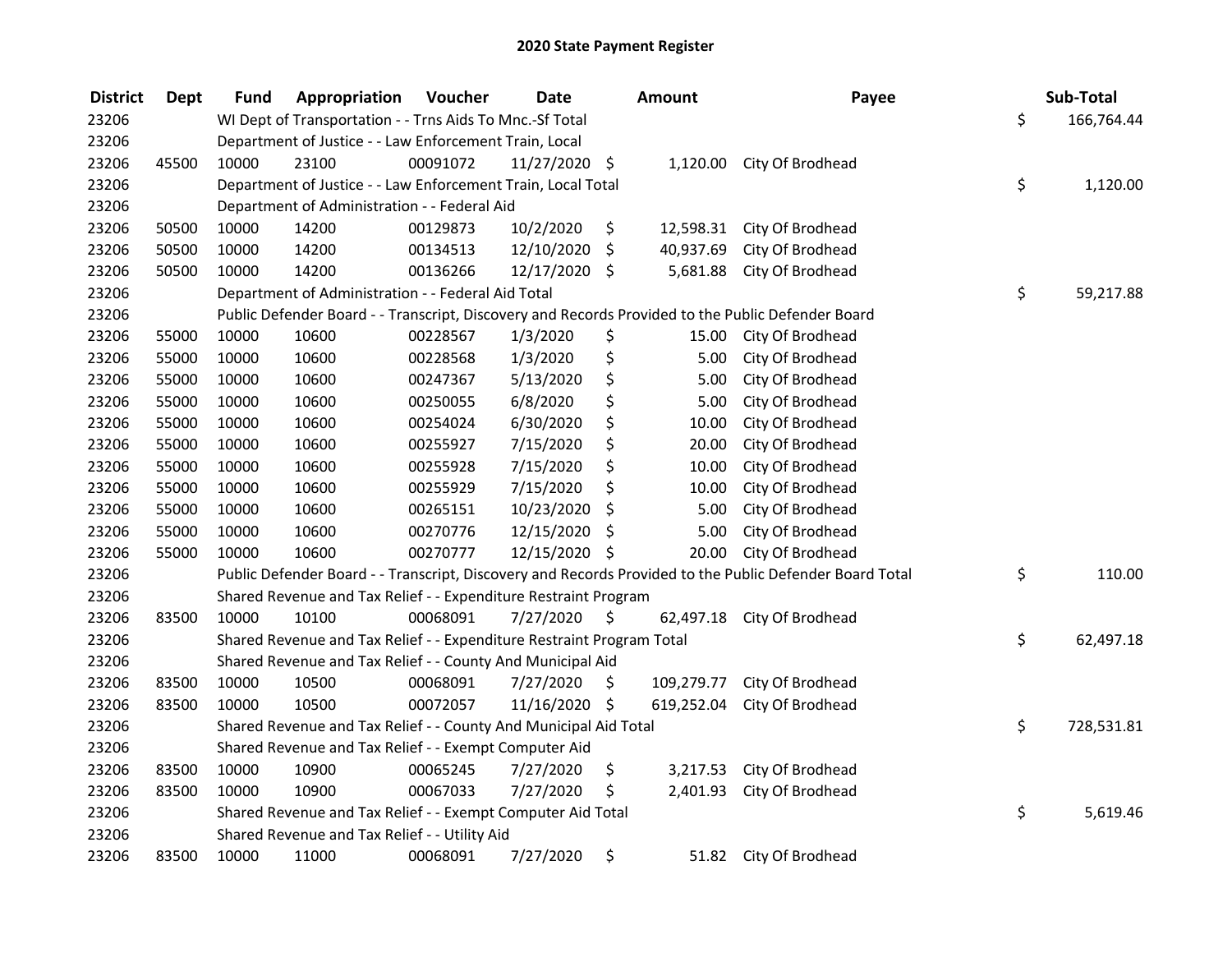# 2020 State Payment Register

| District | Dept | Fund | Appropriation | Voucher | Date | Amount | Payee | Sub-Total |
|---|---|---|---|---|---|---|---|---|
| 23206 | | WI Dept of Transportation - - Trns Aids To Mnc.-Sf Total | | | | | | $ 166,764.44 |
| 23206 | | Department of Justice - - Law Enforcement Train, Local | | | | | | |
| 23206 | 45500 | 10000 | 23100 | 00091072 | 11/27/2020 | $ 1,120.00 | City Of Brodhead | |
| 23206 | | Department of Justice - - Law Enforcement Train, Local Total | | | | | | $ 1,120.00 |
| 23206 | | Department of Administration - - Federal Aid | | | | | | |
| 23206 | 50500 | 10000 | 14200 | 00129873 | 10/2/2020 | $ 12,598.31 | City Of Brodhead | |
| 23206 | 50500 | 10000 | 14200 | 00134513 | 12/10/2020 | $ 40,937.69 | City Of Brodhead | |
| 23206 | 50500 | 10000 | 14200 | 00136266 | 12/17/2020 | $ 5,681.88 | City Of Brodhead | |
| 23206 | | Department of Administration - - Federal Aid Total | | | | | | $ 59,217.88 |
| 23206 | | Public Defender Board - - Transcript, Discovery and Records Provided to the Public Defender Board | | | | | | |
| 23206 | 55000 | 10000 | 10600 | 00228567 | 1/3/2020 | $ 15.00 | City Of Brodhead | |
| 23206 | 55000 | 10000 | 10600 | 00228568 | 1/3/2020 | $ 5.00 | City Of Brodhead | |
| 23206 | 55000 | 10000 | 10600 | 00247367 | 5/13/2020 | $ 5.00 | City Of Brodhead | |
| 23206 | 55000 | 10000 | 10600 | 00250055 | 6/8/2020 | $ 5.00 | City Of Brodhead | |
| 23206 | 55000 | 10000 | 10600 | 00254024 | 6/30/2020 | $ 10.00 | City Of Brodhead | |
| 23206 | 55000 | 10000 | 10600 | 00255927 | 7/15/2020 | $ 20.00 | City Of Brodhead | |
| 23206 | 55000 | 10000 | 10600 | 00255928 | 7/15/2020 | $ 10.00 | City Of Brodhead | |
| 23206 | 55000 | 10000 | 10600 | 00255929 | 7/15/2020 | $ 10.00 | City Of Brodhead | |
| 23206 | 55000 | 10000 | 10600 | 00265151 | 10/23/2020 | $ 5.00 | City Of Brodhead | |
| 23206 | 55000 | 10000 | 10600 | 00270776 | 12/15/2020 | $ 5.00 | City Of Brodhead | |
| 23206 | 55000 | 10000 | 10600 | 00270777 | 12/15/2020 | $ 20.00 | City Of Brodhead | |
| 23206 | | Public Defender Board - - Transcript, Discovery and Records Provided to the Public Defender Board Total | | | | | | $ 110.00 |
| 23206 | | Shared Revenue and Tax Relief - - Expenditure Restraint Program | | | | | | |
| 23206 | 83500 | 10000 | 10100 | 00068091 | 7/27/2020 | $ 62,497.18 | City Of Brodhead | |
| 23206 | | Shared Revenue and Tax Relief - - Expenditure Restraint Program Total | | | | | | $ 62,497.18 |
| 23206 | | Shared Revenue and Tax Relief - - County And Municipal Aid | | | | | | |
| 23206 | 83500 | 10000 | 10500 | 00068091 | 7/27/2020 | $ 109,279.77 | City Of Brodhead | |
| 23206 | 83500 | 10000 | 10500 | 00072057 | 11/16/2020 | $ 619,252.04 | City Of Brodhead | |
| 23206 | | Shared Revenue and Tax Relief - - County And Municipal Aid Total | | | | | | $ 728,531.81 |
| 23206 | | Shared Revenue and Tax Relief - - Exempt Computer Aid | | | | | | |
| 23206 | 83500 | 10000 | 10900 | 00065245 | 7/27/2020 | $ 3,217.53 | City Of Brodhead | |
| 23206 | 83500 | 10000 | 10900 | 00067033 | 7/27/2020 | $ 2,401.93 | City Of Brodhead | |
| 23206 | | Shared Revenue and Tax Relief - - Exempt Computer Aid Total | | | | | | $ 5,619.46 |
| 23206 | | Shared Revenue and Tax Relief - - Utility Aid | | | | | | |
| 23206 | 83500 | 10000 | 11000 | 00068091 | 7/27/2020 | $ 51.82 | City Of Brodhead | |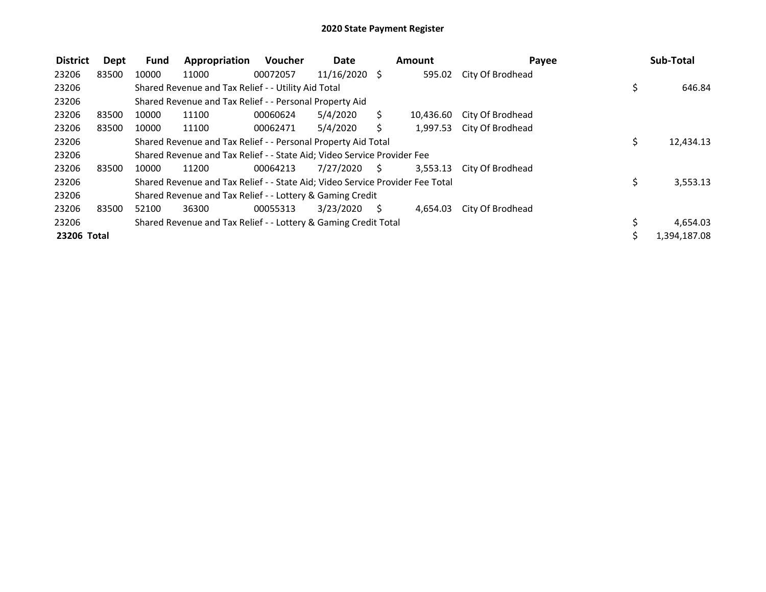# 2020 State Payment Register

| District | Dept | Fund | Appropriation | Voucher | Date | Amount | Payee | Sub-Total |
|---|---|---|---|---|---|---|---|---|
| 23206 | 83500 | 10000 | 11000 | 00072057 | 11/16/2020 | $ 595.02 | City Of Brodhead | |
| 23206 | | Shared Revenue and Tax Relief - - Utility Aid Total | | | | | | $ 646.84 |
| 23206 | | Shared Revenue and Tax Relief - - Personal Property Aid | | | | | | |
| 23206 | 83500 | 10000 | 11100 | 00060624 | 5/4/2020 | $ 10,436.60 | City Of Brodhead | |
| 23206 | 83500 | 10000 | 11100 | 00062471 | 5/4/2020 | $ 1,997.53 | City Of Brodhead | |
| 23206 | | Shared Revenue and Tax Relief - - Personal Property Aid Total | | | | | | $ 12,434.13 |
| 23206 | | Shared Revenue and Tax Relief - - State Aid; Video Service Provider Fee | | | | | | |
| 23206 | 83500 | 10000 | 11200 | 00064213 | 7/27/2020 | $ 3,553.13 | City Of Brodhead | |
| 23206 | | Shared Revenue and Tax Relief - - State Aid; Video Service Provider Fee Total | | | | | | $ 3,553.13 |
| 23206 | | Shared Revenue and Tax Relief - - Lottery & Gaming Credit | | | | | | |
| 23206 | 83500 | 52100 | 36300 | 00055313 | 3/23/2020 | $ 4,654.03 | City Of Brodhead | |
| 23206 | | Shared Revenue and Tax Relief - - Lottery & Gaming Credit Total | | | | | | $ 4,654.03 |
| **23206 Total** | | | | | | | | $ 1,394,187.08 |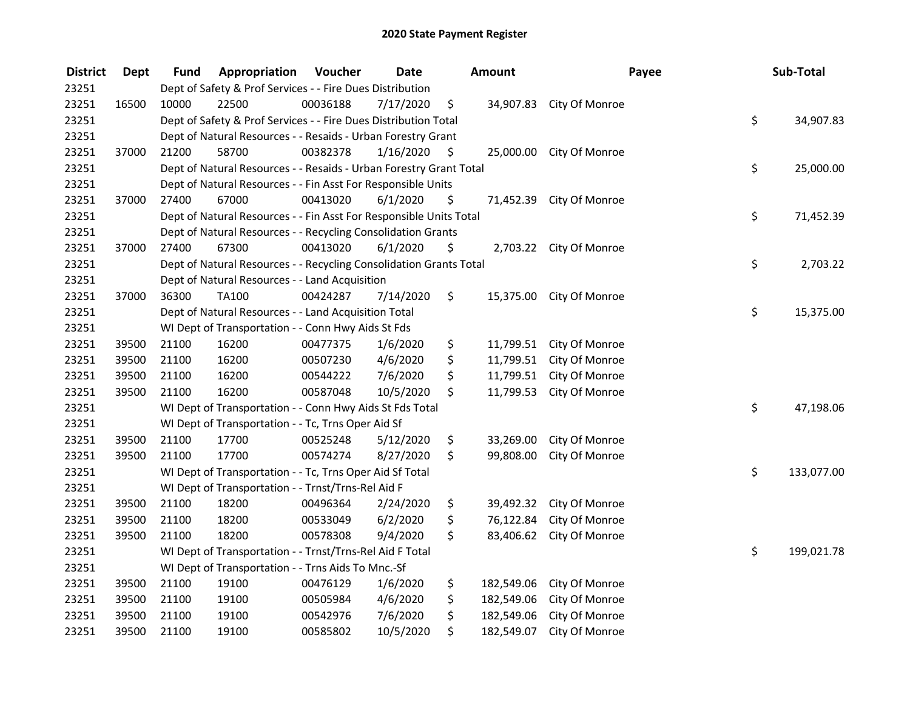## 2020 State Payment Register

| District | Dept | Fund | Appropriation | Voucher | Date | Amount | Payee | Sub-Total |
|---|---|---|---|---|---|---|---|---|
| 23251 | | Dept of Safety & Prof Services - - Fire Dues Distribution | | | | | | |
| 23251 | 16500 | 10000 | 22500 | 00036188 | 7/17/2020 | $ 34,907.83 | City Of Monroe | |
| 23251 | | Dept of Safety & Prof Services - - Fire Dues Distribution Total | | | | | | $ 34,907.83 |
| 23251 | | Dept of Natural Resources - - Resaids - Urban Forestry Grant | | | | | | |
| 23251 | 37000 | 21200 | 58700 | 00382378 | 1/16/2020 | $ 25,000.00 | City Of Monroe | |
| 23251 | | Dept of Natural Resources - - Resaids - Urban Forestry Grant Total | | | | | | $ 25,000.00 |
| 23251 | | Dept of Natural Resources - - Fin Asst For Responsible Units | | | | | | |
| 23251 | 37000 | 27400 | 67000 | 00413020 | 6/1/2020 | $ 71,452.39 | City Of Monroe | |
| 23251 | | Dept of Natural Resources - - Fin Asst For Responsible Units Total | | | | | | $ 71,452.39 |
| 23251 | | Dept of Natural Resources - - Recycling Consolidation Grants | | | | | | |
| 23251 | 37000 | 27400 | 67300 | 00413020 | 6/1/2020 | $ 2,703.22 | City Of Monroe | |
| 23251 | | Dept of Natural Resources - - Recycling Consolidation Grants Total | | | | | | $ 2,703.22 |
| 23251 | | Dept of Natural Resources - - Land Acquisition | | | | | | |
| 23251 | 37000 | 36300 | TA100 | 00424287 | 7/14/2020 | $ 15,375.00 | City Of Monroe | |
| 23251 | | Dept of Natural Resources - - Land Acquisition Total | | | | | | $ 15,375.00 |
| 23251 | | WI Dept of Transportation - - Conn Hwy Aids St Fds | | | | | | |
| 23251 | 39500 | 21100 | 16200 | 00477375 | 1/6/2020 | $ 11,799.51 | City Of Monroe | |
| 23251 | 39500 | 21100 | 16200 | 00507230 | 4/6/2020 | $ 11,799.51 | City Of Monroe | |
| 23251 | 39500 | 21100 | 16200 | 00544222 | 7/6/2020 | $ 11,799.51 | City Of Monroe | |
| 23251 | 39500 | 21100 | 16200 | 00587048 | 10/5/2020 | $ 11,799.53 | City Of Monroe | |
| 23251 | | WI Dept of Transportation - - Conn Hwy Aids St Fds Total | | | | | | $ 47,198.06 |
| 23251 | | WI Dept of Transportation - - Tc, Trns Oper Aid Sf | | | | | | |
| 23251 | 39500 | 21100 | 17700 | 00525248 | 5/12/2020 | $ 33,269.00 | City Of Monroe | |
| 23251 | 39500 | 21100 | 17700 | 00574274 | 8/27/2020 | $ 99,808.00 | City Of Monroe | |
| 23251 | | WI Dept of Transportation - - Tc, Trns Oper Aid Sf Total | | | | | | $ 133,077.00 |
| 23251 | | WI Dept of Transportation - - Trnst/Trns-Rel Aid F | | | | | | |
| 23251 | 39500 | 21100 | 18200 | 00496364 | 2/24/2020 | $ 39,492.32 | City Of Monroe | |
| 23251 | 39500 | 21100 | 18200 | 00533049 | 6/2/2020 | $ 76,122.84 | City Of Monroe | |
| 23251 | 39500 | 21100 | 18200 | 00578308 | 9/4/2020 | $ 83,406.62 | City Of Monroe | |
| 23251 | | WI Dept of Transportation - - Trnst/Trns-Rel Aid F Total | | | | | | $ 199,021.78 |
| 23251 | | WI Dept of Transportation - - Trns Aids To Mnc.-Sf | | | | | | |
| 23251 | 39500 | 21100 | 19100 | 00476129 | 1/6/2020 | $ 182,549.06 | City Of Monroe | |
| 23251 | 39500 | 21100 | 19100 | 00505984 | 4/6/2020 | $ 182,549.06 | City Of Monroe | |
| 23251 | 39500 | 21100 | 19100 | 00542976 | 7/6/2020 | $ 182,549.06 | City Of Monroe | |
| 23251 | 39500 | 21100 | 19100 | 00585802 | 10/5/2020 | $ 182,549.07 | City Of Monroe | |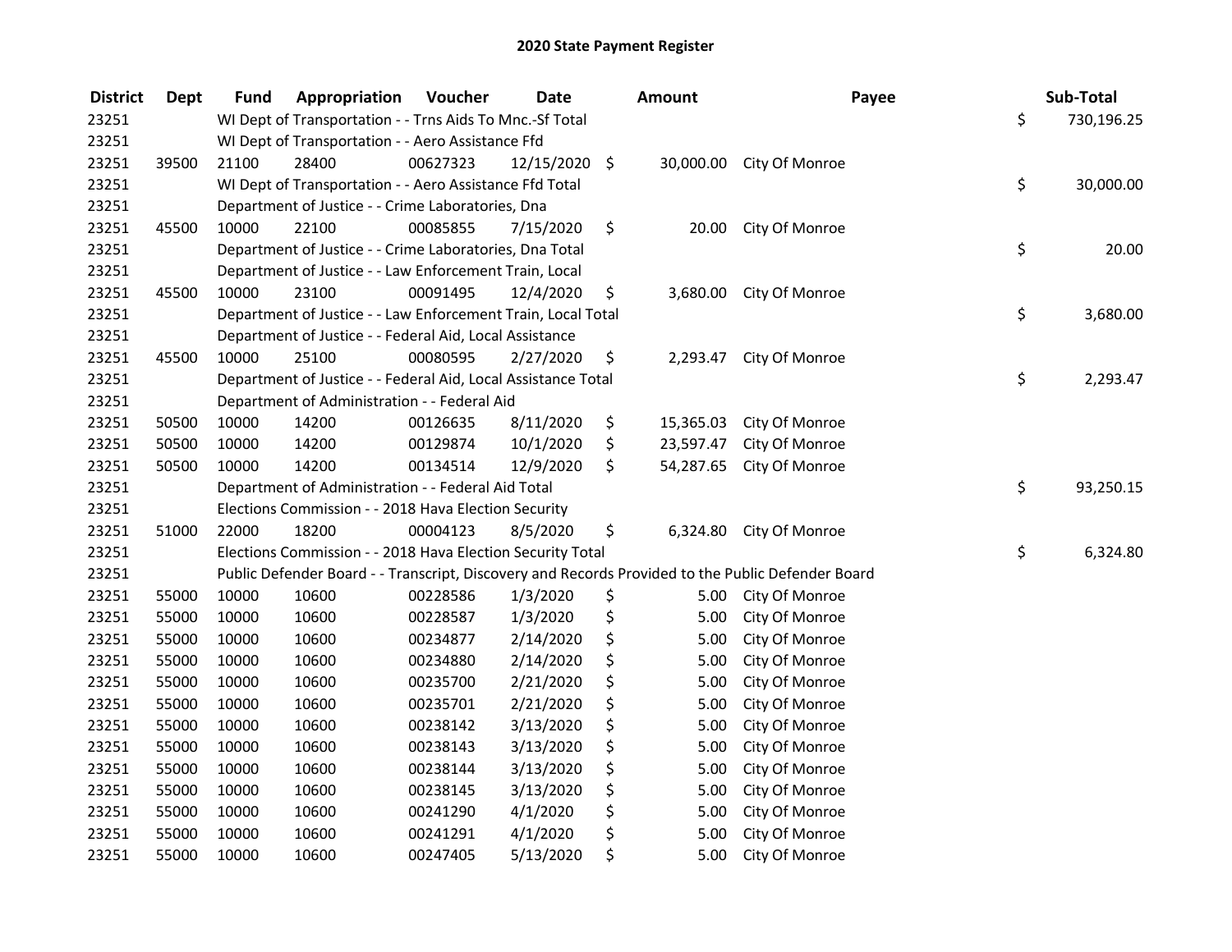# 2020 State Payment Register

| District | Dept | Fund | Appropriation | Voucher | Date | Amount | Payee | Sub-Total |
|---|---|---|---|---|---|---|---|---|
| 23251 | | WI Dept of Transportation - - Trns Aids To Mnc.-Sf Total | | | | | | $ 730,196.25 |
| 23251 | | WI Dept of Transportation - - Aero Assistance Ffd | | | | | | |
| 23251 | 39500 | 21100 | 28400 | 00627323 | 12/15/2020 | $ 30,000.00 | City Of Monroe | |
| 23251 | | WI Dept of Transportation - - Aero Assistance Ffd Total | | | | | | $ 30,000.00 |
| 23251 | | Department of Justice - - Crime Laboratories, Dna | | | | | | |
| 23251 | 45500 | 10000 | 22100 | 00085855 | 7/15/2020 | $ 20.00 | City Of Monroe | |
| 23251 | | Department of Justice - - Crime Laboratories, Dna Total | | | | | | $ 20.00 |
| 23251 | | Department of Justice - - Law Enforcement Train, Local | | | | | | |
| 23251 | 45500 | 10000 | 23100 | 00091495 | 12/4/2020 | $ 3,680.00 | City Of Monroe | |
| 23251 | | Department of Justice - - Law Enforcement Train, Local Total | | | | | | $ 3,680.00 |
| 23251 | | Department of Justice - - Federal Aid, Local Assistance | | | | | | |
| 23251 | 45500 | 10000 | 25100 | 00080595 | 2/27/2020 | $ 2,293.47 | City Of Monroe | |
| 23251 | | Department of Justice - - Federal Aid, Local Assistance Total | | | | | | $ 2,293.47 |
| 23251 | | Department of Administration - - Federal Aid | | | | | | |
| 23251 | 50500 | 10000 | 14200 | 00126635 | 8/11/2020 | $ 15,365.03 | City Of Monroe | |
| 23251 | 50500 | 10000 | 14200 | 00129874 | 10/1/2020 | $ 23,597.47 | City Of Monroe | |
| 23251 | 50500 | 10000 | 14200 | 00134514 | 12/9/2020 | $ 54,287.65 | City Of Monroe | |
| 23251 | | Department of Administration - - Federal Aid Total | | | | | | $ 93,250.15 |
| 23251 | | Elections Commission - - 2018 Hava Election Security | | | | | | |
| 23251 | 51000 | 22000 | 18200 | 00004123 | 8/5/2020 | $ 6,324.80 | City Of Monroe | |
| 23251 | | Elections Commission - - 2018 Hava Election Security Total | | | | | | $ 6,324.80 |
| 23251 | | Public Defender Board - - Transcript, Discovery and Records Provided to the Public Defender Board | | | | | | |
| 23251 | 55000 | 10000 | 10600 | 00228586 | 1/3/2020 | $ 5.00 | City Of Monroe | |
| 23251 | 55000 | 10000 | 10600 | 00228587 | 1/3/2020 | $ 5.00 | City Of Monroe | |
| 23251 | 55000 | 10000 | 10600 | 00234877 | 2/14/2020 | $ 5.00 | City Of Monroe | |
| 23251 | 55000 | 10000 | 10600 | 00234880 | 2/14/2020 | $ 5.00 | City Of Monroe | |
| 23251 | 55000 | 10000 | 10600 | 00235700 | 2/21/2020 | $ 5.00 | City Of Monroe | |
| 23251 | 55000 | 10000 | 10600 | 00235701 | 2/21/2020 | $ 5.00 | City Of Monroe | |
| 23251 | 55000 | 10000 | 10600 | 00238142 | 3/13/2020 | $ 5.00 | City Of Monroe | |
| 23251 | 55000 | 10000 | 10600 | 00238143 | 3/13/2020 | $ 5.00 | City Of Monroe | |
| 23251 | 55000 | 10000 | 10600 | 00238144 | 3/13/2020 | $ 5.00 | City Of Monroe | |
| 23251 | 55000 | 10000 | 10600 | 00238145 | 3/13/2020 | $ 5.00 | City Of Monroe | |
| 23251 | 55000 | 10000 | 10600 | 00241290 | 4/1/2020 | $ 5.00 | City Of Monroe | |
| 23251 | 55000 | 10000 | 10600 | 00241291 | 4/1/2020 | $ 5.00 | City Of Monroe | |
| 23251 | 55000 | 10000 | 10600 | 00247405 | 5/13/2020 | $ 5.00 | City Of Monroe | |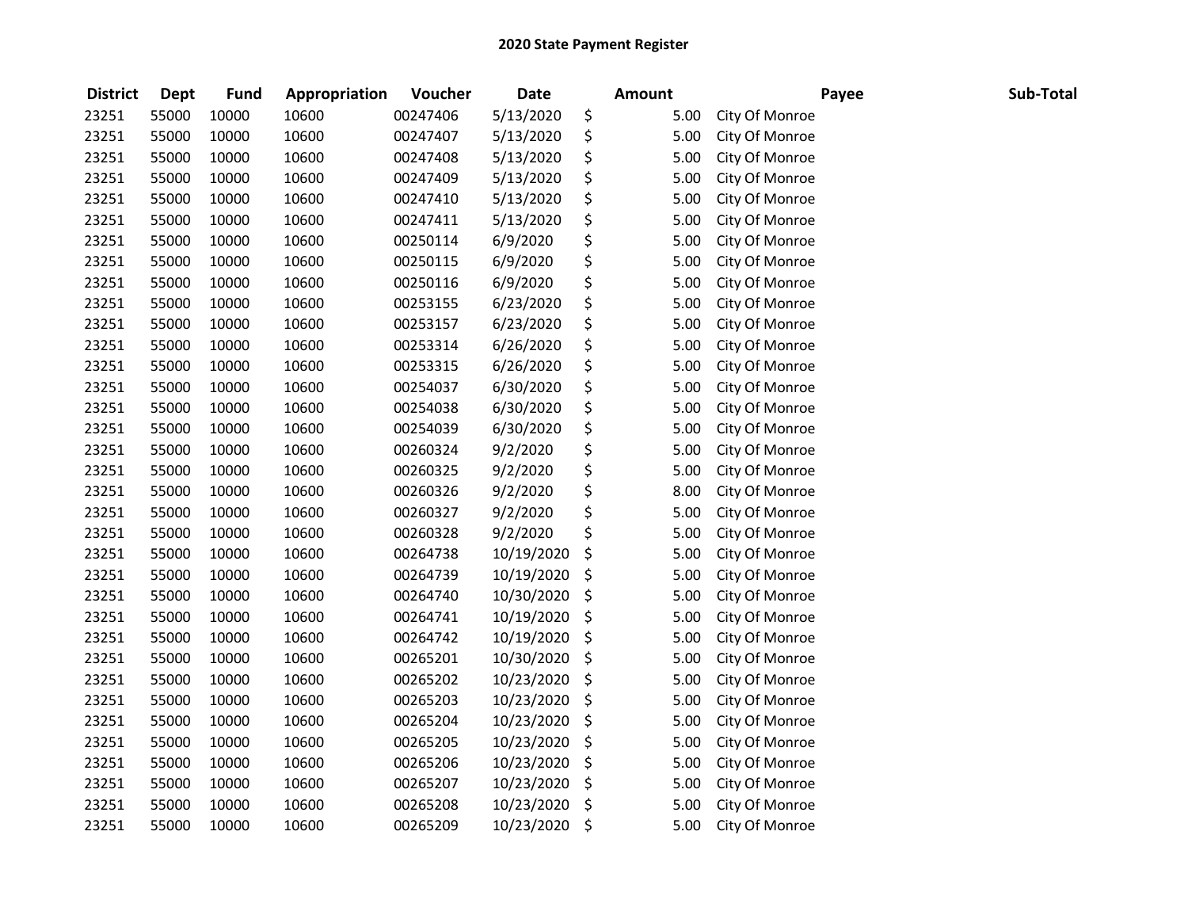## 2020 State Payment Register

| District | Dept | Fund | Appropriation | Voucher | Date | Amount | Payee | Sub-Total |
|---|---|---|---|---|---|---|---|---|
| 23251 | 55000 | 10000 | 10600 | 00247406 | 5/13/2020 | $ 5.00 | City Of Monroe | |
| 23251 | 55000 | 10000 | 10600 | 00247407 | 5/13/2020 | $ 5.00 | City Of Monroe | |
| 23251 | 55000 | 10000 | 10600 | 00247408 | 5/13/2020 | $ 5.00 | City Of Monroe | |
| 23251 | 55000 | 10000 | 10600 | 00247409 | 5/13/2020 | $ 5.00 | City Of Monroe | |
| 23251 | 55000 | 10000 | 10600 | 00247410 | 5/13/2020 | $ 5.00 | City Of Monroe | |
| 23251 | 55000 | 10000 | 10600 | 00247411 | 5/13/2020 | $ 5.00 | City Of Monroe | |
| 23251 | 55000 | 10000 | 10600 | 00250114 | 6/9/2020 | $ 5.00 | City Of Monroe | |
| 23251 | 55000 | 10000 | 10600 | 00250115 | 6/9/2020 | $ 5.00 | City Of Monroe | |
| 23251 | 55000 | 10000 | 10600 | 00250116 | 6/9/2020 | $ 5.00 | City Of Monroe | |
| 23251 | 55000 | 10000 | 10600 | 00253155 | 6/23/2020 | $ 5.00 | City Of Monroe | |
| 23251 | 55000 | 10000 | 10600 | 00253157 | 6/23/2020 | $ 5.00 | City Of Monroe | |
| 23251 | 55000 | 10000 | 10600 | 00253314 | 6/26/2020 | $ 5.00 | City Of Monroe | |
| 23251 | 55000 | 10000 | 10600 | 00253315 | 6/26/2020 | $ 5.00 | City Of Monroe | |
| 23251 | 55000 | 10000 | 10600 | 00254037 | 6/30/2020 | $ 5.00 | City Of Monroe | |
| 23251 | 55000 | 10000 | 10600 | 00254038 | 6/30/2020 | $ 5.00 | City Of Monroe | |
| 23251 | 55000 | 10000 | 10600 | 00254039 | 6/30/2020 | $ 5.00 | City Of Monroe | |
| 23251 | 55000 | 10000 | 10600 | 00260324 | 9/2/2020 | $ 5.00 | City Of Monroe | |
| 23251 | 55000 | 10000 | 10600 | 00260325 | 9/2/2020 | $ 5.00 | City Of Monroe | |
| 23251 | 55000 | 10000 | 10600 | 00260326 | 9/2/2020 | $ 8.00 | City Of Monroe | |
| 23251 | 55000 | 10000 | 10600 | 00260327 | 9/2/2020 | $ 5.00 | City Of Monroe | |
| 23251 | 55000 | 10000 | 10600 | 00260328 | 9/2/2020 | $ 5.00 | City Of Monroe | |
| 23251 | 55000 | 10000 | 10600 | 00264738 | 10/19/2020 | $ 5.00 | City Of Monroe | |
| 23251 | 55000 | 10000 | 10600 | 00264739 | 10/19/2020 | $ 5.00 | City Of Monroe | |
| 23251 | 55000 | 10000 | 10600 | 00264740 | 10/30/2020 | $ 5.00 | City Of Monroe | |
| 23251 | 55000 | 10000 | 10600 | 00264741 | 10/19/2020 | $ 5.00 | City Of Monroe | |
| 23251 | 55000 | 10000 | 10600 | 00264742 | 10/19/2020 | $ 5.00 | City Of Monroe | |
| 23251 | 55000 | 10000 | 10600 | 00265201 | 10/30/2020 | $ 5.00 | City Of Monroe | |
| 23251 | 55000 | 10000 | 10600 | 00265202 | 10/23/2020 | $ 5.00 | City Of Monroe | |
| 23251 | 55000 | 10000 | 10600 | 00265203 | 10/23/2020 | $ 5.00 | City Of Monroe | |
| 23251 | 55000 | 10000 | 10600 | 00265204 | 10/23/2020 | $ 5.00 | City Of Monroe | |
| 23251 | 55000 | 10000 | 10600 | 00265205 | 10/23/2020 | $ 5.00 | City Of Monroe | |
| 23251 | 55000 | 10000 | 10600 | 00265206 | 10/23/2020 | $ 5.00 | City Of Monroe | |
| 23251 | 55000 | 10000 | 10600 | 00265207 | 10/23/2020 | $ 5.00 | City Of Monroe | |
| 23251 | 55000 | 10000 | 10600 | 00265208 | 10/23/2020 | $ 5.00 | City Of Monroe | |
| 23251 | 55000 | 10000 | 10600 | 00265209 | 10/23/2020 | $ 5.00 | City Of Monroe | |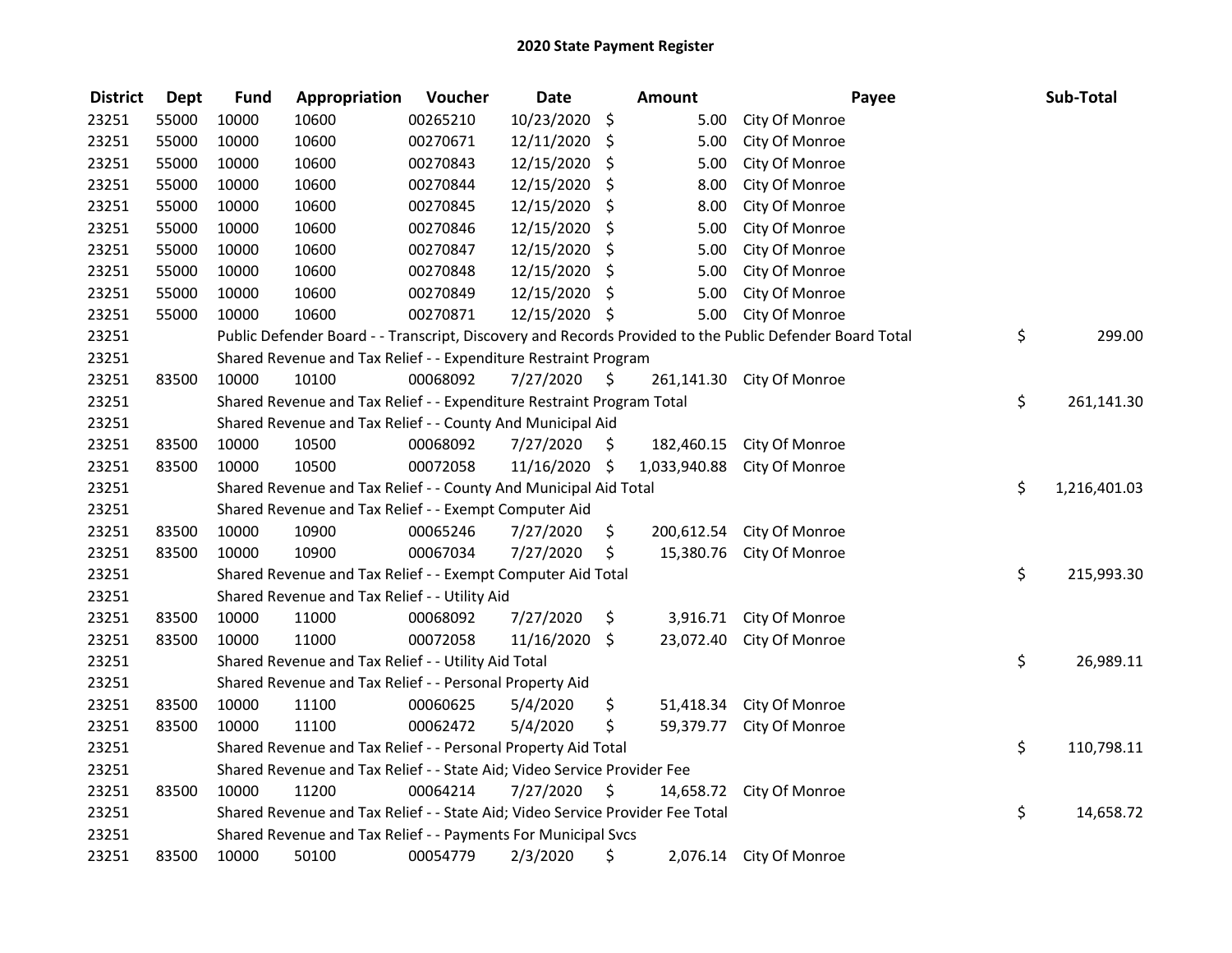## 2020 State Payment Register

| District | Dept | Fund | Appropriation | Voucher | Date | Amount | Payee | Sub-Total |
|---|---|---|---|---|---|---|---|---|
| 23251 | 55000 | 10000 | 10600 | 00265210 | 10/23/2020 | $ 5.00 | City Of Monroe | |
| 23251 | 55000 | 10000 | 10600 | 00270671 | 12/11/2020 | $ 5.00 | City Of Monroe | |
| 23251 | 55000 | 10000 | 10600 | 00270843 | 12/15/2020 | $ 5.00 | City Of Monroe | |
| 23251 | 55000 | 10000 | 10600 | 00270844 | 12/15/2020 | $ 8.00 | City Of Monroe | |
| 23251 | 55000 | 10000 | 10600 | 00270845 | 12/15/2020 | $ 8.00 | City Of Monroe | |
| 23251 | 55000 | 10000 | 10600 | 00270846 | 12/15/2020 | $ 5.00 | City Of Monroe | |
| 23251 | 55000 | 10000 | 10600 | 00270847 | 12/15/2020 | $ 5.00 | City Of Monroe | |
| 23251 | 55000 | 10000 | 10600 | 00270848 | 12/15/2020 | $ 5.00 | City Of Monroe | |
| 23251 | 55000 | 10000 | 10600 | 00270849 | 12/15/2020 | $ 5.00 | City Of Monroe | |
| 23251 | 55000 | 10000 | 10600 | 00270871 | 12/15/2020 | $ 5.00 | City Of Monroe | |
| 23251 | | Public Defender Board - - Transcript, Discovery and Records Provided to the Public Defender Board Total | | | | | | $ 299.00 |
| 23251 | | Shared Revenue and Tax Relief - - Expenditure Restraint Program | | | | | | |
| 23251 | 83500 | 10000 | 10100 | 00068092 | 7/27/2020 | $ 261,141.30 | City Of Monroe | |
| 23251 | | Shared Revenue and Tax Relief - - Expenditure Restraint Program Total | | | | | | $ 261,141.30 |
| 23251 | | Shared Revenue and Tax Relief - - County And Municipal Aid | | | | | | |
| 23251 | 83500 | 10000 | 10500 | 00068092 | 7/27/2020 | $ 182,460.15 | City Of Monroe | |
| 23251 | 83500 | 10000 | 10500 | 00072058 | 11/16/2020 | $ 1,033,940.88 | City Of Monroe | |
| 23251 | | Shared Revenue and Tax Relief - - County And Municipal Aid Total | | | | | | $ 1,216,401.03 |
| 23251 | | Shared Revenue and Tax Relief - - Exempt Computer Aid | | | | | | |
| 23251 | 83500 | 10000 | 10900 | 00065246 | 7/27/2020 | $ 200,612.54 | City Of Monroe | |
| 23251 | 83500 | 10000 | 10900 | 00067034 | 7/27/2020 | $ 15,380.76 | City Of Monroe | |
| 23251 | | Shared Revenue and Tax Relief - - Exempt Computer Aid Total | | | | | | $ 215,993.30 |
| 23251 | | Shared Revenue and Tax Relief - - Utility Aid | | | | | | |
| 23251 | 83500 | 10000 | 11000 | 00068092 | 7/27/2020 | $ 3,916.71 | City Of Monroe | |
| 23251 | 83500 | 10000 | 11000 | 00072058 | 11/16/2020 | $ 23,072.40 | City Of Monroe | |
| 23251 | | Shared Revenue and Tax Relief - - Utility Aid Total | | | | | | $ 26,989.11 |
| 23251 | | Shared Revenue and Tax Relief - - Personal Property Aid | | | | | | |
| 23251 | 83500 | 10000 | 11100 | 00060625 | 5/4/2020 | $ 51,418.34 | City Of Monroe | |
| 23251 | 83500 | 10000 | 11100 | 00062472 | 5/4/2020 | $ 59,379.77 | City Of Monroe | |
| 23251 | | Shared Revenue and Tax Relief - - Personal Property Aid Total | | | | | | $ 110,798.11 |
| 23251 | | Shared Revenue and Tax Relief - - State Aid; Video Service Provider Fee | | | | | | |
| 23251 | 83500 | 10000 | 11200 | 00064214 | 7/27/2020 | $ 14,658.72 | City Of Monroe | |
| 23251 | | Shared Revenue and Tax Relief - - State Aid; Video Service Provider Fee Total | | | | | | $ 14,658.72 |
| 23251 | | Shared Revenue and Tax Relief - - Payments For Municipal Svcs | | | | | | |
| 23251 | 83500 | 10000 | 50100 | 00054779 | 2/3/2020 | $ 2,076.14 | City Of Monroe | |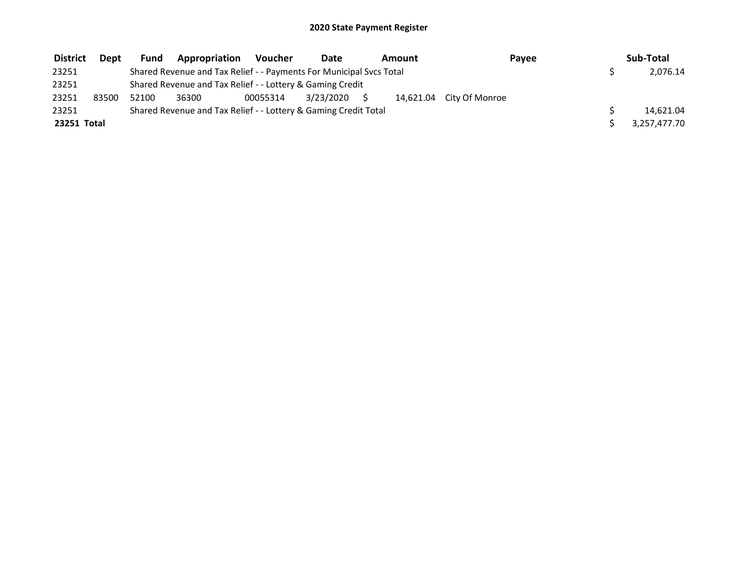# 2020 State Payment Register

| District | Dept | Fund | Appropriation | Voucher | Date | Amount | Payee | Sub-Total |
|---|---|---|---|---|---|---|---|---|
| 23251 | | Shared Revenue and Tax Relief - - Payments For Municipal Svcs Total | | | | | | $ 2,076.14 |
| 23251 | | Shared Revenue and Tax Relief - - Lottery & Gaming Credit | | | | | | |
| 23251 | 83500 | 52100 | 36300 | 00055314 | 3/23/2020 | $ 14,621.04 | City Of Monroe | |
| 23251 | | Shared Revenue and Tax Relief - - Lottery & Gaming Credit Total | | | | | | $ 14,621.04 |
| **23251 Total** | | | | | | | | $ 3,257,477.70 |